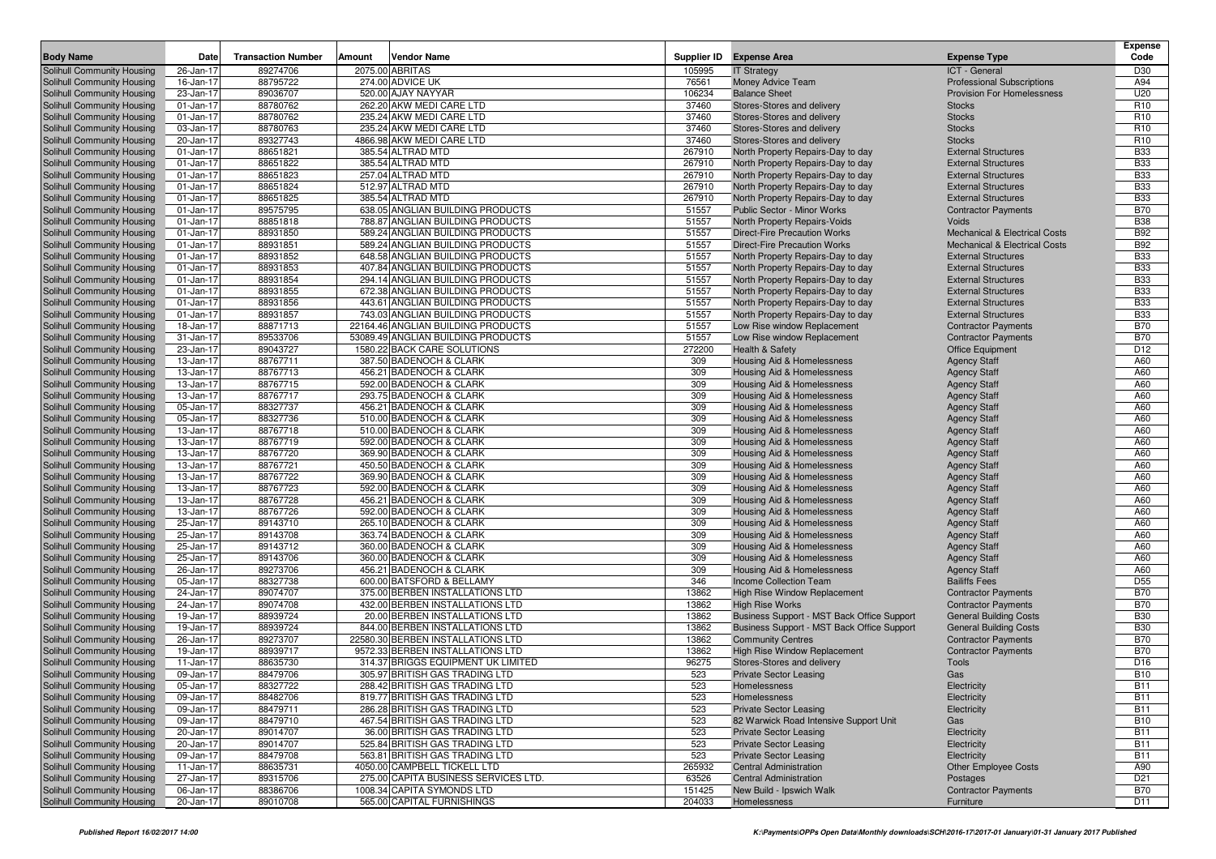| Body Name | Date | Transaction Number | Amount | Vendor Name | Supplier ID | Expense Area | Expense Type | Expense Code |
|---|---|---|---|---|---|---|---|---|
| Solihull Community Housing | 26-Jan-17 | 89274706 | 2075.00 | ABRITAS | 105995 | IT Strategy | ICT - General | D30 |
| Solihull Community Housing | 16-Jan-17 | 88795722 | 274.00 | ADVICE UK | 76561 | Money Advice Team | Professional Subscriptions | A94 |
| Solihull Community Housing | 23-Jan-17 | 89036707 | 520.00 | AJAY NAYYAR | 106234 | Balance Sheet | Provision For Homelessness | U20 |
| Solihull Community Housing | 01-Jan-17 | 88780762 | 262.20 | AKW MEDI CARE LTD | 37460 | Stores-Stores and delivery | Stocks | R10 |
| Solihull Community Housing | 01-Jan-17 | 88780762 | 235.24 | AKW MEDI CARE LTD | 37460 | Stores-Stores and delivery | Stocks | R10 |
| Solihull Community Housing | 03-Jan-17 | 88780763 | 235.24 | AKW MEDI CARE LTD | 37460 | Stores-Stores and delivery | Stocks | R10 |
| Solihull Community Housing | 20-Jan-17 | 89327743 | 4866.98 | AKW MEDI CARE LTD | 37460 | Stores-Stores and delivery | Stocks | R10 |
| Solihull Community Housing | 01-Jan-17 | 88651821 | 385.54 | ALTRAD MTD | 267910 | North Property Repairs-Day to day | External Structures | B33 |
| Solihull Community Housing | 01-Jan-17 | 88651822 | 385.54 | ALTRAD MTD | 267910 | North Property Repairs-Day to day | External Structures | B33 |
| Solihull Community Housing | 01-Jan-17 | 88651823 | 257.04 | ALTRAD MTD | 267910 | North Property Repairs-Day to day | External Structures | B33 |
| Solihull Community Housing | 01-Jan-17 | 88651824 | 512.97 | ALTRAD MTD | 267910 | North Property Repairs-Day to day | External Structures | B33 |
| Solihull Community Housing | 01-Jan-17 | 88651825 | 385.54 | ALTRAD MTD | 267910 | North Property Repairs-Day to day | External Structures | B33 |
| Solihull Community Housing | 01-Jan-17 | 89575795 | 638.05 | ANGLIAN BUILDING PRODUCTS | 51557 | Public Sector - Minor Works | Contractor Payments | B70 |
| Solihull Community Housing | 01-Jan-17 | 88851818 | 788.87 | ANGLIAN BUILDING PRODUCTS | 51557 | North Property Repairs-Voids | Voids | B38 |
| Solihull Community Housing | 01-Jan-17 | 88931850 | 589.24 | ANGLIAN BUILDING PRODUCTS | 51557 | Direct-Fire Precaution Works | Mechanical & Electrical Costs | B92 |
| Solihull Community Housing | 01-Jan-17 | 88931851 | 589.24 | ANGLIAN BUILDING PRODUCTS | 51557 | Direct-Fire Precaution Works | Mechanical & Electrical Costs | B92 |
| Solihull Community Housing | 01-Jan-17 | 88931852 | 648.58 | ANGLIAN BUILDING PRODUCTS | 51557 | North Property Repairs-Day to day | External Structures | B33 |
| Solihull Community Housing | 01-Jan-17 | 88931853 | 407.84 | ANGLIAN BUILDING PRODUCTS | 51557 | North Property Repairs-Day to day | External Structures | B33 |
| Solihull Community Housing | 01-Jan-17 | 88931854 | 294.14 | ANGLIAN BUILDING PRODUCTS | 51557 | North Property Repairs-Day to day | External Structures | B33 |
| Solihull Community Housing | 01-Jan-17 | 88931855 | 672.38 | ANGLIAN BUILDING PRODUCTS | 51557 | North Property Repairs-Day to day | External Structures | B33 |
| Solihull Community Housing | 01-Jan-17 | 88931856 | 443.61 | ANGLIAN BUILDING PRODUCTS | 51557 | North Property Repairs-Day to day | External Structures | B33 |
| Solihull Community Housing | 01-Jan-17 | 88931857 | 743.03 | ANGLIAN BUILDING PRODUCTS | 51557 | North Property Repairs-Day to day | External Structures | B33 |
| Solihull Community Housing | 18-Jan-17 | 88871713 | 22164.46 | ANGLIAN BUILDING PRODUCTS | 51557 | Low Rise window Replacement | Contractor Payments | B70 |
| Solihull Community Housing | 31-Jan-17 | 89533706 | 53089.49 | ANGLIAN BUILDING PRODUCTS | 51557 | Low Rise window Replacement | Contractor Payments | B70 |
| Solihull Community Housing | 23-Jan-17 | 89043727 | 1580.22 | BACK CARE SOLUTIONS | 272200 | Health & Safety | Office Equipment | D12 |
| Solihull Community Housing | 13-Jan-17 | 88767711 | 387.50 | BADENOCH & CLARK | 309 | Housing Aid & Homelessness | Agency Staff | A60 |
| Solihull Community Housing | 13-Jan-17 | 88767713 | 456.21 | BADENOCH & CLARK | 309 | Housing Aid & Homelessness | Agency Staff | A60 |
| Solihull Community Housing | 13-Jan-17 | 88767715 | 592.00 | BADENOCH & CLARK | 309 | Housing Aid & Homelessness | Agency Staff | A60 |
| Solihull Community Housing | 13-Jan-17 | 88767717 | 293.75 | BADENOCH & CLARK | 309 | Housing Aid & Homelessness | Agency Staff | A60 |
| Solihull Community Housing | 05-Jan-17 | 88327737 | 456.21 | BADENOCH & CLARK | 309 | Housing Aid & Homelessness | Agency Staff | A60 |
| Solihull Community Housing | 05-Jan-17 | 88327736 | 510.00 | BADENOCH & CLARK | 309 | Housing Aid & Homelessness | Agency Staff | A60 |
| Solihull Community Housing | 13-Jan-17 | 88767718 | 510.00 | BADENOCH & CLARK | 309 | Housing Aid & Homelessness | Agency Staff | A60 |
| Solihull Community Housing | 13-Jan-17 | 88767719 | 592.00 | BADENOCH & CLARK | 309 | Housing Aid & Homelessness | Agency Staff | A60 |
| Solihull Community Housing | 13-Jan-17 | 88767720 | 369.90 | BADENOCH & CLARK | 309 | Housing Aid & Homelessness | Agency Staff | A60 |
| Solihull Community Housing | 13-Jan-17 | 88767721 | 450.50 | BADENOCH & CLARK | 309 | Housing Aid & Homelessness | Agency Staff | A60 |
| Solihull Community Housing | 13-Jan-17 | 88767722 | 369.90 | BADENOCH & CLARK | 309 | Housing Aid & Homelessness | Agency Staff | A60 |
| Solihull Community Housing | 13-Jan-17 | 88767723 | 592.00 | BADENOCH & CLARK | 309 | Housing Aid & Homelessness | Agency Staff | A60 |
| Solihull Community Housing | 13-Jan-17 | 88767728 | 456.21 | BADENOCH & CLARK | 309 | Housing Aid & Homelessness | Agency Staff | A60 |
| Solihull Community Housing | 13-Jan-17 | 88767726 | 592.00 | BADENOCH & CLARK | 309 | Housing Aid & Homelessness | Agency Staff | A60 |
| Solihull Community Housing | 25-Jan-17 | 89143710 | 265.10 | BADENOCH & CLARK | 309 | Housing Aid & Homelessness | Agency Staff | A60 |
| Solihull Community Housing | 25-Jan-17 | 89143708 | 363.74 | BADENOCH & CLARK | 309 | Housing Aid & Homelessness | Agency Staff | A60 |
| Solihull Community Housing | 25-Jan-17 | 89143712 | 360.00 | BADENOCH & CLARK | 309 | Housing Aid & Homelessness | Agency Staff | A60 |
| Solihull Community Housing | 25-Jan-17 | 89143706 | 360.00 | BADENOCH & CLARK | 309 | Housing Aid & Homelessness | Agency Staff | A60 |
| Solihull Community Housing | 26-Jan-17 | 89273706 | 456.21 | BADENOCH & CLARK | 309 | Housing Aid & Homelessness | Agency Staff | A60 |
| Solihull Community Housing | 05-Jan-17 | 88327738 | 600.00 | BATSFORD & BELLAMY | 346 | Income Collection Team | Bailiffs Fees | D55 |
| Solihull Community Housing | 24-Jan-17 | 89074707 | 375.00 | BERBEN INSTALLATIONS LTD | 13862 | High Rise Window Replacement | Contractor Payments | B70 |
| Solihull Community Housing | 24-Jan-17 | 89074708 | 432.00 | BERBEN INSTALLATIONS LTD | 13862 | High Rise Works | Contractor Payments | B70 |
| Solihull Community Housing | 19-Jan-17 | 88939724 | 20.00 | BERBEN INSTALLATIONS LTD | 13862 | Business Support - MST Back Office Support | General Building Costs | B30 |
| Solihull Community Housing | 19-Jan-17 | 88939724 | 844.00 | BERBEN INSTALLATIONS LTD | 13862 | Business Support - MST Back Office Support | General Building Costs | B30 |
| Solihull Community Housing | 26-Jan-17 | 89273707 | 22580.30 | BERBEN INSTALLATIONS LTD | 13862 | Community Centres | Contractor Payments | B70 |
| Solihull Community Housing | 19-Jan-17 | 88939717 | 9572.33 | BERBEN INSTALLATIONS LTD | 13862 | High Rise Window Replacement | Contractor Payments | B70 |
| Solihull Community Housing | 11-Jan-17 | 88635730 | 314.37 | BRIGGS EQUIPMENT UK LIMITED | 96275 | Stores-Stores and delivery | Tools | D16 |
| Solihull Community Housing | 09-Jan-17 | 88479706 | 305.97 | BRITISH GAS TRADING LTD | 523 | Private Sector Leasing | Gas | B10 |
| Solihull Community Housing | 05-Jan-17 | 88327722 | 288.42 | BRITISH GAS TRADING LTD | 523 | Homelessness | Electricity | B11 |
| Solihull Community Housing | 09-Jan-17 | 88482706 | 819.77 | BRITISH GAS TRADING LTD | 523 | Homelessness | Electricity | B11 |
| Solihull Community Housing | 09-Jan-17 | 88479711 | 286.28 | BRITISH GAS TRADING LTD | 523 | Private Sector Leasing | Electricity | B11 |
| Solihull Community Housing | 09-Jan-17 | 88479710 | 467.54 | BRITISH GAS TRADING LTD | 523 | 82 Warwick Road Intensive Support Unit | Gas | B10 |
| Solihull Community Housing | 20-Jan-17 | 89014707 | 36.00 | BRITISH GAS TRADING LTD | 523 | Private Sector Leasing | Electricity | B11 |
| Solihull Community Housing | 20-Jan-17 | 89014707 | 525.84 | BRITISH GAS TRADING LTD | 523 | Private Sector Leasing | Electricity | B11 |
| Solihull Community Housing | 09-Jan-17 | 88479708 | 563.81 | BRITISH GAS TRADING LTD | 523 | Private Sector Leasing | Electricity | B11 |
| Solihull Community Housing | 11-Jan-17 | 88635731 | 4050.00 | CAMPBELL TICKELL LTD | 265932 | Central Administration | Other Employee Costs | A90 |
| Solihull Community Housing | 27-Jan-17 | 89315706 | 275.00 | CAPITA BUSINESS SERVICES LTD. | 63526 | Central Administration | Postages | D21 |
| Solihull Community Housing | 06-Jan-17 | 88386706 | 1008.34 | CAPITA SYMONDS LTD | 151425 | New Build - Ipswich Walk | Contractor Payments | B70 |
| Solihull Community Housing | 20-Jan-17 | 89010708 | 565.00 | CAPITAL FURNISHINGS | 204033 | Homelessness | Furniture | D11 |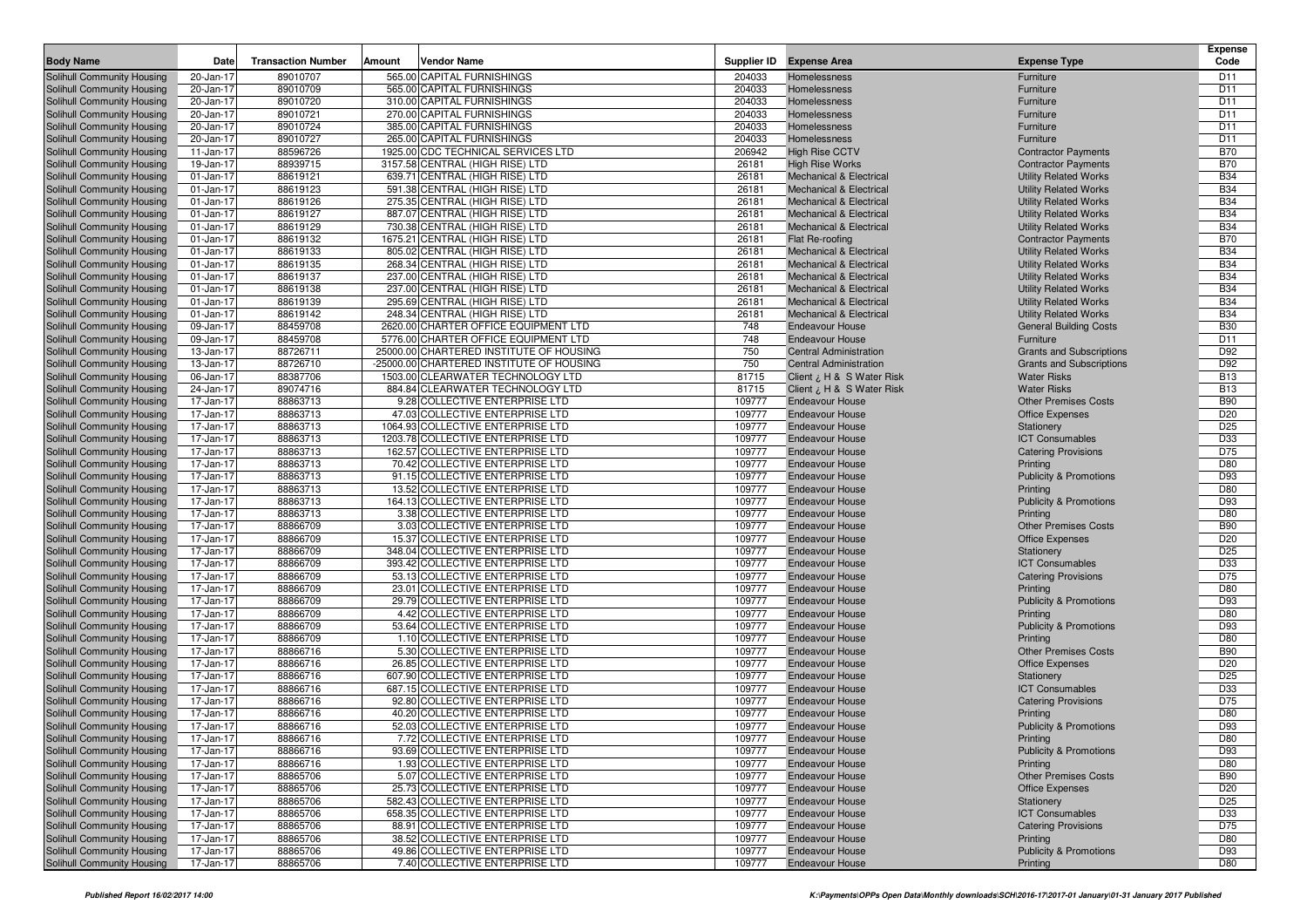| Body Name | Date | Transaction Number | Amount | Vendor Name | Supplier ID | Expense Area | Expense Type | Expense Code |
|---|---|---|---|---|---|---|---|---|
| Solihull Community Housing | 20-Jan-17 | 89010707 | 565.00 | CAPITAL FURNISHINGS | 204033 | Homelessness | Furniture | D11 |
| Solihull Community Housing | 20-Jan-17 | 89010709 | 565.00 | CAPITAL FURNISHINGS | 204033 | Homelessness | Furniture | D11 |
| Solihull Community Housing | 20-Jan-17 | 89010720 | 310.00 | CAPITAL FURNISHINGS | 204033 | Homelessness | Furniture | D11 |
| Solihull Community Housing | 20-Jan-17 | 89010721 | 270.00 | CAPITAL FURNISHINGS | 204033 | Homelessness | Furniture | D11 |
| Solihull Community Housing | 20-Jan-17 | 89010724 | 385.00 | CAPITAL FURNISHINGS | 204033 | Homelessness | Furniture | D11 |
| Solihull Community Housing | 20-Jan-17 | 89010727 | 265.00 | CAPITAL FURNISHINGS | 204033 | Homelessness | Furniture | D11 |
| Solihull Community Housing | 11-Jan-17 | 88596726 | 1925.00 | CDC TECHNICAL SERVICES LTD | 206942 | High Rise CCTV | Contractor Payments | B70 |
| Solihull Community Housing | 19-Jan-17 | 88939715 | 3157.58 | CENTRAL (HIGH RISE) LTD | 26181 | High Rise Works | Contractor Payments | B70 |
| Solihull Community Housing | 01-Jan-17 | 88619121 | 639.71 | CENTRAL (HIGH RISE) LTD | 26181 | Mechanical & Electrical | Utility Related Works | B34 |
| Solihull Community Housing | 01-Jan-17 | 88619123 | 591.38 | CENTRAL (HIGH RISE) LTD | 26181 | Mechanical & Electrical | Utility Related Works | B34 |
| Solihull Community Housing | 01-Jan-17 | 88619126 | 275.35 | CENTRAL (HIGH RISE) LTD | 26181 | Mechanical & Electrical | Utility Related Works | B34 |
| Solihull Community Housing | 01-Jan-17 | 88619127 | 887.07 | CENTRAL (HIGH RISE) LTD | 26181 | Mechanical & Electrical | Utility Related Works | B34 |
| Solihull Community Housing | 01-Jan-17 | 88619129 | 730.38 | CENTRAL (HIGH RISE) LTD | 26181 | Mechanical & Electrical | Utility Related Works | B34 |
| Solihull Community Housing | 01-Jan-17 | 88619132 | 1675.21 | CENTRAL (HIGH RISE) LTD | 26181 | Flat Re-roofing | Contractor Payments | B70 |
| Solihull Community Housing | 01-Jan-17 | 88619133 | 805.02 | CENTRAL (HIGH RISE) LTD | 26181 | Mechanical & Electrical | Utility Related Works | B34 |
| Solihull Community Housing | 01-Jan-17 | 88619135 | 268.34 | CENTRAL (HIGH RISE) LTD | 26181 | Mechanical & Electrical | Utility Related Works | B34 |
| Solihull Community Housing | 01-Jan-17 | 88619137 | 237.00 | CENTRAL (HIGH RISE) LTD | 26181 | Mechanical & Electrical | Utility Related Works | B34 |
| Solihull Community Housing | 01-Jan-17 | 88619138 | 237.00 | CENTRAL (HIGH RISE) LTD | 26181 | Mechanical & Electrical | Utility Related Works | B34 |
| Solihull Community Housing | 01-Jan-17 | 88619139 | 295.69 | CENTRAL (HIGH RISE) LTD | 26181 | Mechanical & Electrical | Utility Related Works | B34 |
| Solihull Community Housing | 01-Jan-17 | 88619142 | 248.34 | CENTRAL (HIGH RISE) LTD | 26181 | Mechanical & Electrical | Utility Related Works | B34 |
| Solihull Community Housing | 09-Jan-17 | 88459708 | 2620.00 | CHARTER OFFICE EQUIPMENT LTD | 748 | Endeavour House | General Building Costs | B30 |
| Solihull Community Housing | 09-Jan-17 | 88459708 | 5776.00 | CHARTER OFFICE EQUIPMENT LTD | 748 | Endeavour House | Furniture | D11 |
| Solihull Community Housing | 13-Jan-17 | 88726711 | 25000.00 | CHARTERED INSTITUTE OF HOUSING | 750 | Central Administration | Grants and Subscriptions | D92 |
| Solihull Community Housing | 13-Jan-17 | 88726710 | -25000.00 | CHARTERED INSTITUTE OF HOUSING | 750 | Central Administration | Grants and Subscriptions | D92 |
| Solihull Community Housing | 06-Jan-17 | 88387706 | 1503.00 | CLEARWATER TECHNOLOGY LTD | 81715 | Client ¿ H & S Water Risk | Water Risks | B13 |
| Solihull Community Housing | 24-Jan-17 | 89074716 | 884.84 | CLEARWATER TECHNOLOGY LTD | 81715 | Client ¿ H & S Water Risk | Water Risks | B13 |
| Solihull Community Housing | 17-Jan-17 | 88863713 | 9.28 | COLLECTIVE ENTERPRISE LTD | 109777 | Endeavour House | Other Premises Costs | B90 |
| Solihull Community Housing | 17-Jan-17 | 88863713 | 47.03 | COLLECTIVE ENTERPRISE LTD | 109777 | Endeavour House | Office Expenses | D20 |
| Solihull Community Housing | 17-Jan-17 | 88863713 | 1064.93 | COLLECTIVE ENTERPRISE LTD | 109777 | Endeavour House | Stationery | D25 |
| Solihull Community Housing | 17-Jan-17 | 88863713 | 1203.78 | COLLECTIVE ENTERPRISE LTD | 109777 | Endeavour House | ICT Consumables | D33 |
| Solihull Community Housing | 17-Jan-17 | 88863713 | 162.57 | COLLECTIVE ENTERPRISE LTD | 109777 | Endeavour House | Catering Provisions | D75 |
| Solihull Community Housing | 17-Jan-17 | 88863713 | 70.42 | COLLECTIVE ENTERPRISE LTD | 109777 | Endeavour House | Printing | D80 |
| Solihull Community Housing | 17-Jan-17 | 88863713 | 91.15 | COLLECTIVE ENTERPRISE LTD | 109777 | Endeavour House | Publicity & Promotions | D93 |
| Solihull Community Housing | 17-Jan-17 | 88863713 | 13.52 | COLLECTIVE ENTERPRISE LTD | 109777 | Endeavour House | Printing | D80 |
| Solihull Community Housing | 17-Jan-17 | 88863713 | 164.13 | COLLECTIVE ENTERPRISE LTD | 109777 | Endeavour House | Publicity & Promotions | D93 |
| Solihull Community Housing | 17-Jan-17 | 88863713 | 3.38 | COLLECTIVE ENTERPRISE LTD | 109777 | Endeavour House | Printing | D80 |
| Solihull Community Housing | 17-Jan-17 | 88866709 | 3.03 | COLLECTIVE ENTERPRISE LTD | 109777 | Endeavour House | Other Premises Costs | B90 |
| Solihull Community Housing | 17-Jan-17 | 88866709 | 15.37 | COLLECTIVE ENTERPRISE LTD | 109777 | Endeavour House | Office Expenses | D20 |
| Solihull Community Housing | 17-Jan-17 | 88866709 | 348.04 | COLLECTIVE ENTERPRISE LTD | 109777 | Endeavour House | Stationery | D25 |
| Solihull Community Housing | 17-Jan-17 | 88866709 | 393.42 | COLLECTIVE ENTERPRISE LTD | 109777 | Endeavour House | ICT Consumables | D33 |
| Solihull Community Housing | 17-Jan-17 | 88866709 | 53.13 | COLLECTIVE ENTERPRISE LTD | 109777 | Endeavour House | Catering Provisions | D75 |
| Solihull Community Housing | 17-Jan-17 | 88866709 | 23.01 | COLLECTIVE ENTERPRISE LTD | 109777 | Endeavour House | Printing | D80 |
| Solihull Community Housing | 17-Jan-17 | 88866709 | 29.79 | COLLECTIVE ENTERPRISE LTD | 109777 | Endeavour House | Publicity & Promotions | D93 |
| Solihull Community Housing | 17-Jan-17 | 88866709 | 4.42 | COLLECTIVE ENTERPRISE LTD | 109777 | Endeavour House | Printing | D80 |
| Solihull Community Housing | 17-Jan-17 | 88866709 | 53.64 | COLLECTIVE ENTERPRISE LTD | 109777 | Endeavour House | Publicity & Promotions | D93 |
| Solihull Community Housing | 17-Jan-17 | 88866709 | 1.10 | COLLECTIVE ENTERPRISE LTD | 109777 | Endeavour House | Printing | D80 |
| Solihull Community Housing | 17-Jan-17 | 88866716 | 5.30 | COLLECTIVE ENTERPRISE LTD | 109777 | Endeavour House | Other Premises Costs | B90 |
| Solihull Community Housing | 17-Jan-17 | 88866716 | 26.85 | COLLECTIVE ENTERPRISE LTD | 109777 | Endeavour House | Office Expenses | D20 |
| Solihull Community Housing | 17-Jan-17 | 88866716 | 607.90 | COLLECTIVE ENTERPRISE LTD | 109777 | Endeavour House | Stationery | D25 |
| Solihull Community Housing | 17-Jan-17 | 88866716 | 687.15 | COLLECTIVE ENTERPRISE LTD | 109777 | Endeavour House | ICT Consumables | D33 |
| Solihull Community Housing | 17-Jan-17 | 88866716 | 92.80 | COLLECTIVE ENTERPRISE LTD | 109777 | Endeavour House | Catering Provisions | D75 |
| Solihull Community Housing | 17-Jan-17 | 88866716 | 40.20 | COLLECTIVE ENTERPRISE LTD | 109777 | Endeavour House | Printing | D80 |
| Solihull Community Housing | 17-Jan-17 | 88866716 | 52.03 | COLLECTIVE ENTERPRISE LTD | 109777 | Endeavour House | Publicity & Promotions | D93 |
| Solihull Community Housing | 17-Jan-17 | 88866716 | 7.72 | COLLECTIVE ENTERPRISE LTD | 109777 | Endeavour House | Printing | D80 |
| Solihull Community Housing | 17-Jan-17 | 88866716 | 93.69 | COLLECTIVE ENTERPRISE LTD | 109777 | Endeavour House | Publicity & Promotions | D93 |
| Solihull Community Housing | 17-Jan-17 | 88866716 | 1.93 | COLLECTIVE ENTERPRISE LTD | 109777 | Endeavour House | Printing | D80 |
| Solihull Community Housing | 17-Jan-17 | 88865706 | 5.07 | COLLECTIVE ENTERPRISE LTD | 109777 | Endeavour House | Other Premises Costs | B90 |
| Solihull Community Housing | 17-Jan-17 | 88865706 | 25.73 | COLLECTIVE ENTERPRISE LTD | 109777 | Endeavour House | Office Expenses | D20 |
| Solihull Community Housing | 17-Jan-17 | 88865706 | 582.43 | COLLECTIVE ENTERPRISE LTD | 109777 | Endeavour House | Stationery | D25 |
| Solihull Community Housing | 17-Jan-17 | 88865706 | 658.35 | COLLECTIVE ENTERPRISE LTD | 109777 | Endeavour House | ICT Consumables | D33 |
| Solihull Community Housing | 17-Jan-17 | 88865706 | 88.91 | COLLECTIVE ENTERPRISE LTD | 109777 | Endeavour House | Catering Provisions | D75 |
| Solihull Community Housing | 17-Jan-17 | 88865706 | 38.52 | COLLECTIVE ENTERPRISE LTD | 109777 | Endeavour House | Printing | D80 |
| Solihull Community Housing | 17-Jan-17 | 88865706 | 49.86 | COLLECTIVE ENTERPRISE LTD | 109777 | Endeavour House | Publicity & Promotions | D93 |
| Solihull Community Housing | 17-Jan-17 | 88865706 | 7.40 | COLLECTIVE ENTERPRISE LTD | 109777 | Endeavour House | Printing | D80 |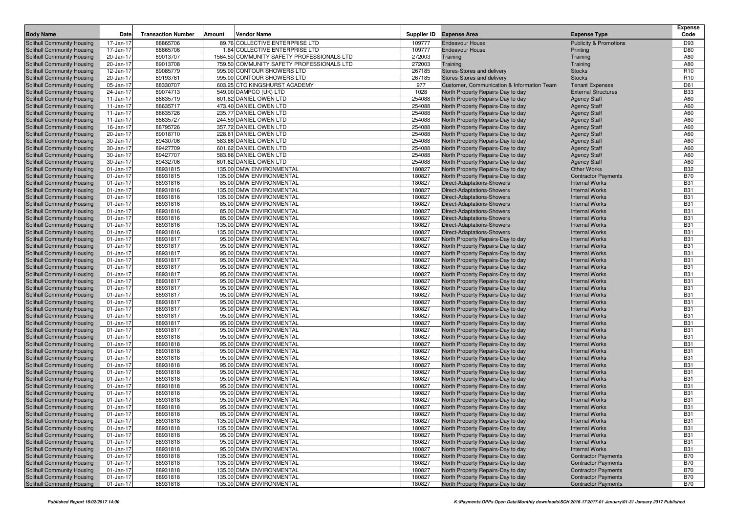| Body Name | Date | Transaction Number | Amount | Vendor Name | Supplier ID | Expense Area | Expense Type | Expense Code |
|---|---|---|---|---|---|---|---|---|
| Solihull Community Housing | 17-Jan-17 | 88865706 | 89.76 | COLLECTIVE ENTERPRISE LTD | 109777 | Endeavour House | Publicity & Promotions | D93 |
| Solihull Community Housing | 17-Jan-17 | 88865706 | 1.84 | COLLECTIVE ENTERPRISE LTD | 109777 | Endeavour House | Printing | D80 |
| Solihull Community Housing | 20-Jan-17 | 89013707 | 1564.50 | COMMUNITY SAFETY PROFESSIONALS LTD | 272003 | Training | Training | A80 |
| Solihull Community Housing | 20-Jan-17 | 89013708 | 759.50 | COMMUNITY SAFETY PROFESSIONALS LTD | 272003 | Training | Training | A80 |
| Solihull Community Housing | 12-Jan-17 | 89085779 | 995.00 | CONTOUR SHOWERS LTD | 267185 | Stores-Stores and delivery | Stocks | R10 |
| Solihull Community Housing | 20-Jan-17 | 89193761 | 995.00 | CONTOUR SHOWERS LTD | 267185 | Stores-Stores and delivery | Stocks | R10 |
| Solihull Community Housing | 05-Jan-17 | 88330707 | 603.25 | CTC KINGSHURST ACADEMY | 977 | Customer, Communication & Information Team | Tenant Expenses | D61 |
| Solihull Community Housing | 24-Jan-17 | 89074713 | 549.00 | DAMPCO (UK) LTD | 1028 | North Property Repairs-Day to day | External Structures | B33 |
| Solihull Community Housing | 11-Jan-17 | 88635719 | 601.62 | DANIEL OWEN LTD | 254088 | North Property Repairs-Day to day | Agency Staff | A60 |
| Solihull Community Housing | 11-Jan-17 | 88635717 | 473.40 | DANIEL OWEN LTD | 254088 | North Property Repairs-Day to day | Agency Staff | A60 |
| Solihull Community Housing | 11-Jan-17 | 88635726 | 235.77 | DANIEL OWEN LTD | 254088 | North Property Repairs-Day to day | Agency Staff | A60 |
| Solihull Community Housing | 11-Jan-17 | 88635727 | 244.59 | DANIEL OWEN LTD | 254088 | North Property Repairs-Day to day | Agency Staff | A60 |
| Solihull Community Housing | 16-Jan-17 | 88795726 | 357.72 | DANIEL OWEN LTD | 254088 | North Property Repairs-Day to day | Agency Staff | A60 |
| Solihull Community Housing | 20-Jan-17 | 89018710 | 228.81 | DANIEL OWEN LTD | 254088 | North Property Repairs-Day to day | Agency Staff | A60 |
| Solihull Community Housing | 30-Jan-17 | 89430706 | 583.86 | DANIEL OWEN LTD | 254088 | North Property Repairs-Day to day | Agency Staff | A60 |
| Solihull Community Housing | 30-Jan-17 | 89427709 | 601.62 | DANIEL OWEN LTD | 254088 | North Property Repairs-Day to day | Agency Staff | A60 |
| Solihull Community Housing | 30-Jan-17 | 89427707 | 583.86 | DANIEL OWEN LTD | 254088 | North Property Repairs-Day to day | Agency Staff | A60 |
| Solihull Community Housing | 30-Jan-17 | 89432706 | 601.62 | DANIEL OWEN LTD | 254088 | North Property Repairs-Day to day | Agency Staff | A60 |
| Solihull Community Housing | 01-Jan-17 | 88931815 | 135.00 | DMW ENVIRONMENTAL | 180827 | North Property Repairs-Day to day | Other Works | B32 |
| Solihull Community Housing | 01-Jan-17 | 88931815 | 135.00 | DMW ENVIRONMENTAL | 180827 | North Property Repairs-Day to day | Contractor Payments | B70 |
| Solihull Community Housing | 01-Jan-17 | 88931816 | 85.00 | DMW ENVIRONMENTAL | 180827 | Direct-Adaptations-Showers | Internal Works | B31 |
| Solihull Community Housing | 01-Jan-17 | 88931816 | 135.00 | DMW ENVIRONMENTAL | 180827 | Direct-Adaptations-Showers | Internal Works | B31 |
| Solihull Community Housing | 01-Jan-17 | 88931816 | 135.00 | DMW ENVIRONMENTAL | 180827 | Direct-Adaptations-Showers | Internal Works | B31 |
| Solihull Community Housing | 01-Jan-17 | 88931816 | 85.00 | DMW ENVIRONMENTAL | 180827 | Direct-Adaptations-Showers | Internal Works | B31 |
| Solihull Community Housing | 01-Jan-17 | 88931816 | 85.00 | DMW ENVIRONMENTAL | 180827 | Direct-Adaptations-Showers | Internal Works | B31 |
| Solihull Community Housing | 01-Jan-17 | 88931816 | 85.00 | DMW ENVIRONMENTAL | 180827 | Direct-Adaptations-Showers | Internal Works | B31 |
| Solihull Community Housing | 01-Jan-17 | 88931816 | 135.00 | DMW ENVIRONMENTAL | 180827 | Direct-Adaptations-Showers | Internal Works | B31 |
| Solihull Community Housing | 01-Jan-17 | 88931816 | 135.00 | DMW ENVIRONMENTAL | 180827 | Direct-Adaptations-Showers | Internal Works | B31 |
| Solihull Community Housing | 01-Jan-17 | 88931817 | 95.00 | DMW ENVIRONMENTAL | 180827 | North Property Repairs-Day to day | Internal Works | B31 |
| Solihull Community Housing | 01-Jan-17 | 88931817 | 95.00 | DMW ENVIRONMENTAL | 180827 | North Property Repairs-Day to day | Internal Works | B31 |
| Solihull Community Housing | 01-Jan-17 | 88931817 | 95.00 | DMW ENVIRONMENTAL | 180827 | North Property Repairs-Day to day | Internal Works | B31 |
| Solihull Community Housing | 01-Jan-17 | 88931817 | 95.00 | DMW ENVIRONMENTAL | 180827 | North Property Repairs-Day to day | Internal Works | B31 |
| Solihull Community Housing | 01-Jan-17 | 88931817 | 95.00 | DMW ENVIRONMENTAL | 180827 | North Property Repairs-Day to day | Internal Works | B31 |
| Solihull Community Housing | 01-Jan-17 | 88931817 | 95.00 | DMW ENVIRONMENTAL | 180827 | North Property Repairs-Day to day | Internal Works | B31 |
| Solihull Community Housing | 01-Jan-17 | 88931817 | 95.00 | DMW ENVIRONMENTAL | 180827 | North Property Repairs-Day to day | Internal Works | B31 |
| Solihull Community Housing | 01-Jan-17 | 88931817 | 95.00 | DMW ENVIRONMENTAL | 180827 | North Property Repairs-Day to day | Internal Works | B31 |
| Solihull Community Housing | 01-Jan-17 | 88931817 | 95.00 | DMW ENVIRONMENTAL | 180827 | North Property Repairs-Day to day | Internal Works | B31 |
| Solihull Community Housing | 01-Jan-17 | 88931817 | 95.00 | DMW ENVIRONMENTAL | 180827 | North Property Repairs-Day to day | Internal Works | B31 |
| Solihull Community Housing | 01-Jan-17 | 88931817 | 95.00 | DMW ENVIRONMENTAL | 180827 | North Property Repairs-Day to day | Internal Works | B31 |
| Solihull Community Housing | 01-Jan-17 | 88931817 | 95.00 | DMW ENVIRONMENTAL | 180827 | North Property Repairs-Day to day | Internal Works | B31 |
| Solihull Community Housing | 01-Jan-17 | 88931817 | 95.00 | DMW ENVIRONMENTAL | 180827 | North Property Repairs-Day to day | Internal Works | B31 |
| Solihull Community Housing | 01-Jan-17 | 88931817 | 95.00 | DMW ENVIRONMENTAL | 180827 | North Property Repairs-Day to day | Internal Works | B31 |
| Solihull Community Housing | 01-Jan-17 | 88931818 | 95.00 | DMW ENVIRONMENTAL | 180827 | North Property Repairs-Day to day | Internal Works | B31 |
| Solihull Community Housing | 01-Jan-17 | 88931818 | 95.00 | DMW ENVIRONMENTAL | 180827 | North Property Repairs-Day to day | Internal Works | B31 |
| Solihull Community Housing | 01-Jan-17 | 88931818 | 95.00 | DMW ENVIRONMENTAL | 180827 | North Property Repairs-Day to day | Internal Works | B31 |
| Solihull Community Housing | 01-Jan-17 | 88931818 | 95.00 | DMW ENVIRONMENTAL | 180827 | North Property Repairs-Day to day | Internal Works | B31 |
| Solihull Community Housing | 01-Jan-17 | 88931818 | 95.00 | DMW ENVIRONMENTAL | 180827 | North Property Repairs-Day to day | Internal Works | B31 |
| Solihull Community Housing | 01-Jan-17 | 88931818 | 95.00 | DMW ENVIRONMENTAL | 180827 | North Property Repairs-Day to day | Internal Works | B31 |
| Solihull Community Housing | 01-Jan-17 | 88931818 | 95.00 | DMW ENVIRONMENTAL | 180827 | North Property Repairs-Day to day | Internal Works | B31 |
| Solihull Community Housing | 01-Jan-17 | 88931818 | 95.00 | DMW ENVIRONMENTAL | 180827 | North Property Repairs-Day to day | Internal Works | B31 |
| Solihull Community Housing | 01-Jan-17 | 88931818 | 95.00 | DMW ENVIRONMENTAL | 180827 | North Property Repairs-Day to day | Internal Works | B31 |
| Solihull Community Housing | 01-Jan-17 | 88931818 | 95.00 | DMW ENVIRONMENTAL | 180827 | North Property Repairs-Day to day | Internal Works | B31 |
| Solihull Community Housing | 01-Jan-17 | 88931818 | 95.00 | DMW ENVIRONMENTAL | 180827 | North Property Repairs-Day to day | Internal Works | B31 |
| Solihull Community Housing | 01-Jan-17 | 88931818 | 85.00 | DMW ENVIRONMENTAL | 180827 | North Property Repairs-Day to day | Internal Works | B31 |
| Solihull Community Housing | 01-Jan-17 | 88931818 | 135.00 | DMW ENVIRONMENTAL | 180827 | North Property Repairs-Day to day | Internal Works | B31 |
| Solihull Community Housing | 01-Jan-17 | 88931818 | 135.00 | DMW ENVIRONMENTAL | 180827 | North Property Repairs-Day to day | Internal Works | B31 |
| Solihull Community Housing | 01-Jan-17 | 88931818 | 95.00 | DMW ENVIRONMENTAL | 180827 | North Property Repairs-Day to day | Internal Works | B31 |
| Solihull Community Housing | 01-Jan-17 | 88931818 | 95.00 | DMW ENVIRONMENTAL | 180827 | North Property Repairs-Day to day | Internal Works | B31 |
| Solihull Community Housing | 01-Jan-17 | 88931818 | 95.00 | DMW ENVIRONMENTAL | 180827 | North Property Repairs-Day to day | Internal Works | B31 |
| Solihull Community Housing | 01-Jan-17 | 88931818 | 135.00 | DMW ENVIRONMENTAL | 180827 | North Property Repairs-Day to day | Contractor Payments | B70 |
| Solihull Community Housing | 01-Jan-17 | 88931818 | 135.00 | DMW ENVIRONMENTAL | 180827 | North Property Repairs-Day to day | Contractor Payments | B70 |
| Solihull Community Housing | 01-Jan-17 | 88931818 | 135.00 | DMW ENVIRONMENTAL | 180827 | North Property Repairs-Day to day | Contractor Payments | B70 |
| Solihull Community Housing | 01-Jan-17 | 88931818 | 135.00 | DMW ENVIRONMENTAL | 180827 | North Property Repairs-Day to day | Contractor Payments | B70 |
| Solihull Community Housing | 01-Jan-17 | 88931818 | 135.00 | DMW ENVIRONMENTAL | 180827 | North Property Repairs-Day to day | Contractor Payments | B70 |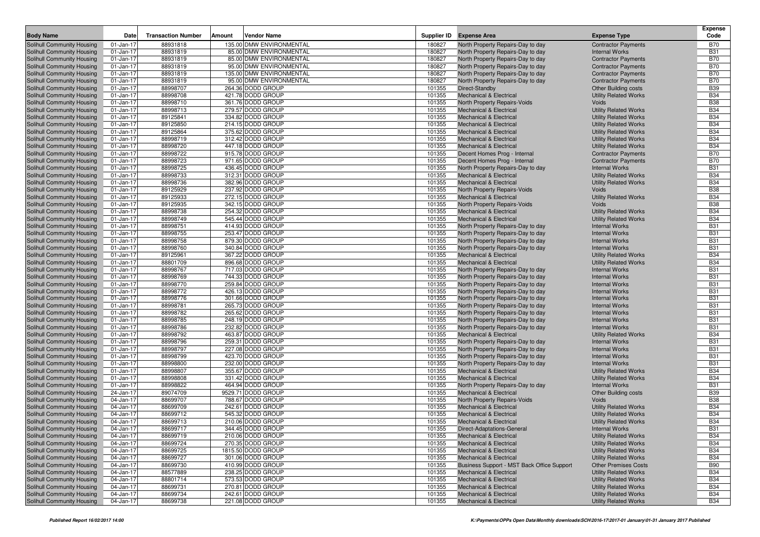| Body Name | Date | Transaction Number | Amount | Vendor Name | Supplier ID | Expense Area | Expense Type | Expense Code |
|---|---|---|---|---|---|---|---|---|
| Solihull Community Housing | 01-Jan-17 | 88931818 | 135.00 | DMW ENVIRONMENTAL | 180827 | North Property Repairs-Day to day | Contractor Payments | B70 |
| Solihull Community Housing | 01-Jan-17 | 88931819 | 85.00 | DMW ENVIRONMENTAL | 180827 | North Property Repairs-Day to day | Internal Works | B31 |
| Solihull Community Housing | 01-Jan-17 | 88931819 | 85.00 | DMW ENVIRONMENTAL | 180827 | North Property Repairs-Day to day | Contractor Payments | B70 |
| Solihull Community Housing | 01-Jan-17 | 88931819 | 95.00 | DMW ENVIRONMENTAL | 180827 | North Property Repairs-Day to day | Contractor Payments | B70 |
| Solihull Community Housing | 01-Jan-17 | 88931819 | 135.00 | DMW ENVIRONMENTAL | 180827 | North Property Repairs-Day to day | Contractor Payments | B70 |
| Solihull Community Housing | 01-Jan-17 | 88931819 | 95.00 | DMW ENVIRONMENTAL | 180827 | North Property Repairs-Day to day | Contractor Payments | B70 |
| Solihull Community Housing | 01-Jan-17 | 88998707 | 264.36 | DODD GROUP | 101355 | Direct-Standby | Other Building costs | B39 |
| Solihull Community Housing | 01-Jan-17 | 88998708 | 421.78 | DODD GROUP | 101355 | Mechanical & Electrical | Utility Related Works | B34 |
| Solihull Community Housing | 01-Jan-17 | 88998710 | 361.76 | DODD GROUP | 101355 | North Property Repairs-Voids | Voids | B38 |
| Solihull Community Housing | 01-Jan-17 | 88998713 | 279.57 | DODD GROUP | 101355 | Mechanical & Electrical | Utility Related Works | B34 |
| Solihull Community Housing | 01-Jan-17 | 89125841 | 334.82 | DODD GROUP | 101355 | Mechanical & Electrical | Utility Related Works | B34 |
| Solihull Community Housing | 01-Jan-17 | 89125850 | 214.15 | DODD GROUP | 101355 | Mechanical & Electrical | Utility Related Works | B34 |
| Solihull Community Housing | 01-Jan-17 | 89125864 | 375.62 | DODD GROUP | 101355 | Mechanical & Electrical | Utility Related Works | B34 |
| Solihull Community Housing | 01-Jan-17 | 88998719 | 312.42 | DODD GROUP | 101355 | Mechanical & Electrical | Utility Related Works | B34 |
| Solihull Community Housing | 01-Jan-17 | 88998720 | 447.18 | DODD GROUP | 101355 | Mechanical & Electrical | Utility Related Works | B34 |
| Solihull Community Housing | 01-Jan-17 | 88998722 | 915.78 | DODD GROUP | 101355 | Decent Homes Prog - Internal | Contractor Payments | B70 |
| Solihull Community Housing | 01-Jan-17 | 88998723 | 971.65 | DODD GROUP | 101355 | Decent Homes Prog - Internal | Contractor Payments | B70 |
| Solihull Community Housing | 01-Jan-17 | 88998725 | 436.45 | DODD GROUP | 101355 | North Property Repairs-Day to day | Internal Works | B31 |
| Solihull Community Housing | 01-Jan-17 | 88998733 | 312.31 | DODD GROUP | 101355 | Mechanical & Electrical | Utility Related Works | B34 |
| Solihull Community Housing | 01-Jan-17 | 88998736 | 382.96 | DODD GROUP | 101355 | Mechanical & Electrical | Utility Related Works | B34 |
| Solihull Community Housing | 01-Jan-17 | 89125929 | 237.92 | DODD GROUP | 101355 | North Property Repairs-Voids | Voids | B38 |
| Solihull Community Housing | 01-Jan-17 | 89125933 | 272.15 | DODD GROUP | 101355 | Mechanical & Electrical | Utility Related Works | B34 |
| Solihull Community Housing | 01-Jan-17 | 89125935 | 342.15 | DODD GROUP | 101355 | North Property Repairs-Voids | Voids | B38 |
| Solihull Community Housing | 01-Jan-17 | 88998738 | 254.32 | DODD GROUP | 101355 | Mechanical & Electrical | Utility Related Works | B34 |
| Solihull Community Housing | 01-Jan-17 | 88998749 | 545.44 | DODD GROUP | 101355 | Mechanical & Electrical | Utility Related Works | B34 |
| Solihull Community Housing | 01-Jan-17 | 88998751 | 414.93 | DODD GROUP | 101355 | North Property Repairs-Day to day | Internal Works | B31 |
| Solihull Community Housing | 01-Jan-17 | 88998755 | 253.47 | DODD GROUP | 101355 | North Property Repairs-Day to day | Internal Works | B31 |
| Solihull Community Housing | 01-Jan-17 | 88998758 | 879.30 | DODD GROUP | 101355 | North Property Repairs-Day to day | Internal Works | B31 |
| Solihull Community Housing | 01-Jan-17 | 88998760 | 340.84 | DODD GROUP | 101355 | North Property Repairs-Day to day | Internal Works | B31 |
| Solihull Community Housing | 01-Jan-17 | 89125961 | 367.22 | DODD GROUP | 101355 | Mechanical & Electrical | Utility Related Works | B34 |
| Solihull Community Housing | 01-Jan-17 | 88801709 | 896.68 | DODD GROUP | 101355 | Mechanical & Electrical | Utility Related Works | B34 |
| Solihull Community Housing | 01-Jan-17 | 88998767 | 717.03 | DODD GROUP | 101355 | North Property Repairs-Day to day | Internal Works | B31 |
| Solihull Community Housing | 01-Jan-17 | 88998769 | 744.33 | DODD GROUP | 101355 | North Property Repairs-Day to day | Internal Works | B31 |
| Solihull Community Housing | 01-Jan-17 | 88998770 | 259.84 | DODD GROUP | 101355 | North Property Repairs-Day to day | Internal Works | B31 |
| Solihull Community Housing | 01-Jan-17 | 88998772 | 426.13 | DODD GROUP | 101355 | North Property Repairs-Day to day | Internal Works | B31 |
| Solihull Community Housing | 01-Jan-17 | 88998776 | 301.66 | DODD GROUP | 101355 | North Property Repairs-Day to day | Internal Works | B31 |
| Solihull Community Housing | 01-Jan-17 | 88998781 | 265.73 | DODD GROUP | 101355 | North Property Repairs-Day to day | Internal Works | B31 |
| Solihull Community Housing | 01-Jan-17 | 88998782 | 265.62 | DODD GROUP | 101355 | North Property Repairs-Day to day | Internal Works | B31 |
| Solihull Community Housing | 01-Jan-17 | 88998785 | 248.19 | DODD GROUP | 101355 | North Property Repairs-Day to day | Internal Works | B31 |
| Solihull Community Housing | 01-Jan-17 | 88998786 | 232.82 | DODD GROUP | 101355 | North Property Repairs-Day to day | Internal Works | B31 |
| Solihull Community Housing | 01-Jan-17 | 88998792 | 463.87 | DODD GROUP | 101355 | Mechanical & Electrical | Utility Related Works | B34 |
| Solihull Community Housing | 01-Jan-17 | 88998796 | 259.31 | DODD GROUP | 101355 | North Property Repairs-Day to day | Internal Works | B31 |
| Solihull Community Housing | 01-Jan-17 | 88998797 | 227.08 | DODD GROUP | 101355 | North Property Repairs-Day to day | Internal Works | B31 |
| Solihull Community Housing | 01-Jan-17 | 88998799 | 423.70 | DODD GROUP | 101355 | North Property Repairs-Day to day | Internal Works | B31 |
| Solihull Community Housing | 01-Jan-17 | 88998800 | 232.00 | DODD GROUP | 101355 | North Property Repairs-Day to day | Internal Works | B31 |
| Solihull Community Housing | 01-Jan-17 | 88998807 | 355.67 | DODD GROUP | 101355 | Mechanical & Electrical | Utility Related Works | B34 |
| Solihull Community Housing | 01-Jan-17 | 88998808 | 331.42 | DODD GROUP | 101355 | Mechanical & Electrical | Utility Related Works | B34 |
| Solihull Community Housing | 01-Jan-17 | 88998822 | 464.94 | DODD GROUP | 101355 | North Property Repairs-Day to day | Internal Works | B31 |
| Solihull Community Housing | 24-Jan-17 | 89074709 | 9529.71 | DODD GROUP | 101355 | Mechanical & Electrical | Other Building costs | B39 |
| Solihull Community Housing | 04-Jan-17 | 88699707 | 788.67 | DODD GROUP | 101355 | North Property Repairs-Voids | Voids | B38 |
| Solihull Community Housing | 04-Jan-17 | 88699709 | 242.61 | DODD GROUP | 101355 | Mechanical & Electrical | Utility Related Works | B34 |
| Solihull Community Housing | 04-Jan-17 | 88699712 | 545.32 | DODD GROUP | 101355 | Mechanical & Electrical | Utility Related Works | B34 |
| Solihull Community Housing | 04-Jan-17 | 88699713 | 210.06 | DODD GROUP | 101355 | Mechanical & Electrical | Utility Related Works | B34 |
| Solihull Community Housing | 04-Jan-17 | 88699717 | 344.45 | DODD GROUP | 101355 | Direct-Adaptations-General | Internal Works | B31 |
| Solihull Community Housing | 04-Jan-17 | 88699719 | 210.06 | DODD GROUP | 101355 | Mechanical & Electrical | Utility Related Works | B34 |
| Solihull Community Housing | 04-Jan-17 | 88699724 | 270.35 | DODD GROUP | 101355 | Mechanical & Electrical | Utility Related Works | B34 |
| Solihull Community Housing | 04-Jan-17 | 88699725 | 1815.50 | DODD GROUP | 101355 | Mechanical & Electrical | Utility Related Works | B34 |
| Solihull Community Housing | 04-Jan-17 | 88699727 | 301.06 | DODD GROUP | 101355 | Mechanical & Electrical | Utility Related Works | B34 |
| Solihull Community Housing | 04-Jan-17 | 88699730 | 410.99 | DODD GROUP | 101355 | Business Support - MST Back Office Support | Other Premises Costs | B90 |
| Solihull Community Housing | 04-Jan-17 | 88577889 | 238.25 | DODD GROUP | 101355 | Mechanical & Electrical | Utility Related Works | B34 |
| Solihull Community Housing | 04-Jan-17 | 88801714 | 573.53 | DODD GROUP | 101355 | Mechanical & Electrical | Utility Related Works | B34 |
| Solihull Community Housing | 04-Jan-17 | 88699731 | 270.81 | DODD GROUP | 101355 | Mechanical & Electrical | Utility Related Works | B34 |
| Solihull Community Housing | 04-Jan-17 | 88699734 | 242.61 | DODD GROUP | 101355 | Mechanical & Electrical | Utility Related Works | B34 |
| Solihull Community Housing | 04-Jan-17 | 88699738 | 221.08 | DODD GROUP | 101355 | Mechanical & Electrical | Utility Related Works | B34 |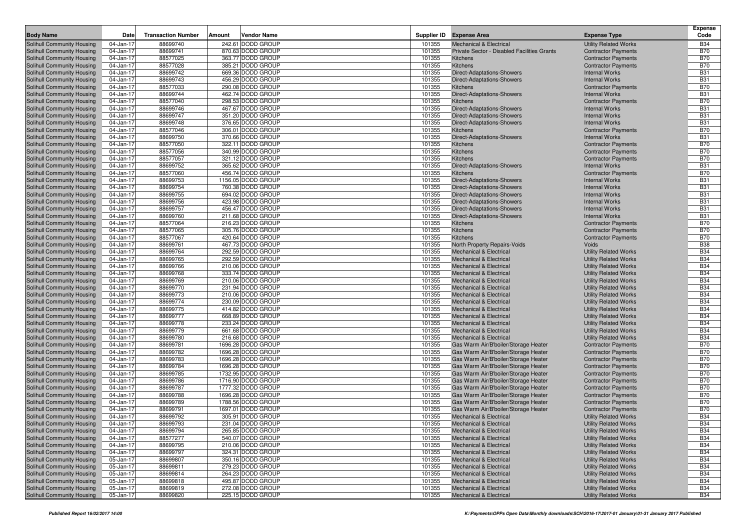| Body Name | Date | Transaction Number | Amount | Vendor Name | Supplier ID | Expense Area | Expense Type | Expense Code |
|---|---|---|---|---|---|---|---|---|
| Solihull Community Housing | 04-Jan-17 | 88699740 | 242.61 | DODD GROUP | 101355 | Mechanical & Electrical | Utility Related Works | B34 |
| Solihull Community Housing | 04-Jan-17 | 88699741 | 870.63 | DODD GROUP | 101355 | Private Sector - Disabled Facilities Grants | Contractor Payments | B70 |
| Solihull Community Housing | 04-Jan-17 | 88577025 | 363.77 | DODD GROUP | 101355 | Kitchens | Contractor Payments | B70 |
| Solihull Community Housing | 04-Jan-17 | 88577028 | 385.21 | DODD GROUP | 101355 | Kitchens | Contractor Payments | B70 |
| Solihull Community Housing | 04-Jan-17 | 88699742 | 669.36 | DODD GROUP | 101355 | Direct-Adaptations-Showers | Internal Works | B31 |
| Solihull Community Housing | 04-Jan-17 | 88699743 | 456.29 | DODD GROUP | 101355 | Direct-Adaptations-Showers | Internal Works | B31 |
| Solihull Community Housing | 04-Jan-17 | 88577033 | 290.08 | DODD GROUP | 101355 | Kitchens | Contractor Payments | B70 |
| Solihull Community Housing | 04-Jan-17 | 88699744 | 462.74 | DODD GROUP | 101355 | Direct-Adaptations-Showers | Internal Works | B31 |
| Solihull Community Housing | 04-Jan-17 | 88577040 | 298.53 | DODD GROUP | 101355 | Kitchens | Contractor Payments | B70 |
| Solihull Community Housing | 04-Jan-17 | 88699746 | 467.67 | DODD GROUP | 101355 | Direct-Adaptations-Showers | Internal Works | B31 |
| Solihull Community Housing | 04-Jan-17 | 88699747 | 351.20 | DODD GROUP | 101355 | Direct-Adaptations-Showers | Internal Works | B31 |
| Solihull Community Housing | 04-Jan-17 | 88699748 | 376.65 | DODD GROUP | 101355 | Direct-Adaptations-Showers | Internal Works | B31 |
| Solihull Community Housing | 04-Jan-17 | 88577046 | 306.01 | DODD GROUP | 101355 | Kitchens | Contractor Payments | B70 |
| Solihull Community Housing | 04-Jan-17 | 88699750 | 370.66 | DODD GROUP | 101355 | Direct-Adaptations-Showers | Internal Works | B31 |
| Solihull Community Housing | 04-Jan-17 | 88577050 | 322.11 | DODD GROUP | 101355 | Kitchens | Contractor Payments | B70 |
| Solihull Community Housing | 04-Jan-17 | 88577056 | 340.99 | DODD GROUP | 101355 | Kitchens | Contractor Payments | B70 |
| Solihull Community Housing | 04-Jan-17 | 88577057 | 321.12 | DODD GROUP | 101355 | Kitchens | Contractor Payments | B70 |
| Solihull Community Housing | 04-Jan-17 | 88699752 | 365.62 | DODD GROUP | 101355 | Direct-Adaptations-Showers | Internal Works | B31 |
| Solihull Community Housing | 04-Jan-17 | 88577060 | 456.74 | DODD GROUP | 101355 | Kitchens | Contractor Payments | B70 |
| Solihull Community Housing | 04-Jan-17 | 88699753 | 1156.05 | DODD GROUP | 101355 | Direct-Adaptations-Showers | Internal Works | B31 |
| Solihull Community Housing | 04-Jan-17 | 88699754 | 760.38 | DODD GROUP | 101355 | Direct-Adaptations-Showers | Internal Works | B31 |
| Solihull Community Housing | 04-Jan-17 | 88699755 | 694.02 | DODD GROUP | 101355 | Direct-Adaptations-Showers | Internal Works | B31 |
| Solihull Community Housing | 04-Jan-17 | 88699756 | 423.98 | DODD GROUP | 101355 | Direct-Adaptations-Showers | Internal Works | B31 |
| Solihull Community Housing | 04-Jan-17 | 88699757 | 456.47 | DODD GROUP | 101355 | Direct-Adaptations-Showers | Internal Works | B31 |
| Solihull Community Housing | 04-Jan-17 | 88699760 | 211.68 | DODD GROUP | 101355 | Direct-Adaptations-Showers | Internal Works | B31 |
| Solihull Community Housing | 04-Jan-17 | 88577064 | 216.23 | DODD GROUP | 101355 | Kitchens | Contractor Payments | B70 |
| Solihull Community Housing | 04-Jan-17 | 88577065 | 305.76 | DODD GROUP | 101355 | Kitchens | Contractor Payments | B70 |
| Solihull Community Housing | 04-Jan-17 | 88577067 | 420.64 | DODD GROUP | 101355 | Kitchens | Contractor Payments | B70 |
| Solihull Community Housing | 04-Jan-17 | 88699761 | 467.73 | DODD GROUP | 101355 | North Property Repairs-Voids | Voids | B38 |
| Solihull Community Housing | 04-Jan-17 | 88699764 | 292.59 | DODD GROUP | 101355 | Mechanical & Electrical | Utility Related Works | B34 |
| Solihull Community Housing | 04-Jan-17 | 88699765 | 292.59 | DODD GROUP | 101355 | Mechanical & Electrical | Utility Related Works | B34 |
| Solihull Community Housing | 04-Jan-17 | 88699766 | 210.06 | DODD GROUP | 101355 | Mechanical & Electrical | Utility Related Works | B34 |
| Solihull Community Housing | 04-Jan-17 | 88699768 | 333.74 | DODD GROUP | 101355 | Mechanical & Electrical | Utility Related Works | B34 |
| Solihull Community Housing | 04-Jan-17 | 88699769 | 210.06 | DODD GROUP | 101355 | Mechanical & Electrical | Utility Related Works | B34 |
| Solihull Community Housing | 04-Jan-17 | 88699770 | 231.94 | DODD GROUP | 101355 | Mechanical & Electrical | Utility Related Works | B34 |
| Solihull Community Housing | 04-Jan-17 | 88699773 | 210.06 | DODD GROUP | 101355 | Mechanical & Electrical | Utility Related Works | B34 |
| Solihull Community Housing | 04-Jan-17 | 88699774 | 230.09 | DODD GROUP | 101355 | Mechanical & Electrical | Utility Related Works | B34 |
| Solihull Community Housing | 04-Jan-17 | 88699775 | 414.82 | DODD GROUP | 101355 | Mechanical & Electrical | Utility Related Works | B34 |
| Solihull Community Housing | 04-Jan-17 | 88699777 | 668.89 | DODD GROUP | 101355 | Mechanical & Electrical | Utility Related Works | B34 |
| Solihull Community Housing | 04-Jan-17 | 88699778 | 233.24 | DODD GROUP | 101355 | Mechanical & Electrical | Utility Related Works | B34 |
| Solihull Community Housing | 04-Jan-17 | 88699779 | 661.68 | DODD GROUP | 101355 | Mechanical & Electrical | Utility Related Works | B34 |
| Solihull Community Housing | 04-Jan-17 | 88699780 | 216.68 | DODD GROUP | 101355 | Mechanical & Electrical | Utility Related Works | B34 |
| Solihull Community Housing | 04-Jan-17 | 88699781 | 1696.28 | DODD GROUP | 101355 | Gas Warm Air/B'boiler/Storage Heater | Contractor Payments | B70 |
| Solihull Community Housing | 04-Jan-17 | 88699782 | 1696.28 | DODD GROUP | 101355 | Gas Warm Air/B'boiler/Storage Heater | Contractor Payments | B70 |
| Solihull Community Housing | 04-Jan-17 | 88699783 | 1696.28 | DODD GROUP | 101355 | Gas Warm Air/B'boiler/Storage Heater | Contractor Payments | B70 |
| Solihull Community Housing | 04-Jan-17 | 88699784 | 1696.28 | DODD GROUP | 101355 | Gas Warm Air/B'boiler/Storage Heater | Contractor Payments | B70 |
| Solihull Community Housing | 04-Jan-17 | 88699785 | 1732.95 | DODD GROUP | 101355 | Gas Warm Air/B'boiler/Storage Heater | Contractor Payments | B70 |
| Solihull Community Housing | 04-Jan-17 | 88699786 | 1716.90 | DODD GROUP | 101355 | Gas Warm Air/B'boiler/Storage Heater | Contractor Payments | B70 |
| Solihull Community Housing | 04-Jan-17 | 88699787 | 1777.32 | DODD GROUP | 101355 | Gas Warm Air/B'boiler/Storage Heater | Contractor Payments | B70 |
| Solihull Community Housing | 04-Jan-17 | 88699788 | 1696.28 | DODD GROUP | 101355 | Gas Warm Air/B'boiler/Storage Heater | Contractor Payments | B70 |
| Solihull Community Housing | 04-Jan-17 | 88699789 | 1788.56 | DODD GROUP | 101355 | Gas Warm Air/B'boiler/Storage Heater | Contractor Payments | B70 |
| Solihull Community Housing | 04-Jan-17 | 88699791 | 1697.01 | DODD GROUP | 101355 | Gas Warm Air/B'boiler/Storage Heater | Contractor Payments | B70 |
| Solihull Community Housing | 04-Jan-17 | 88699792 | 305.91 | DODD GROUP | 101355 | Mechanical & Electrical | Utility Related Works | B34 |
| Solihull Community Housing | 04-Jan-17 | 88699793 | 231.04 | DODD GROUP | 101355 | Mechanical & Electrical | Utility Related Works | B34 |
| Solihull Community Housing | 04-Jan-17 | 88699794 | 265.85 | DODD GROUP | 101355 | Mechanical & Electrical | Utility Related Works | B34 |
| Solihull Community Housing | 04-Jan-17 | 88577277 | 540.07 | DODD GROUP | 101355 | Mechanical & Electrical | Utility Related Works | B34 |
| Solihull Community Housing | 04-Jan-17 | 88699795 | 210.06 | DODD GROUP | 101355 | Mechanical & Electrical | Utility Related Works | B34 |
| Solihull Community Housing | 04-Jan-17 | 88699797 | 324.31 | DODD GROUP | 101355 | Mechanical & Electrical | Utility Related Works | B34 |
| Solihull Community Housing | 05-Jan-17 | 88699807 | 350.16 | DODD GROUP | 101355 | Mechanical & Electrical | Utility Related Works | B34 |
| Solihull Community Housing | 05-Jan-17 | 88699811 | 279.23 | DODD GROUP | 101355 | Mechanical & Electrical | Utility Related Works | B34 |
| Solihull Community Housing | 05-Jan-17 | 88699814 | 264.23 | DODD GROUP | 101355 | Mechanical & Electrical | Utility Related Works | B34 |
| Solihull Community Housing | 05-Jan-17 | 88699818 | 495.87 | DODD GROUP | 101355 | Mechanical & Electrical | Utility Related Works | B34 |
| Solihull Community Housing | 05-Jan-17 | 88699819 | 272.08 | DODD GROUP | 101355 | Mechanical & Electrical | Utility Related Works | B34 |
| Solihull Community Housing | 05-Jan-17 | 88699820 | 225.15 | DODD GROUP | 101355 | Mechanical & Electrical | Utility Related Works | B34 |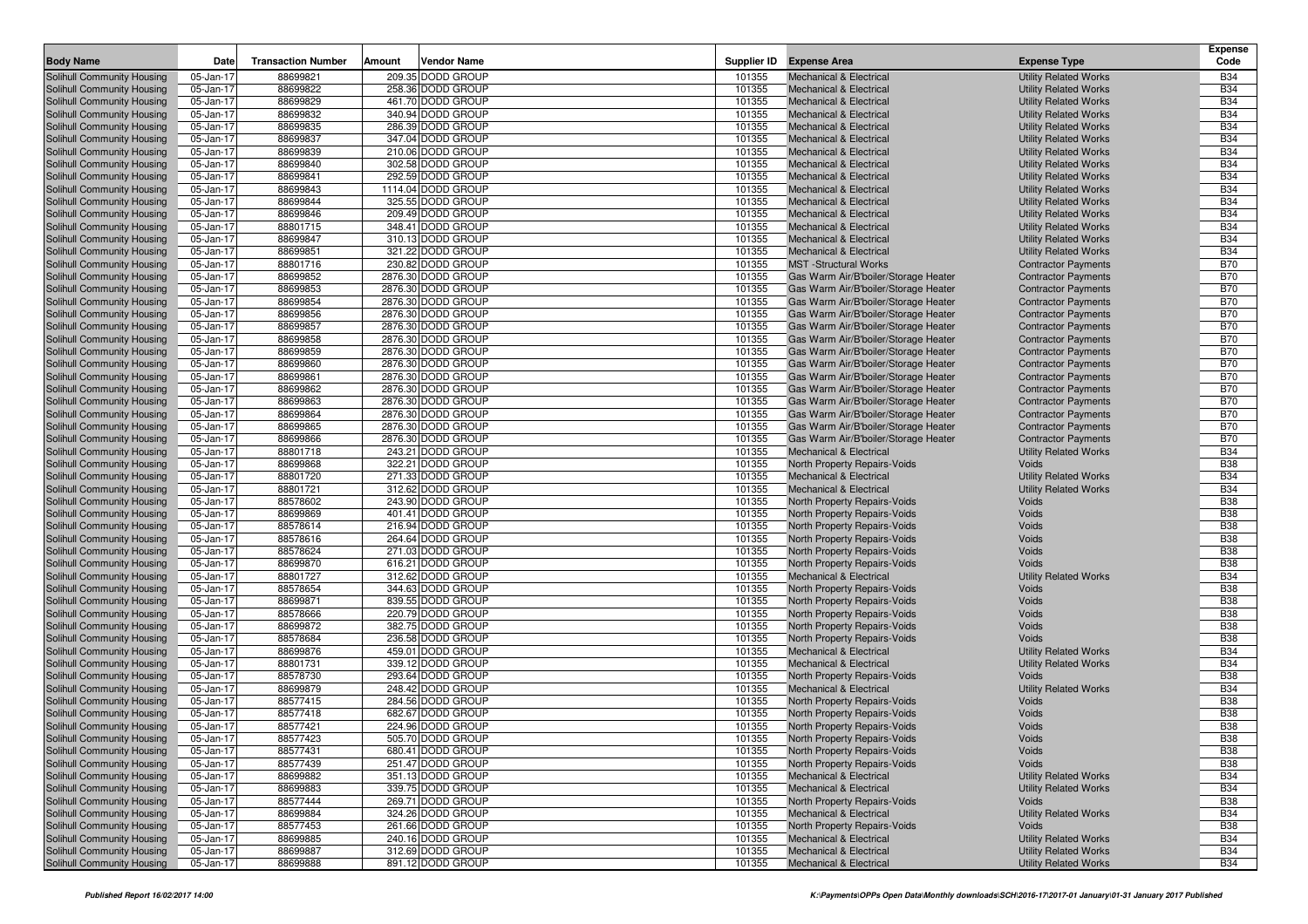| Body Name | Date | Transaction Number | Amount | Vendor Name | Supplier ID | Expense Area | Expense Type | Expense Code |
|---|---|---|---|---|---|---|---|---|
| Solihull Community Housing | 05-Jan-17 | 88699821 | 209.35 | DODD GROUP | 101355 | Mechanical & Electrical | Utility Related Works | B34 |
| Solihull Community Housing | 05-Jan-17 | 88699822 | 258.36 | DODD GROUP | 101355 | Mechanical & Electrical | Utility Related Works | B34 |
| Solihull Community Housing | 05-Jan-17 | 88699829 | 461.70 | DODD GROUP | 101355 | Mechanical & Electrical | Utility Related Works | B34 |
| Solihull Community Housing | 05-Jan-17 | 88699832 | 340.94 | DODD GROUP | 101355 | Mechanical & Electrical | Utility Related Works | B34 |
| Solihull Community Housing | 05-Jan-17 | 88699835 | 286.39 | DODD GROUP | 101355 | Mechanical & Electrical | Utility Related Works | B34 |
| Solihull Community Housing | 05-Jan-17 | 88699837 | 347.04 | DODD GROUP | 101355 | Mechanical & Electrical | Utility Related Works | B34 |
| Solihull Community Housing | 05-Jan-17 | 88699839 | 210.06 | DODD GROUP | 101355 | Mechanical & Electrical | Utility Related Works | B34 |
| Solihull Community Housing | 05-Jan-17 | 88699840 | 302.58 | DODD GROUP | 101355 | Mechanical & Electrical | Utility Related Works | B34 |
| Solihull Community Housing | 05-Jan-17 | 88699841 | 292.59 | DODD GROUP | 101355 | Mechanical & Electrical | Utility Related Works | B34 |
| Solihull Community Housing | 05-Jan-17 | 88699843 | 1114.04 | DODD GROUP | 101355 | Mechanical & Electrical | Utility Related Works | B34 |
| Solihull Community Housing | 05-Jan-17 | 88699844 | 325.55 | DODD GROUP | 101355 | Mechanical & Electrical | Utility Related Works | B34 |
| Solihull Community Housing | 05-Jan-17 | 88699846 | 209.49 | DODD GROUP | 101355 | Mechanical & Electrical | Utility Related Works | B34 |
| Solihull Community Housing | 05-Jan-17 | 88801715 | 348.41 | DODD GROUP | 101355 | Mechanical & Electrical | Utility Related Works | B34 |
| Solihull Community Housing | 05-Jan-17 | 88699847 | 310.13 | DODD GROUP | 101355 | Mechanical & Electrical | Utility Related Works | B34 |
| Solihull Community Housing | 05-Jan-17 | 88699851 | 321.22 | DODD GROUP | 101355 | Mechanical & Electrical | Utility Related Works | B34 |
| Solihull Community Housing | 05-Jan-17 | 88801716 | 230.82 | DODD GROUP | 101355 | MST -Structural Works | Contractor Payments | B70 |
| Solihull Community Housing | 05-Jan-17 | 88699852 | 2876.30 | DODD GROUP | 101355 | Gas Warm Air/B'boiler/Storage Heater | Contractor Payments | B70 |
| Solihull Community Housing | 05-Jan-17 | 88699853 | 2876.30 | DODD GROUP | 101355 | Gas Warm Air/B'boiler/Storage Heater | Contractor Payments | B70 |
| Solihull Community Housing | 05-Jan-17 | 88699854 | 2876.30 | DODD GROUP | 101355 | Gas Warm Air/B'boiler/Storage Heater | Contractor Payments | B70 |
| Solihull Community Housing | 05-Jan-17 | 88699856 | 2876.30 | DODD GROUP | 101355 | Gas Warm Air/B'boiler/Storage Heater | Contractor Payments | B70 |
| Solihull Community Housing | 05-Jan-17 | 88699857 | 2876.30 | DODD GROUP | 101355 | Gas Warm Air/B'boiler/Storage Heater | Contractor Payments | B70 |
| Solihull Community Housing | 05-Jan-17 | 88699858 | 2876.30 | DODD GROUP | 101355 | Gas Warm Air/B'boiler/Storage Heater | Contractor Payments | B70 |
| Solihull Community Housing | 05-Jan-17 | 88699859 | 2876.30 | DODD GROUP | 101355 | Gas Warm Air/B'boiler/Storage Heater | Contractor Payments | B70 |
| Solihull Community Housing | 05-Jan-17 | 88699860 | 2876.30 | DODD GROUP | 101355 | Gas Warm Air/B'boiler/Storage Heater | Contractor Payments | B70 |
| Solihull Community Housing | 05-Jan-17 | 88699861 | 2876.30 | DODD GROUP | 101355 | Gas Warm Air/B'boiler/Storage Heater | Contractor Payments | B70 |
| Solihull Community Housing | 05-Jan-17 | 88699862 | 2876.30 | DODD GROUP | 101355 | Gas Warm Air/B'boiler/Storage Heater | Contractor Payments | B70 |
| Solihull Community Housing | 05-Jan-17 | 88699863 | 2876.30 | DODD GROUP | 101355 | Gas Warm Air/B'boiler/Storage Heater | Contractor Payments | B70 |
| Solihull Community Housing | 05-Jan-17 | 88699864 | 2876.30 | DODD GROUP | 101355 | Gas Warm Air/B'boiler/Storage Heater | Contractor Payments | B70 |
| Solihull Community Housing | 05-Jan-17 | 88699865 | 2876.30 | DODD GROUP | 101355 | Gas Warm Air/B'boiler/Storage Heater | Contractor Payments | B70 |
| Solihull Community Housing | 05-Jan-17 | 88699866 | 2876.30 | DODD GROUP | 101355 | Gas Warm Air/B'boiler/Storage Heater | Contractor Payments | B70 |
| Solihull Community Housing | 05-Jan-17 | 88801718 | 243.21 | DODD GROUP | 101355 | Mechanical & Electrical | Utility Related Works | B34 |
| Solihull Community Housing | 05-Jan-17 | 88699868 | 322.21 | DODD GROUP | 101355 | North Property Repairs-Voids | Voids | B38 |
| Solihull Community Housing | 05-Jan-17 | 88801720 | 271.33 | DODD GROUP | 101355 | Mechanical & Electrical | Utility Related Works | B34 |
| Solihull Community Housing | 05-Jan-17 | 88801721 | 312.62 | DODD GROUP | 101355 | Mechanical & Electrical | Utility Related Works | B34 |
| Solihull Community Housing | 05-Jan-17 | 88578602 | 243.90 | DODD GROUP | 101355 | North Property Repairs-Voids | Voids | B38 |
| Solihull Community Housing | 05-Jan-17 | 88699869 | 401.41 | DODD GROUP | 101355 | North Property Repairs-Voids | Voids | B38 |
| Solihull Community Housing | 05-Jan-17 | 88578614 | 216.94 | DODD GROUP | 101355 | North Property Repairs-Voids | Voids | B38 |
| Solihull Community Housing | 05-Jan-17 | 88578616 | 264.64 | DODD GROUP | 101355 | North Property Repairs-Voids | Voids | B38 |
| Solihull Community Housing | 05-Jan-17 | 88578624 | 271.03 | DODD GROUP | 101355 | North Property Repairs-Voids | Voids | B38 |
| Solihull Community Housing | 05-Jan-17 | 88699870 | 616.21 | DODD GROUP | 101355 | North Property Repairs-Voids | Voids | B38 |
| Solihull Community Housing | 05-Jan-17 | 88801727 | 312.62 | DODD GROUP | 101355 | Mechanical & Electrical | Utility Related Works | B34 |
| Solihull Community Housing | 05-Jan-17 | 88578654 | 344.63 | DODD GROUP | 101355 | North Property Repairs-Voids | Voids | B38 |
| Solihull Community Housing | 05-Jan-17 | 88699871 | 839.55 | DODD GROUP | 101355 | North Property Repairs-Voids | Voids | B38 |
| Solihull Community Housing | 05-Jan-17 | 88578666 | 220.79 | DODD GROUP | 101355 | North Property Repairs-Voids | Voids | B38 |
| Solihull Community Housing | 05-Jan-17 | 88699872 | 382.75 | DODD GROUP | 101355 | North Property Repairs-Voids | Voids | B38 |
| Solihull Community Housing | 05-Jan-17 | 88578684 | 236.58 | DODD GROUP | 101355 | North Property Repairs-Voids | Voids | B38 |
| Solihull Community Housing | 05-Jan-17 | 88699876 | 459.01 | DODD GROUP | 101355 | Mechanical & Electrical | Utility Related Works | B34 |
| Solihull Community Housing | 05-Jan-17 | 88801731 | 339.12 | DODD GROUP | 101355 | Mechanical & Electrical | Utility Related Works | B34 |
| Solihull Community Housing | 05-Jan-17 | 88578730 | 293.64 | DODD GROUP | 101355 | North Property Repairs-Voids | Voids | B38 |
| Solihull Community Housing | 05-Jan-17 | 88699879 | 248.42 | DODD GROUP | 101355 | Mechanical & Electrical | Utility Related Works | B34 |
| Solihull Community Housing | 05-Jan-17 | 88577415 | 284.56 | DODD GROUP | 101355 | North Property Repairs-Voids | Voids | B38 |
| Solihull Community Housing | 05-Jan-17 | 88577418 | 682.67 | DODD GROUP | 101355 | North Property Repairs-Voids | Voids | B38 |
| Solihull Community Housing | 05-Jan-17 | 88577421 | 224.96 | DODD GROUP | 101355 | North Property Repairs-Voids | Voids | B38 |
| Solihull Community Housing | 05-Jan-17 | 88577423 | 505.70 | DODD GROUP | 101355 | North Property Repairs-Voids | Voids | B38 |
| Solihull Community Housing | 05-Jan-17 | 88577431 | 680.41 | DODD GROUP | 101355 | North Property Repairs-Voids | Voids | B38 |
| Solihull Community Housing | 05-Jan-17 | 88577439 | 251.47 | DODD GROUP | 101355 | North Property Repairs-Voids | Voids | B38 |
| Solihull Community Housing | 05-Jan-17 | 88699882 | 351.13 | DODD GROUP | 101355 | Mechanical & Electrical | Utility Related Works | B34 |
| Solihull Community Housing | 05-Jan-17 | 88699883 | 339.75 | DODD GROUP | 101355 | Mechanical & Electrical | Utility Related Works | B34 |
| Solihull Community Housing | 05-Jan-17 | 88577444 | 269.71 | DODD GROUP | 101355 | North Property Repairs-Voids | Voids | B38 |
| Solihull Community Housing | 05-Jan-17 | 88699884 | 324.26 | DODD GROUP | 101355 | Mechanical & Electrical | Utility Related Works | B34 |
| Solihull Community Housing | 05-Jan-17 | 88577453 | 261.66 | DODD GROUP | 101355 | North Property Repairs-Voids | Voids | B38 |
| Solihull Community Housing | 05-Jan-17 | 88699885 | 240.16 | DODD GROUP | 101355 | Mechanical & Electrical | Utility Related Works | B34 |
| Solihull Community Housing | 05-Jan-17 | 88699887 | 312.69 | DODD GROUP | 101355 | Mechanical & Electrical | Utility Related Works | B34 |
| Solihull Community Housing | 05-Jan-17 | 88699888 | 891.12 | DODD GROUP | 101355 | Mechanical & Electrical | Utility Related Works | B34 |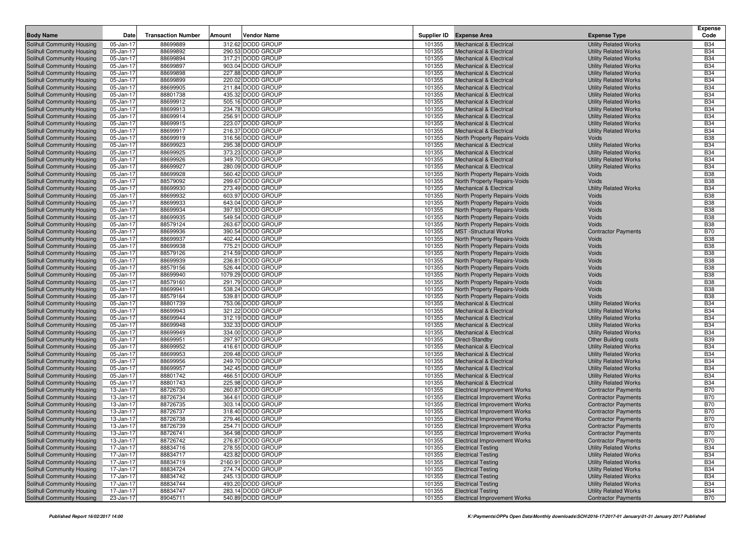| Body Name | Date | Transaction Number | Amount | Vendor Name | Supplier ID | Expense Area | Expense Type | Expense Code |
|---|---|---|---|---|---|---|---|---|
| Solihull Community Housing | 05-Jan-17 | 88699889 | 312.62 | DODD GROUP | 101355 | Mechanical & Electrical | Utility Related Works | B34 |
| Solihull Community Housing | 05-Jan-17 | 88699892 | 290.53 | DODD GROUP | 101355 | Mechanical & Electrical | Utility Related Works | B34 |
| Solihull Community Housing | 05-Jan-17 | 88699894 | 317.21 | DODD GROUP | 101355 | Mechanical & Electrical | Utility Related Works | B34 |
| Solihull Community Housing | 05-Jan-17 | 88699897 | 903.04 | DODD GROUP | 101355 | Mechanical & Electrical | Utility Related Works | B34 |
| Solihull Community Housing | 05-Jan-17 | 88699898 | 227.88 | DODD GROUP | 101355 | Mechanical & Electrical | Utility Related Works | B34 |
| Solihull Community Housing | 05-Jan-17 | 88699899 | 220.02 | DODD GROUP | 101355 | Mechanical & Electrical | Utility Related Works | B34 |
| Solihull Community Housing | 05-Jan-17 | 88699905 | 211.84 | DODD GROUP | 101355 | Mechanical & Electrical | Utility Related Works | B34 |
| Solihull Community Housing | 05-Jan-17 | 88801738 | 435.32 | DODD GROUP | 101355 | Mechanical & Electrical | Utility Related Works | B34 |
| Solihull Community Housing | 05-Jan-17 | 88699912 | 505.16 | DODD GROUP | 101355 | Mechanical & Electrical | Utility Related Works | B34 |
| Solihull Community Housing | 05-Jan-17 | 88699913 | 234.78 | DODD GROUP | 101355 | Mechanical & Electrical | Utility Related Works | B34 |
| Solihull Community Housing | 05-Jan-17 | 88699914 | 256.91 | DODD GROUP | 101355 | Mechanical & Electrical | Utility Related Works | B34 |
| Solihull Community Housing | 05-Jan-17 | 88699915 | 223.07 | DODD GROUP | 101355 | Mechanical & Electrical | Utility Related Works | B34 |
| Solihull Community Housing | 05-Jan-17 | 88699917 | 216.37 | DODD GROUP | 101355 | Mechanical & Electrical | Utility Related Works | B34 |
| Solihull Community Housing | 05-Jan-17 | 88699919 | 316.56 | DODD GROUP | 101355 | North Property Repairs-Voids | Voids | B38 |
| Solihull Community Housing | 05-Jan-17 | 88699923 | 295.38 | DODD GROUP | 101355 | Mechanical & Electrical | Utility Related Works | B34 |
| Solihull Community Housing | 05-Jan-17 | 88699925 | 373.23 | DODD GROUP | 101355 | Mechanical & Electrical | Utility Related Works | B34 |
| Solihull Community Housing | 05-Jan-17 | 88699926 | 349.70 | DODD GROUP | 101355 | Mechanical & Electrical | Utility Related Works | B34 |
| Solihull Community Housing | 05-Jan-17 | 88699927 | 280.09 | DODD GROUP | 101355 | Mechanical & Electrical | Utility Related Works | B34 |
| Solihull Community Housing | 05-Jan-17 | 88699928 | 560.42 | DODD GROUP | 101355 | North Property Repairs-Voids | Voids | B38 |
| Solihull Community Housing | 05-Jan-17 | 88579092 | 299.67 | DODD GROUP | 101355 | North Property Repairs-Voids | Voids | B38 |
| Solihull Community Housing | 05-Jan-17 | 88699930 | 273.49 | DODD GROUP | 101355 | Mechanical & Electrical | Utility Related Works | B34 |
| Solihull Community Housing | 05-Jan-17 | 88699932 | 603.97 | DODD GROUP | 101355 | North Property Repairs-Voids | Voids | B38 |
| Solihull Community Housing | 05-Jan-17 | 88699933 | 643.04 | DODD GROUP | 101355 | North Property Repairs-Voids | Voids | B38 |
| Solihull Community Housing | 05-Jan-17 | 88699934 | 397.93 | DODD GROUP | 101355 | North Property Repairs-Voids | Voids | B38 |
| Solihull Community Housing | 05-Jan-17 | 88699935 | 549.54 | DODD GROUP | 101355 | North Property Repairs-Voids | Voids | B38 |
| Solihull Community Housing | 05-Jan-17 | 88579124 | 263.67 | DODD GROUP | 101355 | North Property Repairs-Voids | Voids | B38 |
| Solihull Community Housing | 05-Jan-17 | 88699936 | 390.54 | DODD GROUP | 101355 | MST -Structural Works | Contractor Payments | B70 |
| Solihull Community Housing | 05-Jan-17 | 88699937 | 402.44 | DODD GROUP | 101355 | North Property Repairs-Voids | Voids | B38 |
| Solihull Community Housing | 05-Jan-17 | 88699938 | 775.21 | DODD GROUP | 101355 | North Property Repairs-Voids | Voids | B38 |
| Solihull Community Housing | 05-Jan-17 | 88579126 | 214.59 | DODD GROUP | 101355 | North Property Repairs-Voids | Voids | B38 |
| Solihull Community Housing | 05-Jan-17 | 88699939 | 236.81 | DODD GROUP | 101355 | North Property Repairs-Voids | Voids | B38 |
| Solihull Community Housing | 05-Jan-17 | 88579156 | 526.44 | DODD GROUP | 101355 | North Property Repairs-Voids | Voids | B38 |
| Solihull Community Housing | 05-Jan-17 | 88699940 | 1079.29 | DODD GROUP | 101355 | North Property Repairs-Voids | Voids | B38 |
| Solihull Community Housing | 05-Jan-17 | 88579160 | 291.79 | DODD GROUP | 101355 | North Property Repairs-Voids | Voids | B38 |
| Solihull Community Housing | 05-Jan-17 | 88699941 | 538.24 | DODD GROUP | 101355 | North Property Repairs-Voids | Voids | B38 |
| Solihull Community Housing | 05-Jan-17 | 88579164 | 539.81 | DODD GROUP | 101355 | North Property Repairs-Voids | Voids | B38 |
| Solihull Community Housing | 05-Jan-17 | 88801739 | 753.06 | DODD GROUP | 101355 | Mechanical & Electrical | Utility Related Works | B34 |
| Solihull Community Housing | 05-Jan-17 | 88699943 | 321.22 | DODD GROUP | 101355 | Mechanical & Electrical | Utility Related Works | B34 |
| Solihull Community Housing | 05-Jan-17 | 88699944 | 312.19 | DODD GROUP | 101355 | Mechanical & Electrical | Utility Related Works | B34 |
| Solihull Community Housing | 05-Jan-17 | 88699948 | 332.33 | DODD GROUP | 101355 | Mechanical & Electrical | Utility Related Works | B34 |
| Solihull Community Housing | 05-Jan-17 | 88699949 | 334.00 | DODD GROUP | 101355 | Mechanical & Electrical | Utility Related Works | B34 |
| Solihull Community Housing | 05-Jan-17 | 88699951 | 297.97 | DODD GROUP | 101355 | Direct-Standby | Other Building costs | B39 |
| Solihull Community Housing | 05-Jan-17 | 88699952 | 416.61 | DODD GROUP | 101355 | Mechanical & Electrical | Utility Related Works | B34 |
| Solihull Community Housing | 05-Jan-17 | 88699953 | 209.48 | DODD GROUP | 101355 | Mechanical & Electrical | Utility Related Works | B34 |
| Solihull Community Housing | 05-Jan-17 | 88699956 | 249.70 | DODD GROUP | 101355 | Mechanical & Electrical | Utility Related Works | B34 |
| Solihull Community Housing | 05-Jan-17 | 88699957 | 342.45 | DODD GROUP | 101355 | Mechanical & Electrical | Utility Related Works | B34 |
| Solihull Community Housing | 05-Jan-17 | 88801742 | 466.51 | DODD GROUP | 101355 | Mechanical & Electrical | Utility Related Works | B34 |
| Solihull Community Housing | 05-Jan-17 | 88801743 | 225.98 | DODD GROUP | 101355 | Mechanical & Electrical | Utility Related Works | B34 |
| Solihull Community Housing | 13-Jan-17 | 88726730 | 260.87 | DODD GROUP | 101355 | Electrical Improvement Works | Contractor Payments | B70 |
| Solihull Community Housing | 13-Jan-17 | 88726734 | 364.61 | DODD GROUP | 101355 | Electrical Improvement Works | Contractor Payments | B70 |
| Solihull Community Housing | 13-Jan-17 | 88726735 | 303.14 | DODD GROUP | 101355 | Electrical Improvement Works | Contractor Payments | B70 |
| Solihull Community Housing | 13-Jan-17 | 88726737 | 318.40 | DODD GROUP | 101355 | Electrical Improvement Works | Contractor Payments | B70 |
| Solihull Community Housing | 13-Jan-17 | 88726738 | 279.46 | DODD GROUP | 101355 | Electrical Improvement Works | Contractor Payments | B70 |
| Solihull Community Housing | 13-Jan-17 | 88726739 | 254.71 | DODD GROUP | 101355 | Electrical Improvement Works | Contractor Payments | B70 |
| Solihull Community Housing | 13-Jan-17 | 88726741 | 364.98 | DODD GROUP | 101355 | Electrical Improvement Works | Contractor Payments | B70 |
| Solihull Community Housing | 13-Jan-17 | 88726742 | 276.87 | DODD GROUP | 101355 | Electrical Improvement Works | Contractor Payments | B70 |
| Solihull Community Housing | 17-Jan-17 | 88834716 | 278.55 | DODD GROUP | 101355 | Electrical Testing | Utility Related Works | B34 |
| Solihull Community Housing | 17-Jan-17 | 88834717 | 423.82 | DODD GROUP | 101355 | Electrical Testing | Utility Related Works | B34 |
| Solihull Community Housing | 17-Jan-17 | 88834719 | 2160.91 | DODD GROUP | 101355 | Electrical Testing | Utility Related Works | B34 |
| Solihull Community Housing | 17-Jan-17 | 88834724 | 274.74 | DODD GROUP | 101355 | Electrical Testing | Utility Related Works | B34 |
| Solihull Community Housing | 17-Jan-17 | 88834742 | 245.13 | DODD GROUP | 101355 | Electrical Testing | Utility Related Works | B34 |
| Solihull Community Housing | 17-Jan-17 | 88834744 | 493.20 | DODD GROUP | 101355 | Electrical Testing | Utility Related Works | B34 |
| Solihull Community Housing | 17-Jan-17 | 88834747 | 283.14 | DODD GROUP | 101355 | Electrical Testing | Utility Related Works | B34 |
| Solihull Community Housing | 23-Jan-17 | 89045711 | 540.89 | DODD GROUP | 101355 | Electrical Improvement Works | Contractor Payments | B70 |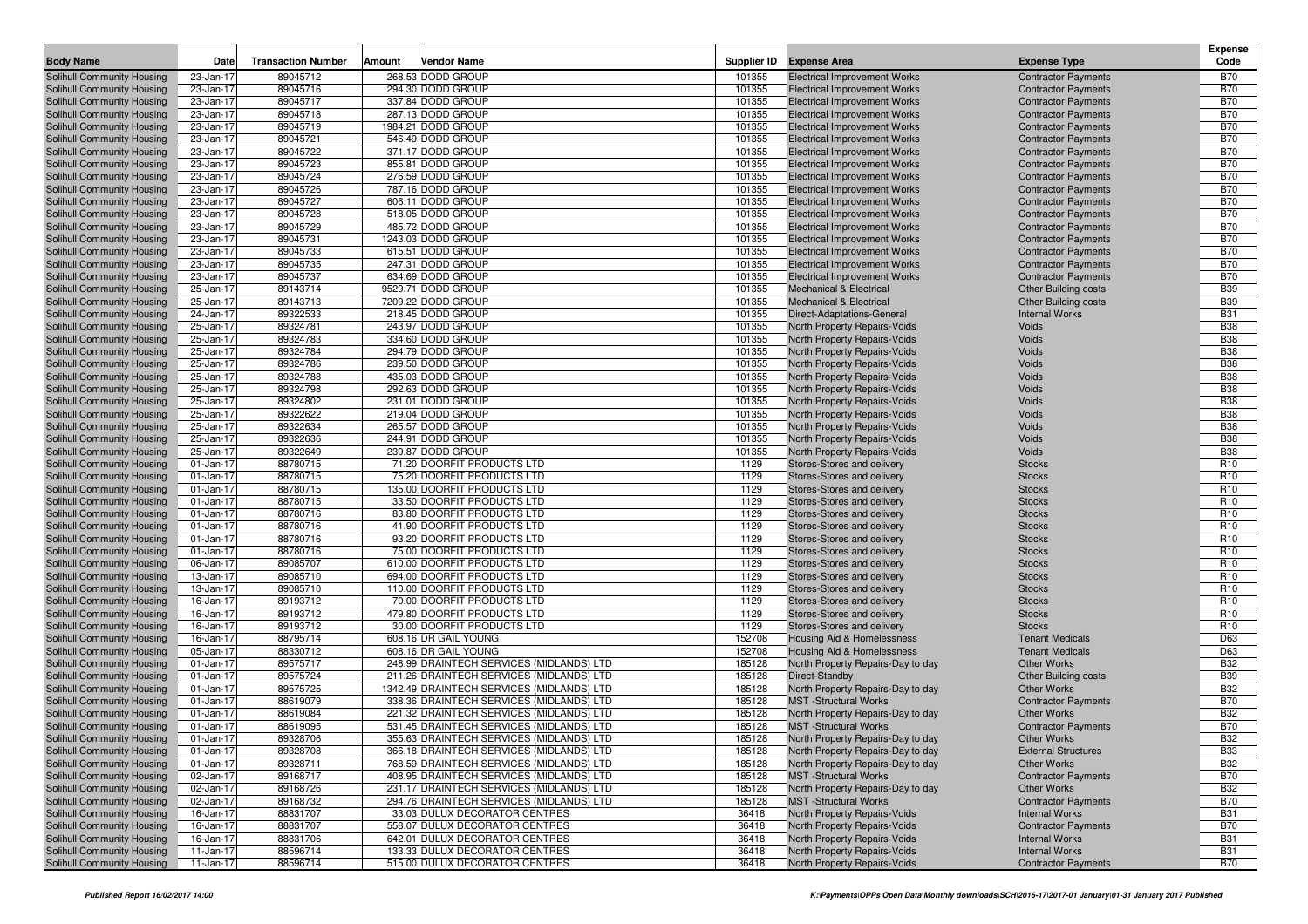| Body Name | Date | Transaction Number | Amount | Vendor Name | Supplier ID | Expense Area | Expense Type | Expense Code |
|---|---|---|---|---|---|---|---|---|
| Solihull Community Housing | 23-Jan-17 | 89045712 | 268.53 | DODD GROUP | 101355 | Electrical Improvement Works | Contractor Payments | B70 |
| Solihull Community Housing | 23-Jan-17 | 89045716 | 294.30 | DODD GROUP | 101355 | Electrical Improvement Works | Contractor Payments | B70 |
| Solihull Community Housing | 23-Jan-17 | 89045717 | 337.84 | DODD GROUP | 101355 | Electrical Improvement Works | Contractor Payments | B70 |
| Solihull Community Housing | 23-Jan-17 | 89045718 | 287.13 | DODD GROUP | 101355 | Electrical Improvement Works | Contractor Payments | B70 |
| Solihull Community Housing | 23-Jan-17 | 89045719 | 1984.21 | DODD GROUP | 101355 | Electrical Improvement Works | Contractor Payments | B70 |
| Solihull Community Housing | 23-Jan-17 | 89045721 | 546.49 | DODD GROUP | 101355 | Electrical Improvement Works | Contractor Payments | B70 |
| Solihull Community Housing | 23-Jan-17 | 89045722 | 371.17 | DODD GROUP | 101355 | Electrical Improvement Works | Contractor Payments | B70 |
| Solihull Community Housing | 23-Jan-17 | 89045723 | 855.81 | DODD GROUP | 101355 | Electrical Improvement Works | Contractor Payments | B70 |
| Solihull Community Housing | 23-Jan-17 | 89045724 | 276.59 | DODD GROUP | 101355 | Electrical Improvement Works | Contractor Payments | B70 |
| Solihull Community Housing | 23-Jan-17 | 89045726 | 787.16 | DODD GROUP | 101355 | Electrical Improvement Works | Contractor Payments | B70 |
| Solihull Community Housing | 23-Jan-17 | 89045727 | 606.11 | DODD GROUP | 101355 | Electrical Improvement Works | Contractor Payments | B70 |
| Solihull Community Housing | 23-Jan-17 | 89045728 | 518.05 | DODD GROUP | 101355 | Electrical Improvement Works | Contractor Payments | B70 |
| Solihull Community Housing | 23-Jan-17 | 89045729 | 485.72 | DODD GROUP | 101355 | Electrical Improvement Works | Contractor Payments | B70 |
| Solihull Community Housing | 23-Jan-17 | 89045731 | 1243.03 | DODD GROUP | 101355 | Electrical Improvement Works | Contractor Payments | B70 |
| Solihull Community Housing | 23-Jan-17 | 89045733 | 615.51 | DODD GROUP | 101355 | Electrical Improvement Works | Contractor Payments | B70 |
| Solihull Community Housing | 23-Jan-17 | 89045735 | 247.31 | DODD GROUP | 101355 | Electrical Improvement Works | Contractor Payments | B70 |
| Solihull Community Housing | 23-Jan-17 | 89045737 | 634.69 | DODD GROUP | 101355 | Electrical Improvement Works | Contractor Payments | B70 |
| Solihull Community Housing | 25-Jan-17 | 89143714 | 9529.71 | DODD GROUP | 101355 | Mechanical & Electrical | Other Building costs | B39 |
| Solihull Community Housing | 25-Jan-17 | 89143713 | 7209.22 | DODD GROUP | 101355 | Mechanical & Electrical | Other Building costs | B39 |
| Solihull Community Housing | 24-Jan-17 | 89322533 | 218.45 | DODD GROUP | 101355 | Direct-Adaptations-General | Internal Works | B31 |
| Solihull Community Housing | 25-Jan-17 | 89324781 | 243.97 | DODD GROUP | 101355 | North Property Repairs-Voids | Voids | B38 |
| Solihull Community Housing | 25-Jan-17 | 89324783 | 334.60 | DODD GROUP | 101355 | North Property Repairs-Voids | Voids | B38 |
| Solihull Community Housing | 25-Jan-17 | 89324784 | 294.79 | DODD GROUP | 101355 | North Property Repairs-Voids | Voids | B38 |
| Solihull Community Housing | 25-Jan-17 | 89324786 | 239.50 | DODD GROUP | 101355 | North Property Repairs-Voids | Voids | B38 |
| Solihull Community Housing | 25-Jan-17 | 89324788 | 435.03 | DODD GROUP | 101355 | North Property Repairs-Voids | Voids | B38 |
| Solihull Community Housing | 25-Jan-17 | 89324798 | 292.63 | DODD GROUP | 101355 | North Property Repairs-Voids | Voids | B38 |
| Solihull Community Housing | 25-Jan-17 | 89324802 | 231.01 | DODD GROUP | 101355 | North Property Repairs-Voids | Voids | B38 |
| Solihull Community Housing | 25-Jan-17 | 89322622 | 219.04 | DODD GROUP | 101355 | North Property Repairs-Voids | Voids | B38 |
| Solihull Community Housing | 25-Jan-17 | 89322634 | 265.57 | DODD GROUP | 101355 | North Property Repairs-Voids | Voids | B38 |
| Solihull Community Housing | 25-Jan-17 | 89322636 | 244.91 | DODD GROUP | 101355 | North Property Repairs-Voids | Voids | B38 |
| Solihull Community Housing | 25-Jan-17 | 89322649 | 239.87 | DODD GROUP | 101355 | North Property Repairs-Voids | Voids | B38 |
| Solihull Community Housing | 01-Jan-17 | 88780715 | 71.20 | DOORFIT PRODUCTS LTD | 1129 | Stores-Stores and delivery | Stocks | R10 |
| Solihull Community Housing | 01-Jan-17 | 88780715 | 75.20 | DOORFIT PRODUCTS LTD | 1129 | Stores-Stores and delivery | Stocks | R10 |
| Solihull Community Housing | 01-Jan-17 | 88780715 | 135.00 | DOORFIT PRODUCTS LTD | 1129 | Stores-Stores and delivery | Stocks | R10 |
| Solihull Community Housing | 01-Jan-17 | 88780715 | 33.50 | DOORFIT PRODUCTS LTD | 1129 | Stores-Stores and delivery | Stocks | R10 |
| Solihull Community Housing | 01-Jan-17 | 88780716 | 83.80 | DOORFIT PRODUCTS LTD | 1129 | Stores-Stores and delivery | Stocks | R10 |
| Solihull Community Housing | 01-Jan-17 | 88780716 | 41.90 | DOORFIT PRODUCTS LTD | 1129 | Stores-Stores and delivery | Stocks | R10 |
| Solihull Community Housing | 01-Jan-17 | 88780716 | 93.20 | DOORFIT PRODUCTS LTD | 1129 | Stores-Stores and delivery | Stocks | R10 |
| Solihull Community Housing | 01-Jan-17 | 88780716 | 75.00 | DOORFIT PRODUCTS LTD | 1129 | Stores-Stores and delivery | Stocks | R10 |
| Solihull Community Housing | 06-Jan-17 | 89085707 | 610.00 | DOORFIT PRODUCTS LTD | 1129 | Stores-Stores and delivery | Stocks | R10 |
| Solihull Community Housing | 13-Jan-17 | 89085710 | 694.00 | DOORFIT PRODUCTS LTD | 1129 | Stores-Stores and delivery | Stocks | R10 |
| Solihull Community Housing | 13-Jan-17 | 89085710 | 110.00 | DOORFIT PRODUCTS LTD | 1129 | Stores-Stores and delivery | Stocks | R10 |
| Solihull Community Housing | 16-Jan-17 | 89193712 | 70.00 | DOORFIT PRODUCTS LTD | 1129 | Stores-Stores and delivery | Stocks | R10 |
| Solihull Community Housing | 16-Jan-17 | 89193712 | 479.80 | DOORFIT PRODUCTS LTD | 1129 | Stores-Stores and delivery | Stocks | R10 |
| Solihull Community Housing | 16-Jan-17 | 89193712 | 30.00 | DOORFIT PRODUCTS LTD | 1129 | Stores-Stores and delivery | Stocks | R10 |
| Solihull Community Housing | 16-Jan-17 | 88795714 | 608.16 | DR GAIL YOUNG | 152708 | Housing Aid & Homelessness | Tenant Medicals | D63 |
| Solihull Community Housing | 05-Jan-17 | 88330712 | 608.16 | DR GAIL YOUNG | 152708 | Housing Aid & Homelessness | Tenant Medicals | D63 |
| Solihull Community Housing | 01-Jan-17 | 89575717 | 248.99 | DRAINTECH SERVICES (MIDLANDS) LTD | 185128 | North Property Repairs-Day to day | Other Works | B32 |
| Solihull Community Housing | 01-Jan-17 | 89575724 | 211.26 | DRAINTECH SERVICES (MIDLANDS) LTD | 185128 | Direct-Standby | Other Building costs | B39 |
| Solihull Community Housing | 01-Jan-17 | 89575725 | 1342.49 | DRAINTECH SERVICES (MIDLANDS) LTD | 185128 | North Property Repairs-Day to day | Other Works | B32 |
| Solihull Community Housing | 01-Jan-17 | 88619079 | 338.36 | DRAINTECH SERVICES (MIDLANDS) LTD | 185128 | MST -Structural Works | Contractor Payments | B70 |
| Solihull Community Housing | 01-Jan-17 | 88619084 | 221.32 | DRAINTECH SERVICES (MIDLANDS) LTD | 185128 | North Property Repairs-Day to day | Other Works | B32 |
| Solihull Community Housing | 01-Jan-17 | 88619095 | 531.45 | DRAINTECH SERVICES (MIDLANDS) LTD | 185128 | MST -Structural Works | Contractor Payments | B70 |
| Solihull Community Housing | 01-Jan-17 | 89328706 | 355.63 | DRAINTECH SERVICES (MIDLANDS) LTD | 185128 | North Property Repairs-Day to day | Other Works | B32 |
| Solihull Community Housing | 01-Jan-17 | 89328708 | 366.18 | DRAINTECH SERVICES (MIDLANDS) LTD | 185128 | North Property Repairs-Day to day | External Structures | B33 |
| Solihull Community Housing | 01-Jan-17 | 89328711 | 768.59 | DRAINTECH SERVICES (MIDLANDS) LTD | 185128 | North Property Repairs-Day to day | Other Works | B32 |
| Solihull Community Housing | 02-Jan-17 | 89168717 | 408.95 | DRAINTECH SERVICES (MIDLANDS) LTD | 185128 | MST -Structural Works | Contractor Payments | B70 |
| Solihull Community Housing | 02-Jan-17 | 89168726 | 231.17 | DRAINTECH SERVICES (MIDLANDS) LTD | 185128 | North Property Repairs-Day to day | Other Works | B32 |
| Solihull Community Housing | 02-Jan-17 | 89168732 | 294.76 | DRAINTECH SERVICES (MIDLANDS) LTD | 185128 | MST -Structural Works | Contractor Payments | B70 |
| Solihull Community Housing | 16-Jan-17 | 88831707 | 33.03 | DULUX DECORATOR CENTRES | 36418 | North Property Repairs-Voids | Internal Works | B31 |
| Solihull Community Housing | 16-Jan-17 | 88831707 | 558.07 | DULUX DECORATOR CENTRES | 36418 | North Property Repairs-Voids | Contractor Payments | B70 |
| Solihull Community Housing | 16-Jan-17 | 88831706 | 642.01 | DULUX DECORATOR CENTRES | 36418 | North Property Repairs-Voids | Internal Works | B31 |
| Solihull Community Housing | 11-Jan-17 | 88596714 | 133.33 | DULUX DECORATOR CENTRES | 36418 | North Property Repairs-Voids | Internal Works | B31 |
| Solihull Community Housing | 11-Jan-17 | 88596714 | 515.00 | DULUX DECORATOR CENTRES | 36418 | North Property Repairs-Voids | Contractor Payments | B70 |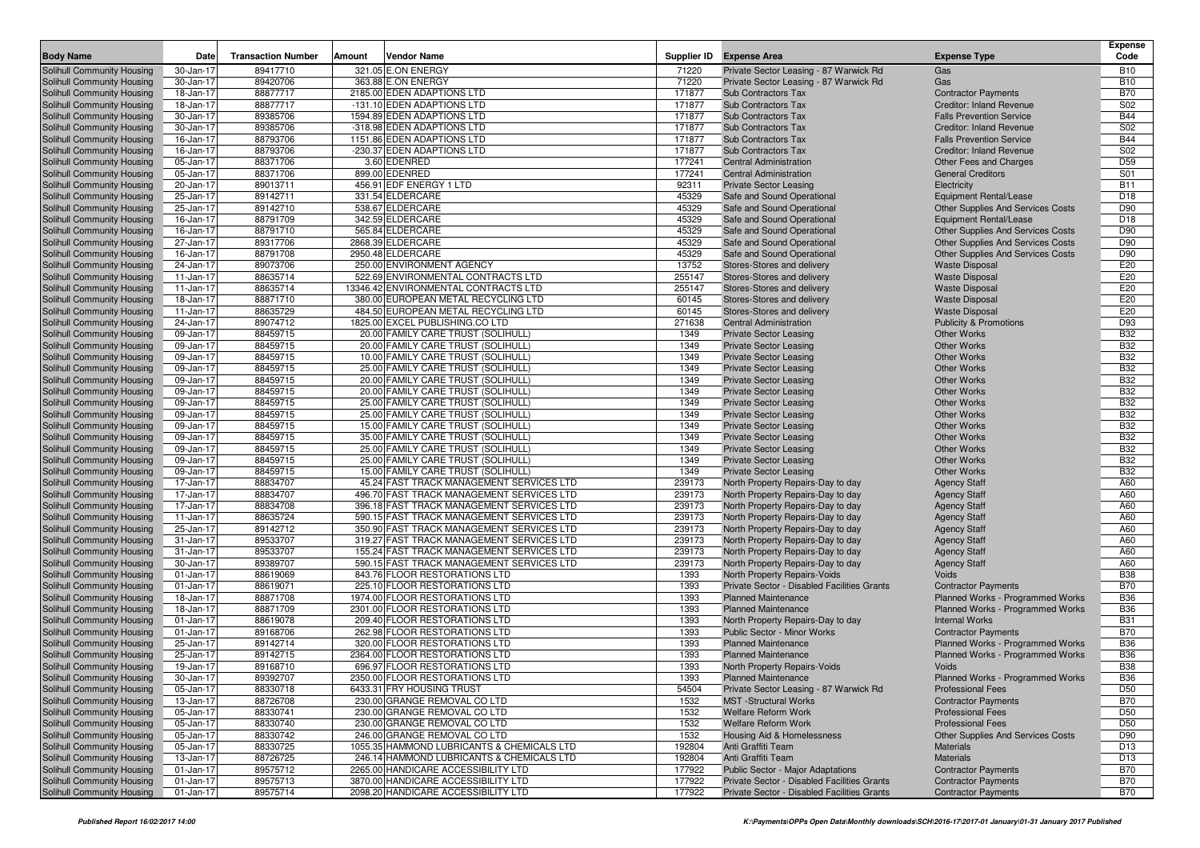| Body Name | Date | Transaction Number | Amount | Vendor Name | Supplier ID | Expense Area | Expense Type | Expense Code |
|---|---|---|---|---|---|---|---|---|
| Solihull Community Housing | 30-Jan-17 | 89417710 | 321.05 | E.ON ENERGY | 71220 | Private Sector Leasing - 87 Warwick Rd | Gas | B10 |
| Solihull Community Housing | 30-Jan-17 | 89420706 | 363.88 | E.ON ENERGY | 71220 | Private Sector Leasing - 87 Warwick Rd | Gas | B10 |
| Solihull Community Housing | 18-Jan-17 | 88877717 | 2185.00 | EDEN ADAPTIONS LTD | 171877 | Sub Contractors Tax | Contractor Payments | B70 |
| Solihull Community Housing | 18-Jan-17 | 88877717 | -131.10 | EDEN ADAPTIONS LTD | 171877 | Sub Contractors Tax | Creditor: Inland Revenue | S02 |
| Solihull Community Housing | 30-Jan-17 | 89385706 | 1594.89 | EDEN ADAPTIONS LTD | 171877 | Sub Contractors Tax | Falls Prevention Service | B44 |
| Solihull Community Housing | 30-Jan-17 | 89385706 | -318.98 | EDEN ADAPTIONS LTD | 171877 | Sub Contractors Tax | Creditor: Inland Revenue | S02 |
| Solihull Community Housing | 16-Jan-17 | 88793706 | 1151.86 | EDEN ADAPTIONS LTD | 171877 | Sub Contractors Tax | Falls Prevention Service | B44 |
| Solihull Community Housing | 16-Jan-17 | 88793706 | -230.37 | EDEN ADAPTIONS LTD | 171877 | Sub Contractors Tax | Creditor: Inland Revenue | S02 |
| Solihull Community Housing | 05-Jan-17 | 88371706 | 3.60 | EDENRED | 177241 | Central Administration | Other Fees and Charges | D59 |
| Solihull Community Housing | 05-Jan-17 | 88371706 | 899.00 | EDENRED | 177241 | Central Administration | General Creditors | S01 |
| Solihull Community Housing | 20-Jan-17 | 89013711 | 456.91 | EDF ENERGY 1 LTD | 92311 | Private Sector Leasing | Electricity | B11 |
| Solihull Community Housing | 25-Jan-17 | 89142711 | 331.54 | ELDERCARE | 45329 | Safe and Sound Operational | Equipment Rental/Lease | D18 |
| Solihull Community Housing | 25-Jan-17 | 89142710 | 538.67 | ELDERCARE | 45329 | Safe and Sound Operational | Other Supplies And Services Costs | D90 |
| Solihull Community Housing | 16-Jan-17 | 88791709 | 342.59 | ELDERCARE | 45329 | Safe and Sound Operational | Equipment Rental/Lease | D18 |
| Solihull Community Housing | 16-Jan-17 | 88791710 | 565.84 | ELDERCARE | 45329 | Safe and Sound Operational | Other Supplies And Services Costs | D90 |
| Solihull Community Housing | 27-Jan-17 | 89317706 | 2868.39 | ELDERCARE | 45329 | Safe and Sound Operational | Other Supplies And Services Costs | D90 |
| Solihull Community Housing | 16-Jan-17 | 88791708 | 2950.48 | ELDERCARE | 45329 | Safe and Sound Operational | Other Supplies And Services Costs | D90 |
| Solihull Community Housing | 24-Jan-17 | 89073706 | 250.00 | ENVIRONMENT AGENCY | 13752 | Stores-Stores and delivery | Waste Disposal | E20 |
| Solihull Community Housing | 11-Jan-17 | 88635714 | 522.69 | ENVIRONMENTAL CONTRACTS LTD | 255147 | Stores-Stores and delivery | Waste Disposal | E20 |
| Solihull Community Housing | 11-Jan-17 | 88635714 | 13346.42 | ENVIRONMENTAL CONTRACTS LTD | 255147 | Stores-Stores and delivery | Waste Disposal | E20 |
| Solihull Community Housing | 18-Jan-17 | 88871710 | 380.00 | EUROPEAN METAL RECYCLING LTD | 60145 | Stores-Stores and delivery | Waste Disposal | E20 |
| Solihull Community Housing | 11-Jan-17 | 88635729 | 484.50 | EUROPEAN METAL RECYCLING LTD | 60145 | Stores-Stores and delivery | Waste Disposal | E20 |
| Solihull Community Housing | 24-Jan-17 | 89074712 | 1825.00 | EXCEL PUBLISHING.CO LTD | 271638 | Central Administration | Publicity & Promotions | D93 |
| Solihull Community Housing | 09-Jan-17 | 88459715 | 20.00 | FAMILY CARE TRUST (SOLIHULL) | 1349 | Private Sector Leasing | Other Works | B32 |
| Solihull Community Housing | 09-Jan-17 | 88459715 | 20.00 | FAMILY CARE TRUST (SOLIHULL) | 1349 | Private Sector Leasing | Other Works | B32 |
| Solihull Community Housing | 09-Jan-17 | 88459715 | 10.00 | FAMILY CARE TRUST (SOLIHULL) | 1349 | Private Sector Leasing | Other Works | B32 |
| Solihull Community Housing | 09-Jan-17 | 88459715 | 25.00 | FAMILY CARE TRUST (SOLIHULL) | 1349 | Private Sector Leasing | Other Works | B32 |
| Solihull Community Housing | 09-Jan-17 | 88459715 | 20.00 | FAMILY CARE TRUST (SOLIHULL) | 1349 | Private Sector Leasing | Other Works | B32 |
| Solihull Community Housing | 09-Jan-17 | 88459715 | 20.00 | FAMILY CARE TRUST (SOLIHULL) | 1349 | Private Sector Leasing | Other Works | B32 |
| Solihull Community Housing | 09-Jan-17 | 88459715 | 25.00 | FAMILY CARE TRUST (SOLIHULL) | 1349 | Private Sector Leasing | Other Works | B32 |
| Solihull Community Housing | 09-Jan-17 | 88459715 | 25.00 | FAMILY CARE TRUST (SOLIHULL) | 1349 | Private Sector Leasing | Other Works | B32 |
| Solihull Community Housing | 09-Jan-17 | 88459715 | 15.00 | FAMILY CARE TRUST (SOLIHULL) | 1349 | Private Sector Leasing | Other Works | B32 |
| Solihull Community Housing | 09-Jan-17 | 88459715 | 35.00 | FAMILY CARE TRUST (SOLIHULL) | 1349 | Private Sector Leasing | Other Works | B32 |
| Solihull Community Housing | 09-Jan-17 | 88459715 | 25.00 | FAMILY CARE TRUST (SOLIHULL) | 1349 | Private Sector Leasing | Other Works | B32 |
| Solihull Community Housing | 09-Jan-17 | 88459715 | 25.00 | FAMILY CARE TRUST (SOLIHULL) | 1349 | Private Sector Leasing | Other Works | B32 |
| Solihull Community Housing | 09-Jan-17 | 88459715 | 15.00 | FAMILY CARE TRUST (SOLIHULL) | 1349 | Private Sector Leasing | Other Works | B32 |
| Solihull Community Housing | 17-Jan-17 | 88834707 | 45.24 | FAST TRACK MANAGEMENT SERVICES LTD | 239173 | North Property Repairs-Day to day | Agency Staff | A60 |
| Solihull Community Housing | 17-Jan-17 | 88834707 | 496.70 | FAST TRACK MANAGEMENT SERVICES LTD | 239173 | North Property Repairs-Day to day | Agency Staff | A60 |
| Solihull Community Housing | 17-Jan-17 | 88834708 | 396.18 | FAST TRACK MANAGEMENT SERVICES LTD | 239173 | North Property Repairs-Day to day | Agency Staff | A60 |
| Solihull Community Housing | 11-Jan-17 | 88635724 | 590.15 | FAST TRACK MANAGEMENT SERVICES LTD | 239173 | North Property Repairs-Day to day | Agency Staff | A60 |
| Solihull Community Housing | 25-Jan-17 | 89142712 | 350.90 | FAST TRACK MANAGEMENT SERVICES LTD | 239173 | North Property Repairs-Day to day | Agency Staff | A60 |
| Solihull Community Housing | 31-Jan-17 | 89533707 | 319.27 | FAST TRACK MANAGEMENT SERVICES LTD | 239173 | North Property Repairs-Day to day | Agency Staff | A60 |
| Solihull Community Housing | 31-Jan-17 | 89533707 | 155.24 | FAST TRACK MANAGEMENT SERVICES LTD | 239173 | North Property Repairs-Day to day | Agency Staff | A60 |
| Solihull Community Housing | 30-Jan-17 | 89389707 | 590.15 | FAST TRACK MANAGEMENT SERVICES LTD | 239173 | North Property Repairs-Day to day | Agency Staff | A60 |
| Solihull Community Housing | 01-Jan-17 | 88619069 | 843.76 | FLOOR RESTORATIONS LTD | 1393 | North Property Repairs-Voids | Voids | B38 |
| Solihull Community Housing | 01-Jan-17 | 88619071 | 225.10 | FLOOR RESTORATIONS LTD | 1393 | Private Sector - Disabled Facilities Grants | Contractor Payments | B70 |
| Solihull Community Housing | 18-Jan-17 | 88871708 | 1974.00 | FLOOR RESTORATIONS LTD | 1393 | Planned Maintenance | Planned Works - Programmed Works | B36 |
| Solihull Community Housing | 18-Jan-17 | 88871709 | 2301.00 | FLOOR RESTORATIONS LTD | 1393 | Planned Maintenance | Planned Works - Programmed Works | B36 |
| Solihull Community Housing | 01-Jan-17 | 88619078 | 209.40 | FLOOR RESTORATIONS LTD | 1393 | North Property Repairs-Day to day | Internal Works | B31 |
| Solihull Community Housing | 01-Jan-17 | 89168706 | 262.98 | FLOOR RESTORATIONS LTD | 1393 | Public Sector - Minor Works | Contractor Payments | B70 |
| Solihull Community Housing | 25-Jan-17 | 89142714 | 320.00 | FLOOR RESTORATIONS LTD | 1393 | Planned Maintenance | Planned Works - Programmed Works | B36 |
| Solihull Community Housing | 25-Jan-17 | 89142715 | 2364.00 | FLOOR RESTORATIONS LTD | 1393 | Planned Maintenance | Planned Works - Programmed Works | B36 |
| Solihull Community Housing | 19-Jan-17 | 89168710 | 696.97 | FLOOR RESTORATIONS LTD | 1393 | North Property Repairs-Voids | Voids | B38 |
| Solihull Community Housing | 30-Jan-17 | 89392707 | 2350.00 | FLOOR RESTORATIONS LTD | 1393 | Planned Maintenance | Planned Works - Programmed Works | B36 |
| Solihull Community Housing | 05-Jan-17 | 88330718 | 6433.31 | FRY HOUSING TRUST | 54504 | Private Sector Leasing - 87 Warwick Rd | Professional Fees | D50 |
| Solihull Community Housing | 13-Jan-17 | 88726708 | 230.00 | GRANGE REMOVAL CO LTD | 1532 | MST -Structural Works | Contractor Payments | B70 |
| Solihull Community Housing | 05-Jan-17 | 88330741 | 230.00 | GRANGE REMOVAL CO LTD | 1532 | Welfare Reform Work | Professional Fees | D50 |
| Solihull Community Housing | 05-Jan-17 | 88330740 | 230.00 | GRANGE REMOVAL CO LTD | 1532 | Welfare Reform Work | Professional Fees | D50 |
| Solihull Community Housing | 05-Jan-17 | 88330742 | 246.00 | GRANGE REMOVAL CO LTD | 1532 | Housing Aid & Homelessness | Other Supplies And Services Costs | D90 |
| Solihull Community Housing | 05-Jan-17 | 88330725 | 1055.35 | HAMMOND LUBRICANTS & CHEMICALS LTD | 192804 | Anti Graffiti Team | Materials | D13 |
| Solihull Community Housing | 13-Jan-17 | 88726725 | 246.14 | HAMMOND LUBRICANTS & CHEMICALS LTD | 192804 | Anti Graffiti Team | Materials | D13 |
| Solihull Community Housing | 01-Jan-17 | 89575712 | 2265.00 | HANDICARE ACCESSIBILITY LTD | 177922 | Public Sector - Major Adaptations | Contractor Payments | B70 |
| Solihull Community Housing | 01-Jan-17 | 89575713 | 3870.00 | HANDICARE ACCESSIBILITY LTD | 177922 | Private Sector - Disabled Facilities Grants | Contractor Payments | B70 |
| Solihull Community Housing | 01-Jan-17 | 89575714 | 2098.20 | HANDICARE ACCESSIBILITY LTD | 177922 | Private Sector - Disabled Facilities Grants | Contractor Payments | B70 |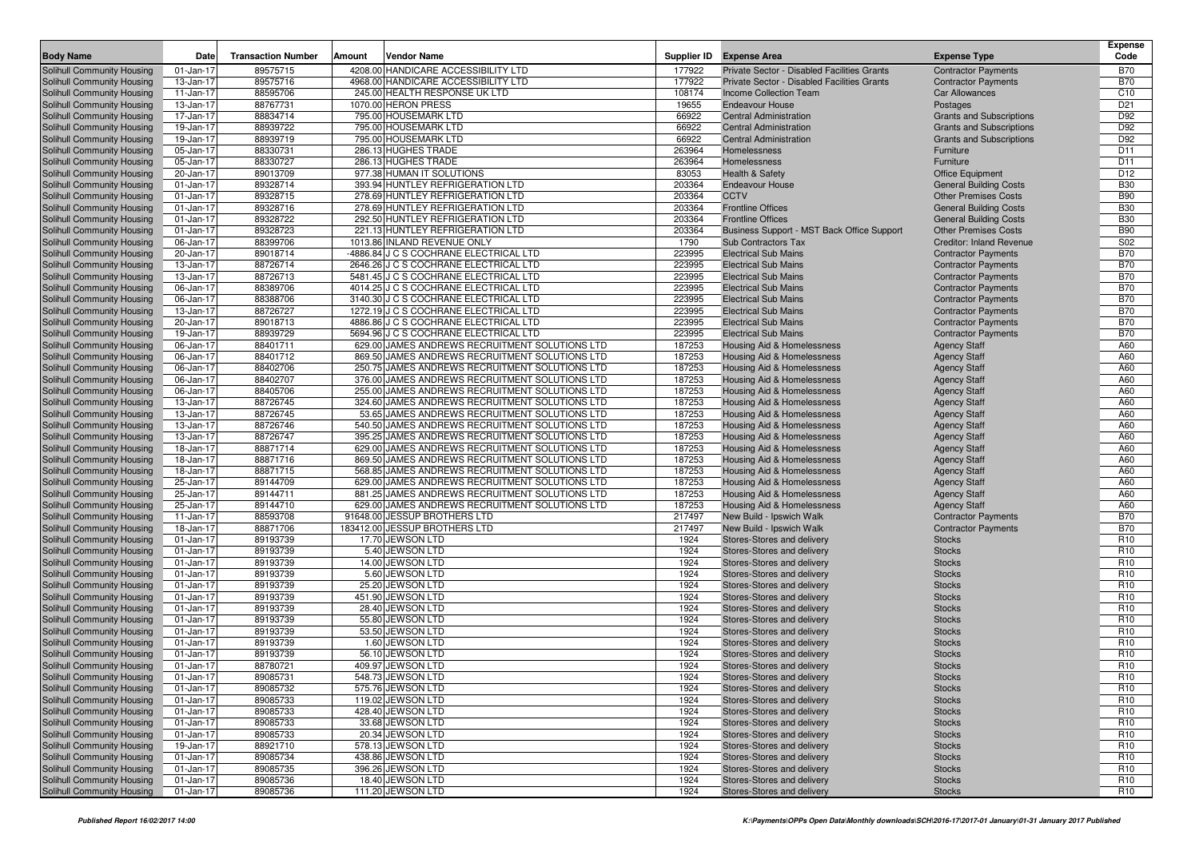| Body Name | Date | Transaction Number | Amount | Vendor Name | Supplier ID | Expense Area | Expense Type | Expense Code |
|---|---|---|---|---|---|---|---|---|
| Solihull Community Housing | 01-Jan-17 | 89575715 | 4208.00 | HANDICARE ACCESSIBILITY LTD | 177922 | Private Sector - Disabled Facilities Grants | Contractor Payments | B70 |
| Solihull Community Housing | 13-Jan-17 | 89575716 | 4968.00 | HANDICARE ACCESSIBILITY LTD | 177922 | Private Sector - Disabled Facilities Grants | Contractor Payments | B70 |
| Solihull Community Housing | 11-Jan-17 | 88595706 | 245.00 | HEALTH RESPONSE UK LTD | 108174 | Income Collection Team | Car Allowances | C10 |
| Solihull Community Housing | 13-Jan-17 | 88767731 | 1070.00 | HERON PRESS | 19655 | Endeavour House | Postages | D21 |
| Solihull Community Housing | 17-Jan-17 | 88834714 | 795.00 | HOUSEMARK LTD | 66922 | Central Administration | Grants and Subscriptions | D92 |
| Solihull Community Housing | 19-Jan-17 | 88939722 | 795.00 | HOUSEMARK LTD | 66922 | Central Administration | Grants and Subscriptions | D92 |
| Solihull Community Housing | 19-Jan-17 | 88939719 | 795.00 | HOUSEMARK LTD | 66922 | Central Administration | Grants and Subscriptions | D92 |
| Solihull Community Housing | 05-Jan-17 | 88330731 | 286.13 | HUGHES TRADE | 263964 | Homelessness | Furniture | D11 |
| Solihull Community Housing | 05-Jan-17 | 88330727 | 286.13 | HUGHES TRADE | 263964 | Homelessness | Furniture | D11 |
| Solihull Community Housing | 20-Jan-17 | 89013709 | 977.38 | HUMAN IT SOLUTIONS | 83053 | Health & Safety | Office Equipment | D12 |
| Solihull Community Housing | 01-Jan-17 | 89328714 | 393.94 | HUNTLEY REFRIGERATION LTD | 203364 | Endeavour House | General Building Costs | B30 |
| Solihull Community Housing | 01-Jan-17 | 89328715 | 278.69 | HUNTLEY REFRIGERATION LTD | 203364 | CCTV | Other Premises Costs | B90 |
| Solihull Community Housing | 01-Jan-17 | 89328716 | 278.69 | HUNTLEY REFRIGERATION LTD | 203364 | Frontline Offices | General Building Costs | B30 |
| Solihull Community Housing | 01-Jan-17 | 89328722 | 292.50 | HUNTLEY REFRIGERATION LTD | 203364 | Frontline Offices | General Building Costs | B30 |
| Solihull Community Housing | 01-Jan-17 | 89328723 | 221.13 | HUNTLEY REFRIGERATION LTD | 203364 | Business Support - MST Back Office Support | Other Premises Costs | B90 |
| Solihull Community Housing | 06-Jan-17 | 88399706 | 1013.86 | INLAND REVENUE ONLY | 1790 | Sub Contractors Tax | Creditor: Inland Revenue | S02 |
| Solihull Community Housing | 20-Jan-17 | 89018714 | -4886.84 | J C S COCHRANE ELECTRICAL LTD | 223995 | Electrical Sub Mains | Contractor Payments | B70 |
| Solihull Community Housing | 13-Jan-17 | 88726714 | 2646.26 | J C S COCHRANE ELECTRICAL LTD | 223995 | Electrical Sub Mains | Contractor Payments | B70 |
| Solihull Community Housing | 13-Jan-17 | 88726713 | 5481.45 | J C S COCHRANE ELECTRICAL LTD | 223995 | Electrical Sub Mains | Contractor Payments | B70 |
| Solihull Community Housing | 06-Jan-17 | 88389706 | 4014.25 | J C S COCHRANE ELECTRICAL LTD | 223995 | Electrical Sub Mains | Contractor Payments | B70 |
| Solihull Community Housing | 06-Jan-17 | 88388706 | 3140.30 | J C S COCHRANE ELECTRICAL LTD | 223995 | Electrical Sub Mains | Contractor Payments | B70 |
| Solihull Community Housing | 13-Jan-17 | 88726727 | 1272.19 | J C S COCHRANE ELECTRICAL LTD | 223995 | Electrical Sub Mains | Contractor Payments | B70 |
| Solihull Community Housing | 20-Jan-17 | 89018713 | 4886.86 | J C S COCHRANE ELECTRICAL LTD | 223995 | Electrical Sub Mains | Contractor Payments | B70 |
| Solihull Community Housing | 19-Jan-17 | 88939729 | 5694.96 | J C S COCHRANE ELECTRICAL LTD | 223995 | Electrical Sub Mains | Contractor Payments | B70 |
| Solihull Community Housing | 06-Jan-17 | 88401711 | 629.00 | JAMES ANDREWS RECRUITMENT SOLUTIONS LTD | 187253 | Housing Aid & Homelessness | Agency Staff | A60 |
| Solihull Community Housing | 06-Jan-17 | 88401712 | 869.50 | JAMES ANDREWS RECRUITMENT SOLUTIONS LTD | 187253 | Housing Aid & Homelessness | Agency Staff | A60 |
| Solihull Community Housing | 06-Jan-17 | 88402706 | 250.75 | JAMES ANDREWS RECRUITMENT SOLUTIONS LTD | 187253 | Housing Aid & Homelessness | Agency Staff | A60 |
| Solihull Community Housing | 06-Jan-17 | 88402707 | 376.00 | JAMES ANDREWS RECRUITMENT SOLUTIONS LTD | 187253 | Housing Aid & Homelessness | Agency Staff | A60 |
| Solihull Community Housing | 06-Jan-17 | 88405706 | 255.00 | JAMES ANDREWS RECRUITMENT SOLUTIONS LTD | 187253 | Housing Aid & Homelessness | Agency Staff | A60 |
| Solihull Community Housing | 13-Jan-17 | 88726745 | 324.60 | JAMES ANDREWS RECRUITMENT SOLUTIONS LTD | 187253 | Housing Aid & Homelessness | Agency Staff | A60 |
| Solihull Community Housing | 13-Jan-17 | 88726745 | 53.65 | JAMES ANDREWS RECRUITMENT SOLUTIONS LTD | 187253 | Housing Aid & Homelessness | Agency Staff | A60 |
| Solihull Community Housing | 13-Jan-17 | 88726746 | 540.50 | JAMES ANDREWS RECRUITMENT SOLUTIONS LTD | 187253 | Housing Aid & Homelessness | Agency Staff | A60 |
| Solihull Community Housing | 13-Jan-17 | 88726747 | 395.25 | JAMES ANDREWS RECRUITMENT SOLUTIONS LTD | 187253 | Housing Aid & Homelessness | Agency Staff | A60 |
| Solihull Community Housing | 18-Jan-17 | 88871714 | 629.00 | JAMES ANDREWS RECRUITMENT SOLUTIONS LTD | 187253 | Housing Aid & Homelessness | Agency Staff | A60 |
| Solihull Community Housing | 18-Jan-17 | 88871716 | 869.50 | JAMES ANDREWS RECRUITMENT SOLUTIONS LTD | 187253 | Housing Aid & Homelessness | Agency Staff | A60 |
| Solihull Community Housing | 18-Jan-17 | 88871715 | 568.85 | JAMES ANDREWS RECRUITMENT SOLUTIONS LTD | 187253 | Housing Aid & Homelessness | Agency Staff | A60 |
| Solihull Community Housing | 25-Jan-17 | 89144709 | 629.00 | JAMES ANDREWS RECRUITMENT SOLUTIONS LTD | 187253 | Housing Aid & Homelessness | Agency Staff | A60 |
| Solihull Community Housing | 25-Jan-17 | 89144711 | 881.25 | JAMES ANDREWS RECRUITMENT SOLUTIONS LTD | 187253 | Housing Aid & Homelessness | Agency Staff | A60 |
| Solihull Community Housing | 25-Jan-17 | 89144710 | 629.00 | JAMES ANDREWS RECRUITMENT SOLUTIONS LTD | 187253 | Housing Aid & Homelessness | Agency Staff | A60 |
| Solihull Community Housing | 11-Jan-17 | 88593708 | 91648.00 | JESSUP BROTHERS LTD | 217497 | New Build - Ipswich Walk | Contractor Payments | B70 |
| Solihull Community Housing | 18-Jan-17 | 88871706 | 183412.00 | JESSUP BROTHERS LTD | 217497 | New Build - Ipswich Walk | Contractor Payments | B70 |
| Solihull Community Housing | 01-Jan-17 | 89193739 | 17.70 | JEWSON LTD | 1924 | Stores-Stores and delivery | Stocks | R10 |
| Solihull Community Housing | 01-Jan-17 | 89193739 | 5.40 | JEWSON LTD | 1924 | Stores-Stores and delivery | Stocks | R10 |
| Solihull Community Housing | 01-Jan-17 | 89193739 | 14.00 | JEWSON LTD | 1924 | Stores-Stores and delivery | Stocks | R10 |
| Solihull Community Housing | 01-Jan-17 | 89193739 | 5.60 | JEWSON LTD | 1924 | Stores-Stores and delivery | Stocks | R10 |
| Solihull Community Housing | 01-Jan-17 | 89193739 | 25.20 | JEWSON LTD | 1924 | Stores-Stores and delivery | Stocks | R10 |
| Solihull Community Housing | 01-Jan-17 | 89193739 | 451.90 | JEWSON LTD | 1924 | Stores-Stores and delivery | Stocks | R10 |
| Solihull Community Housing | 01-Jan-17 | 89193739 | 28.40 | JEWSON LTD | 1924 | Stores-Stores and delivery | Stocks | R10 |
| Solihull Community Housing | 01-Jan-17 | 89193739 | 55.80 | JEWSON LTD | 1924 | Stores-Stores and delivery | Stocks | R10 |
| Solihull Community Housing | 01-Jan-17 | 89193739 | 53.50 | JEWSON LTD | 1924 | Stores-Stores and delivery | Stocks | R10 |
| Solihull Community Housing | 01-Jan-17 | 89193739 | 1.60 | JEWSON LTD | 1924 | Stores-Stores and delivery | Stocks | R10 |
| Solihull Community Housing | 01-Jan-17 | 89193739 | 56.10 | JEWSON LTD | 1924 | Stores-Stores and delivery | Stocks | R10 |
| Solihull Community Housing | 01-Jan-17 | 88780721 | 409.97 | JEWSON LTD | 1924 | Stores-Stores and delivery | Stocks | R10 |
| Solihull Community Housing | 01-Jan-17 | 89085731 | 548.73 | JEWSON LTD | 1924 | Stores-Stores and delivery | Stocks | R10 |
| Solihull Community Housing | 01-Jan-17 | 89085732 | 575.76 | JEWSON LTD | 1924 | Stores-Stores and delivery | Stocks | R10 |
| Solihull Community Housing | 01-Jan-17 | 89085733 | 119.02 | JEWSON LTD | 1924 | Stores-Stores and delivery | Stocks | R10 |
| Solihull Community Housing | 01-Jan-17 | 89085733 | 428.40 | JEWSON LTD | 1924 | Stores-Stores and delivery | Stocks | R10 |
| Solihull Community Housing | 01-Jan-17 | 89085733 | 33.68 | JEWSON LTD | 1924 | Stores-Stores and delivery | Stocks | R10 |
| Solihull Community Housing | 01-Jan-17 | 89085733 | 20.34 | JEWSON LTD | 1924 | Stores-Stores and delivery | Stocks | R10 |
| Solihull Community Housing | 19-Jan-17 | 88921710 | 578.13 | JEWSON LTD | 1924 | Stores-Stores and delivery | Stocks | R10 |
| Solihull Community Housing | 01-Jan-17 | 89085734 | 438.86 | JEWSON LTD | 1924 | Stores-Stores and delivery | Stocks | R10 |
| Solihull Community Housing | 01-Jan-17 | 89085735 | 396.26 | JEWSON LTD | 1924 | Stores-Stores and delivery | Stocks | R10 |
| Solihull Community Housing | 01-Jan-17 | 89085736 | 18.40 | JEWSON LTD | 1924 | Stores-Stores and delivery | Stocks | R10 |
| Solihull Community Housing | 01-Jan-17 | 89085736 | 111.20 | JEWSON LTD | 1924 | Stores-Stores and delivery | Stocks | R10 |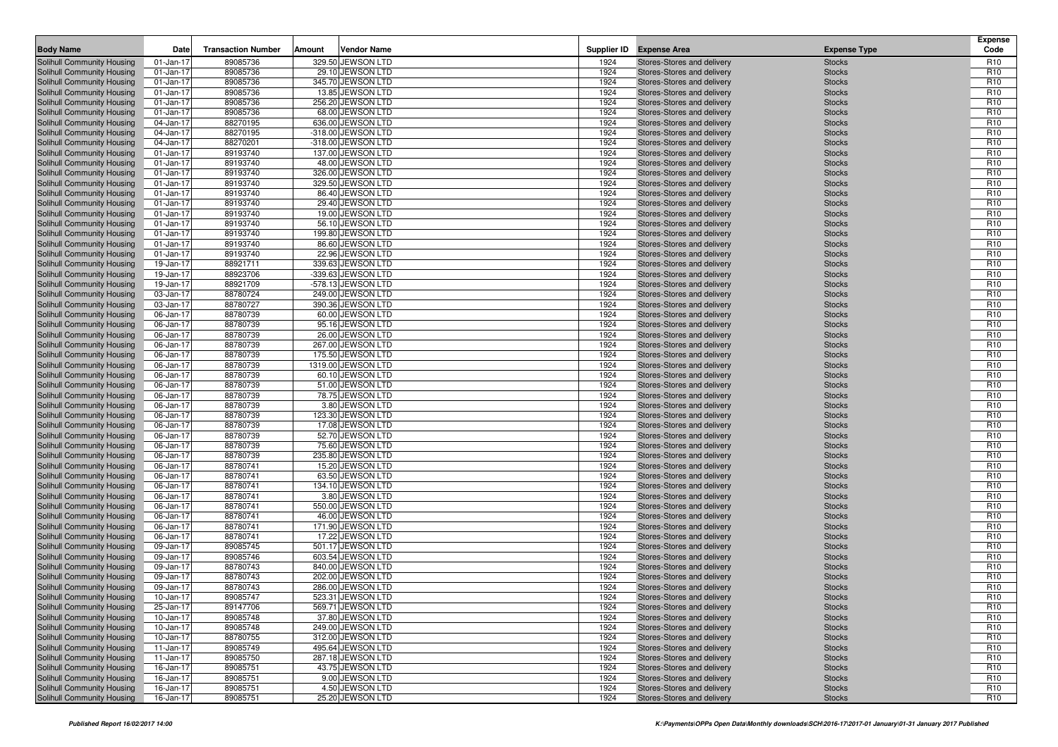| Body Name | Date | Transaction Number | Amount | Vendor Name | Supplier ID | Expense Area | Expense Type | Expense Code |
|---|---|---|---|---|---|---|---|---|
| Solihull Community Housing | 01-Jan-17 | 89085736 | 329.50 | JEWSON LTD | 1924 | Stores-Stores and delivery | Stocks | R10 |
| Solihull Community Housing | 01-Jan-17 | 89085736 | 29.10 | JEWSON LTD | 1924 | Stores-Stores and delivery | Stocks | R10 |
| Solihull Community Housing | 01-Jan-17 | 89085736 | 345.70 | JEWSON LTD | 1924 | Stores-Stores and delivery | Stocks | R10 |
| Solihull Community Housing | 01-Jan-17 | 89085736 | 13.85 | JEWSON LTD | 1924 | Stores-Stores and delivery | Stocks | R10 |
| Solihull Community Housing | 01-Jan-17 | 89085736 | 256.20 | JEWSON LTD | 1924 | Stores-Stores and delivery | Stocks | R10 |
| Solihull Community Housing | 01-Jan-17 | 89085736 | 68.00 | JEWSON LTD | 1924 | Stores-Stores and delivery | Stocks | R10 |
| Solihull Community Housing | 04-Jan-17 | 88270195 | 636.00 | JEWSON LTD | 1924 | Stores-Stores and delivery | Stocks | R10 |
| Solihull Community Housing | 04-Jan-17 | 88270195 | -318.00 | JEWSON LTD | 1924 | Stores-Stores and delivery | Stocks | R10 |
| Solihull Community Housing | 04-Jan-17 | 88270201 | -318.00 | JEWSON LTD | 1924 | Stores-Stores and delivery | Stocks | R10 |
| Solihull Community Housing | 01-Jan-17 | 89193740 | 137.00 | JEWSON LTD | 1924 | Stores-Stores and delivery | Stocks | R10 |
| Solihull Community Housing | 01-Jan-17 | 89193740 | 48.00 | JEWSON LTD | 1924 | Stores-Stores and delivery | Stocks | R10 |
| Solihull Community Housing | 01-Jan-17 | 89193740 | 326.00 | JEWSON LTD | 1924 | Stores-Stores and delivery | Stocks | R10 |
| Solihull Community Housing | 01-Jan-17 | 89193740 | 329.50 | JEWSON LTD | 1924 | Stores-Stores and delivery | Stocks | R10 |
| Solihull Community Housing | 01-Jan-17 | 89193740 | 86.40 | JEWSON LTD | 1924 | Stores-Stores and delivery | Stocks | R10 |
| Solihull Community Housing | 01-Jan-17 | 89193740 | 29.40 | JEWSON LTD | 1924 | Stores-Stores and delivery | Stocks | R10 |
| Solihull Community Housing | 01-Jan-17 | 89193740 | 19.00 | JEWSON LTD | 1924 | Stores-Stores and delivery | Stocks | R10 |
| Solihull Community Housing | 01-Jan-17 | 89193740 | 56.10 | JEWSON LTD | 1924 | Stores-Stores and delivery | Stocks | R10 |
| Solihull Community Housing | 01-Jan-17 | 89193740 | 199.80 | JEWSON LTD | 1924 | Stores-Stores and delivery | Stocks | R10 |
| Solihull Community Housing | 01-Jan-17 | 89193740 | 86.60 | JEWSON LTD | 1924 | Stores-Stores and delivery | Stocks | R10 |
| Solihull Community Housing | 01-Jan-17 | 89193740 | 22.96 | JEWSON LTD | 1924 | Stores-Stores and delivery | Stocks | R10 |
| Solihull Community Housing | 19-Jan-17 | 88921711 | 339.63 | JEWSON LTD | 1924 | Stores-Stores and delivery | Stocks | R10 |
| Solihull Community Housing | 19-Jan-17 | 88923706 | -339.63 | JEWSON LTD | 1924 | Stores-Stores and delivery | Stocks | R10 |
| Solihull Community Housing | 19-Jan-17 | 88921709 | -578.13 | JEWSON LTD | 1924 | Stores-Stores and delivery | Stocks | R10 |
| Solihull Community Housing | 03-Jan-17 | 88780724 | 249.00 | JEWSON LTD | 1924 | Stores-Stores and delivery | Stocks | R10 |
| Solihull Community Housing | 03-Jan-17 | 88780727 | 390.36 | JEWSON LTD | 1924 | Stores-Stores and delivery | Stocks | R10 |
| Solihull Community Housing | 06-Jan-17 | 88780739 | 60.00 | JEWSON LTD | 1924 | Stores-Stores and delivery | Stocks | R10 |
| Solihull Community Housing | 06-Jan-17 | 88780739 | 95.16 | JEWSON LTD | 1924 | Stores-Stores and delivery | Stocks | R10 |
| Solihull Community Housing | 06-Jan-17 | 88780739 | 26.00 | JEWSON LTD | 1924 | Stores-Stores and delivery | Stocks | R10 |
| Solihull Community Housing | 06-Jan-17 | 88780739 | 267.00 | JEWSON LTD | 1924 | Stores-Stores and delivery | Stocks | R10 |
| Solihull Community Housing | 06-Jan-17 | 88780739 | 175.50 | JEWSON LTD | 1924 | Stores-Stores and delivery | Stocks | R10 |
| Solihull Community Housing | 06-Jan-17 | 88780739 | 1319.00 | JEWSON LTD | 1924 | Stores-Stores and delivery | Stocks | R10 |
| Solihull Community Housing | 06-Jan-17 | 88780739 | 60.10 | JEWSON LTD | 1924 | Stores-Stores and delivery | Stocks | R10 |
| Solihull Community Housing | 06-Jan-17 | 88780739 | 51.00 | JEWSON LTD | 1924 | Stores-Stores and delivery | Stocks | R10 |
| Solihull Community Housing | 06-Jan-17 | 88780739 | 78.75 | JEWSON LTD | 1924 | Stores-Stores and delivery | Stocks | R10 |
| Solihull Community Housing | 06-Jan-17 | 88780739 | 3.80 | JEWSON LTD | 1924 | Stores-Stores and delivery | Stocks | R10 |
| Solihull Community Housing | 06-Jan-17 | 88780739 | 123.30 | JEWSON LTD | 1924 | Stores-Stores and delivery | Stocks | R10 |
| Solihull Community Housing | 06-Jan-17 | 88780739 | 17.08 | JEWSON LTD | 1924 | Stores-Stores and delivery | Stocks | R10 |
| Solihull Community Housing | 06-Jan-17 | 88780739 | 52.70 | JEWSON LTD | 1924 | Stores-Stores and delivery | Stocks | R10 |
| Solihull Community Housing | 06-Jan-17 | 88780739 | 75.60 | JEWSON LTD | 1924 | Stores-Stores and delivery | Stocks | R10 |
| Solihull Community Housing | 06-Jan-17 | 88780739 | 235.80 | JEWSON LTD | 1924 | Stores-Stores and delivery | Stocks | R10 |
| Solihull Community Housing | 06-Jan-17 | 88780741 | 15.20 | JEWSON LTD | 1924 | Stores-Stores and delivery | Stocks | R10 |
| Solihull Community Housing | 06-Jan-17 | 88780741 | 63.50 | JEWSON LTD | 1924 | Stores-Stores and delivery | Stocks | R10 |
| Solihull Community Housing | 06-Jan-17 | 88780741 | 134.10 | JEWSON LTD | 1924 | Stores-Stores and delivery | Stocks | R10 |
| Solihull Community Housing | 06-Jan-17 | 88780741 | 3.80 | JEWSON LTD | 1924 | Stores-Stores and delivery | Stocks | R10 |
| Solihull Community Housing | 06-Jan-17 | 88780741 | 550.00 | JEWSON LTD | 1924 | Stores-Stores and delivery | Stocks | R10 |
| Solihull Community Housing | 06-Jan-17 | 88780741 | 46.00 | JEWSON LTD | 1924 | Stores-Stores and delivery | Stocks | R10 |
| Solihull Community Housing | 06-Jan-17 | 88780741 | 171.90 | JEWSON LTD | 1924 | Stores-Stores and delivery | Stocks | R10 |
| Solihull Community Housing | 06-Jan-17 | 88780741 | 17.22 | JEWSON LTD | 1924 | Stores-Stores and delivery | Stocks | R10 |
| Solihull Community Housing | 09-Jan-17 | 89085745 | 501.17 | JEWSON LTD | 1924 | Stores-Stores and delivery | Stocks | R10 |
| Solihull Community Housing | 09-Jan-17 | 89085746 | 603.54 | JEWSON LTD | 1924 | Stores-Stores and delivery | Stocks | R10 |
| Solihull Community Housing | 09-Jan-17 | 88780743 | 840.00 | JEWSON LTD | 1924 | Stores-Stores and delivery | Stocks | R10 |
| Solihull Community Housing | 09-Jan-17 | 88780743 | 202.00 | JEWSON LTD | 1924 | Stores-Stores and delivery | Stocks | R10 |
| Solihull Community Housing | 09-Jan-17 | 88780743 | 286.00 | JEWSON LTD | 1924 | Stores-Stores and delivery | Stocks | R10 |
| Solihull Community Housing | 10-Jan-17 | 89085747 | 523.31 | JEWSON LTD | 1924 | Stores-Stores and delivery | Stocks | R10 |
| Solihull Community Housing | 25-Jan-17 | 89147706 | 569.71 | JEWSON LTD | 1924 | Stores-Stores and delivery | Stocks | R10 |
| Solihull Community Housing | 10-Jan-17 | 89085748 | 37.80 | JEWSON LTD | 1924 | Stores-Stores and delivery | Stocks | R10 |
| Solihull Community Housing | 10-Jan-17 | 89085748 | 249.00 | JEWSON LTD | 1924 | Stores-Stores and delivery | Stocks | R10 |
| Solihull Community Housing | 10-Jan-17 | 88780755 | 312.00 | JEWSON LTD | 1924 | Stores-Stores and delivery | Stocks | R10 |
| Solihull Community Housing | 11-Jan-17 | 89085749 | 495.64 | JEWSON LTD | 1924 | Stores-Stores and delivery | Stocks | R10 |
| Solihull Community Housing | 11-Jan-17 | 89085750 | 287.18 | JEWSON LTD | 1924 | Stores-Stores and delivery | Stocks | R10 |
| Solihull Community Housing | 16-Jan-17 | 89085751 | 43.75 | JEWSON LTD | 1924 | Stores-Stores and delivery | Stocks | R10 |
| Solihull Community Housing | 16-Jan-17 | 89085751 | 9.00 | JEWSON LTD | 1924 | Stores-Stores and delivery | Stocks | R10 |
| Solihull Community Housing | 16-Jan-17 | 89085751 | 4.50 | JEWSON LTD | 1924 | Stores-Stores and delivery | Stocks | R10 |
| Solihull Community Housing | 16-Jan-17 | 89085751 | 25.20 | JEWSON LTD | 1924 | Stores-Stores and delivery | Stocks | R10 |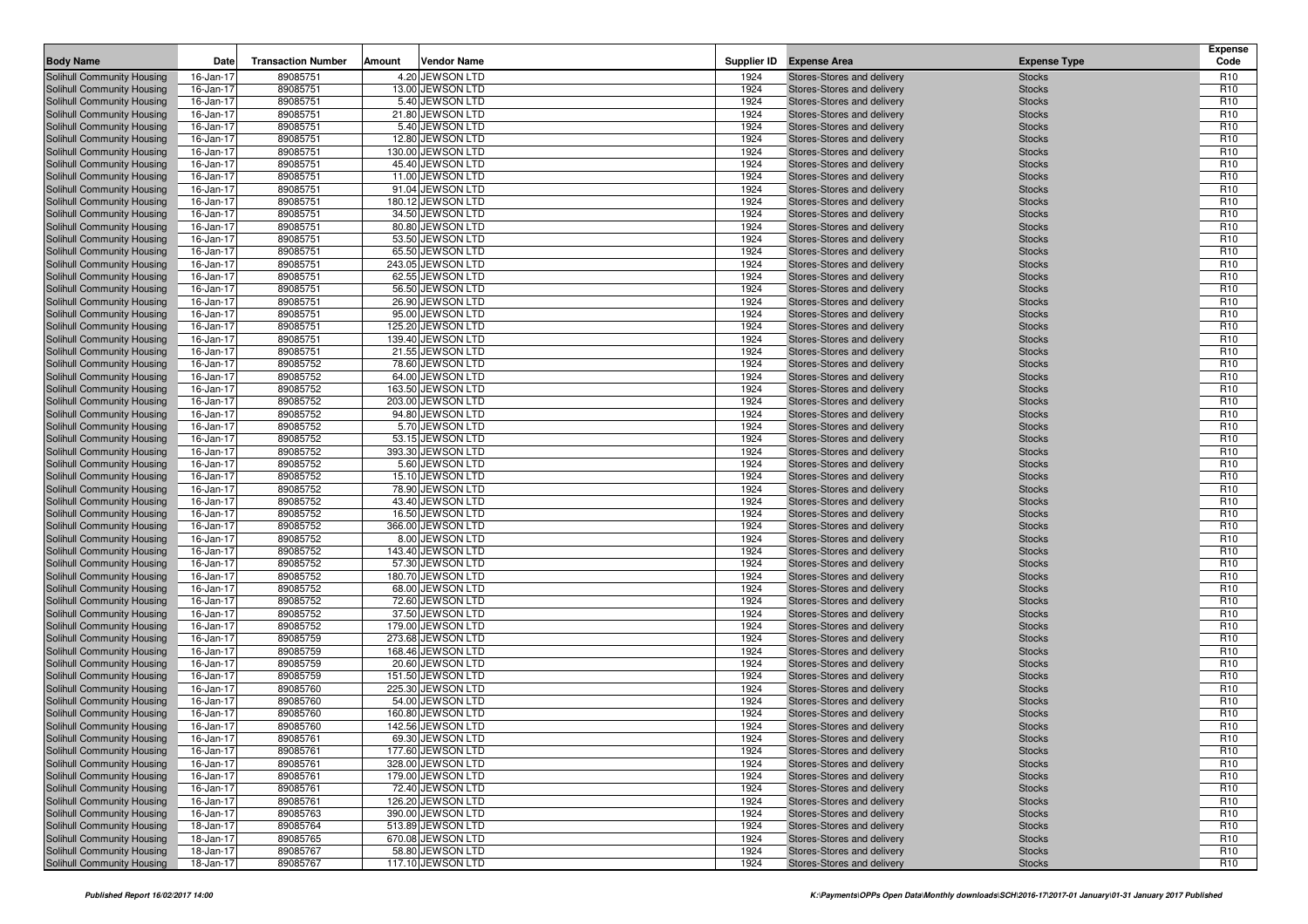| Body Name | Date | Transaction Number | Amount | Vendor Name | Supplier ID | Expense Area | Expense Type | Expense Code |
|---|---|---|---|---|---|---|---|---|
| Solihull Community Housing | 16-Jan-17 | 89085751 | 4.20 | JEWSON LTD | 1924 | Stores-Stores and delivery | Stocks | R10 |
| Solihull Community Housing | 16-Jan-17 | 89085751 | 13.00 | JEWSON LTD | 1924 | Stores-Stores and delivery | Stocks | R10 |
| Solihull Community Housing | 16-Jan-17 | 89085751 | 5.40 | JEWSON LTD | 1924 | Stores-Stores and delivery | Stocks | R10 |
| Solihull Community Housing | 16-Jan-17 | 89085751 | 21.80 | JEWSON LTD | 1924 | Stores-Stores and delivery | Stocks | R10 |
| Solihull Community Housing | 16-Jan-17 | 89085751 | 5.40 | JEWSON LTD | 1924 | Stores-Stores and delivery | Stocks | R10 |
| Solihull Community Housing | 16-Jan-17 | 89085751 | 12.80 | JEWSON LTD | 1924 | Stores-Stores and delivery | Stocks | R10 |
| Solihull Community Housing | 16-Jan-17 | 89085751 | 130.00 | JEWSON LTD | 1924 | Stores-Stores and delivery | Stocks | R10 |
| Solihull Community Housing | 16-Jan-17 | 89085751 | 45.40 | JEWSON LTD | 1924 | Stores-Stores and delivery | Stocks | R10 |
| Solihull Community Housing | 16-Jan-17 | 89085751 | 11.00 | JEWSON LTD | 1924 | Stores-Stores and delivery | Stocks | R10 |
| Solihull Community Housing | 16-Jan-17 | 89085751 | 91.04 | JEWSON LTD | 1924 | Stores-Stores and delivery | Stocks | R10 |
| Solihull Community Housing | 16-Jan-17 | 89085751 | 180.12 | JEWSON LTD | 1924 | Stores-Stores and delivery | Stocks | R10 |
| Solihull Community Housing | 16-Jan-17 | 89085751 | 34.50 | JEWSON LTD | 1924 | Stores-Stores and delivery | Stocks | R10 |
| Solihull Community Housing | 16-Jan-17 | 89085751 | 80.80 | JEWSON LTD | 1924 | Stores-Stores and delivery | Stocks | R10 |
| Solihull Community Housing | 16-Jan-17 | 89085751 | 53.50 | JEWSON LTD | 1924 | Stores-Stores and delivery | Stocks | R10 |
| Solihull Community Housing | 16-Jan-17 | 89085751 | 65.50 | JEWSON LTD | 1924 | Stores-Stores and delivery | Stocks | R10 |
| Solihull Community Housing | 16-Jan-17 | 89085751 | 243.05 | JEWSON LTD | 1924 | Stores-Stores and delivery | Stocks | R10 |
| Solihull Community Housing | 16-Jan-17 | 89085751 | 62.55 | JEWSON LTD | 1924 | Stores-Stores and delivery | Stocks | R10 |
| Solihull Community Housing | 16-Jan-17 | 89085751 | 56.50 | JEWSON LTD | 1924 | Stores-Stores and delivery | Stocks | R10 |
| Solihull Community Housing | 16-Jan-17 | 89085751 | 26.90 | JEWSON LTD | 1924 | Stores-Stores and delivery | Stocks | R10 |
| Solihull Community Housing | 16-Jan-17 | 89085751 | 95.00 | JEWSON LTD | 1924 | Stores-Stores and delivery | Stocks | R10 |
| Solihull Community Housing | 16-Jan-17 | 89085751 | 125.20 | JEWSON LTD | 1924 | Stores-Stores and delivery | Stocks | R10 |
| Solihull Community Housing | 16-Jan-17 | 89085751 | 139.40 | JEWSON LTD | 1924 | Stores-Stores and delivery | Stocks | R10 |
| Solihull Community Housing | 16-Jan-17 | 89085751 | 21.55 | JEWSON LTD | 1924 | Stores-Stores and delivery | Stocks | R10 |
| Solihull Community Housing | 16-Jan-17 | 89085752 | 78.60 | JEWSON LTD | 1924 | Stores-Stores and delivery | Stocks | R10 |
| Solihull Community Housing | 16-Jan-17 | 89085752 | 64.00 | JEWSON LTD | 1924 | Stores-Stores and delivery | Stocks | R10 |
| Solihull Community Housing | 16-Jan-17 | 89085752 | 163.50 | JEWSON LTD | 1924 | Stores-Stores and delivery | Stocks | R10 |
| Solihull Community Housing | 16-Jan-17 | 89085752 | 203.00 | JEWSON LTD | 1924 | Stores-Stores and delivery | Stocks | R10 |
| Solihull Community Housing | 16-Jan-17 | 89085752 | 94.80 | JEWSON LTD | 1924 | Stores-Stores and delivery | Stocks | R10 |
| Solihull Community Housing | 16-Jan-17 | 89085752 | 5.70 | JEWSON LTD | 1924 | Stores-Stores and delivery | Stocks | R10 |
| Solihull Community Housing | 16-Jan-17 | 89085752 | 53.15 | JEWSON LTD | 1924 | Stores-Stores and delivery | Stocks | R10 |
| Solihull Community Housing | 16-Jan-17 | 89085752 | 393.30 | JEWSON LTD | 1924 | Stores-Stores and delivery | Stocks | R10 |
| Solihull Community Housing | 16-Jan-17 | 89085752 | 5.60 | JEWSON LTD | 1924 | Stores-Stores and delivery | Stocks | R10 |
| Solihull Community Housing | 16-Jan-17 | 89085752 | 15.10 | JEWSON LTD | 1924 | Stores-Stores and delivery | Stocks | R10 |
| Solihull Community Housing | 16-Jan-17 | 89085752 | 78.90 | JEWSON LTD | 1924 | Stores-Stores and delivery | Stocks | R10 |
| Solihull Community Housing | 16-Jan-17 | 89085752 | 43.40 | JEWSON LTD | 1924 | Stores-Stores and delivery | Stocks | R10 |
| Solihull Community Housing | 16-Jan-17 | 89085752 | 16.50 | JEWSON LTD | 1924 | Stores-Stores and delivery | Stocks | R10 |
| Solihull Community Housing | 16-Jan-17 | 89085752 | 366.00 | JEWSON LTD | 1924 | Stores-Stores and delivery | Stocks | R10 |
| Solihull Community Housing | 16-Jan-17 | 89085752 | 8.00 | JEWSON LTD | 1924 | Stores-Stores and delivery | Stocks | R10 |
| Solihull Community Housing | 16-Jan-17 | 89085752 | 143.40 | JEWSON LTD | 1924 | Stores-Stores and delivery | Stocks | R10 |
| Solihull Community Housing | 16-Jan-17 | 89085752 | 57.30 | JEWSON LTD | 1924 | Stores-Stores and delivery | Stocks | R10 |
| Solihull Community Housing | 16-Jan-17 | 89085752 | 180.70 | JEWSON LTD | 1924 | Stores-Stores and delivery | Stocks | R10 |
| Solihull Community Housing | 16-Jan-17 | 89085752 | 68.00 | JEWSON LTD | 1924 | Stores-Stores and delivery | Stocks | R10 |
| Solihull Community Housing | 16-Jan-17 | 89085752 | 72.60 | JEWSON LTD | 1924 | Stores-Stores and delivery | Stocks | R10 |
| Solihull Community Housing | 16-Jan-17 | 89085752 | 37.50 | JEWSON LTD | 1924 | Stores-Stores and delivery | Stocks | R10 |
| Solihull Community Housing | 16-Jan-17 | 89085752 | 179.00 | JEWSON LTD | 1924 | Stores-Stores and delivery | Stocks | R10 |
| Solihull Community Housing | 16-Jan-17 | 89085759 | 273.68 | JEWSON LTD | 1924 | Stores-Stores and delivery | Stocks | R10 |
| Solihull Community Housing | 16-Jan-17 | 89085759 | 168.46 | JEWSON LTD | 1924 | Stores-Stores and delivery | Stocks | R10 |
| Solihull Community Housing | 16-Jan-17 | 89085759 | 20.60 | JEWSON LTD | 1924 | Stores-Stores and delivery | Stocks | R10 |
| Solihull Community Housing | 16-Jan-17 | 89085759 | 151.50 | JEWSON LTD | 1924 | Stores-Stores and delivery | Stocks | R10 |
| Solihull Community Housing | 16-Jan-17 | 89085760 | 225.30 | JEWSON LTD | 1924 | Stores-Stores and delivery | Stocks | R10 |
| Solihull Community Housing | 16-Jan-17 | 89085760 | 54.00 | JEWSON LTD | 1924 | Stores-Stores and delivery | Stocks | R10 |
| Solihull Community Housing | 16-Jan-17 | 89085760 | 160.80 | JEWSON LTD | 1924 | Stores-Stores and delivery | Stocks | R10 |
| Solihull Community Housing | 16-Jan-17 | 89085760 | 142.56 | JEWSON LTD | 1924 | Stores-Stores and delivery | Stocks | R10 |
| Solihull Community Housing | 16-Jan-17 | 89085761 | 69.30 | JEWSON LTD | 1924 | Stores-Stores and delivery | Stocks | R10 |
| Solihull Community Housing | 16-Jan-17 | 89085761 | 177.60 | JEWSON LTD | 1924 | Stores-Stores and delivery | Stocks | R10 |
| Solihull Community Housing | 16-Jan-17 | 89085761 | 328.00 | JEWSON LTD | 1924 | Stores-Stores and delivery | Stocks | R10 |
| Solihull Community Housing | 16-Jan-17 | 89085761 | 179.00 | JEWSON LTD | 1924 | Stores-Stores and delivery | Stocks | R10 |
| Solihull Community Housing | 16-Jan-17 | 89085761 | 72.40 | JEWSON LTD | 1924 | Stores-Stores and delivery | Stocks | R10 |
| Solihull Community Housing | 16-Jan-17 | 89085761 | 126.20 | JEWSON LTD | 1924 | Stores-Stores and delivery | Stocks | R10 |
| Solihull Community Housing | 16-Jan-17 | 89085763 | 390.00 | JEWSON LTD | 1924 | Stores-Stores and delivery | Stocks | R10 |
| Solihull Community Housing | 18-Jan-17 | 89085764 | 513.89 | JEWSON LTD | 1924 | Stores-Stores and delivery | Stocks | R10 |
| Solihull Community Housing | 18-Jan-17 | 89085765 | 670.08 | JEWSON LTD | 1924 | Stores-Stores and delivery | Stocks | R10 |
| Solihull Community Housing | 18-Jan-17 | 89085767 | 58.80 | JEWSON LTD | 1924 | Stores-Stores and delivery | Stocks | R10 |
| Solihull Community Housing | 18-Jan-17 | 89085767 | 117.10 | JEWSON LTD | 1924 | Stores-Stores and delivery | Stocks | R10 |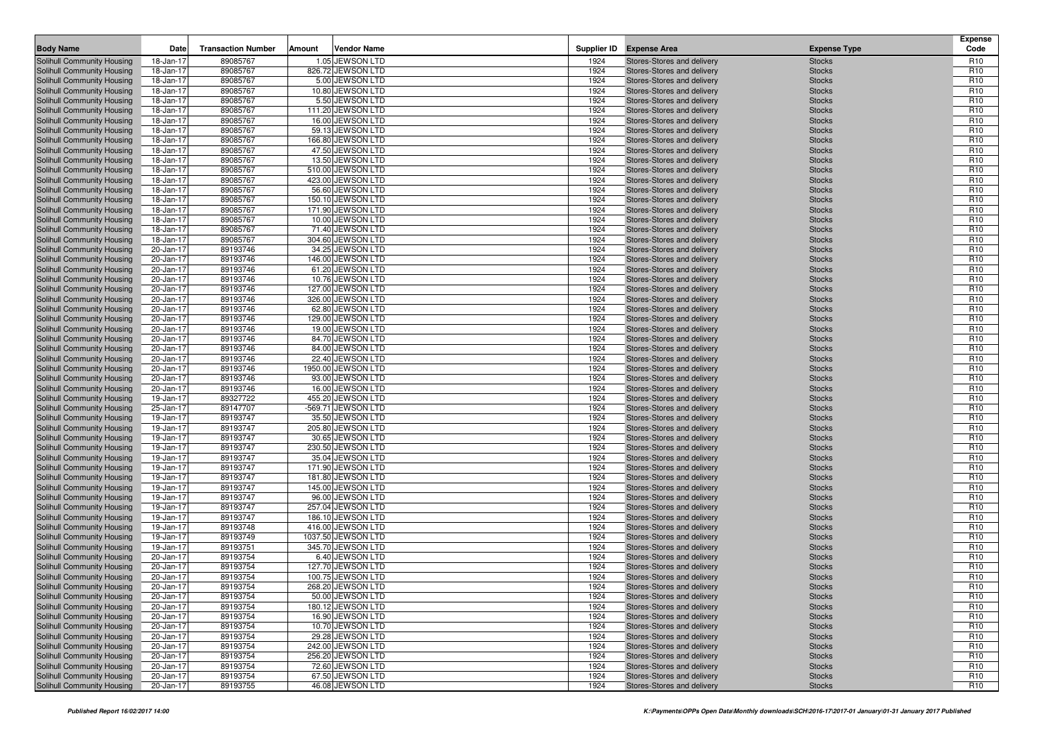| Body Name | Date | Transaction Number | Amount | Vendor Name | Supplier ID | Expense Area | Expense Type | Expense Code |
|---|---|---|---|---|---|---|---|---|
| Solihull Community Housing | 18-Jan-17 | 89085767 | 1.05 | JEWSON LTD | 1924 | Stores-Stores and delivery | Stocks | R10 |
| Solihull Community Housing | 18-Jan-17 | 89085767 | 826.72 | JEWSON LTD | 1924 | Stores-Stores and delivery | Stocks | R10 |
| Solihull Community Housing | 18-Jan-17 | 89085767 | 5.00 | JEWSON LTD | 1924 | Stores-Stores and delivery | Stocks | R10 |
| Solihull Community Housing | 18-Jan-17 | 89085767 | 10.80 | JEWSON LTD | 1924 | Stores-Stores and delivery | Stocks | R10 |
| Solihull Community Housing | 18-Jan-17 | 89085767 | 5.50 | JEWSON LTD | 1924 | Stores-Stores and delivery | Stocks | R10 |
| Solihull Community Housing | 18-Jan-17 | 89085767 | 111.20 | JEWSON LTD | 1924 | Stores-Stores and delivery | Stocks | R10 |
| Solihull Community Housing | 18-Jan-17 | 89085767 | 16.00 | JEWSON LTD | 1924 | Stores-Stores and delivery | Stocks | R10 |
| Solihull Community Housing | 18-Jan-17 | 89085767 | 59.13 | JEWSON LTD | 1924 | Stores-Stores and delivery | Stocks | R10 |
| Solihull Community Housing | 18-Jan-17 | 89085767 | 166.80 | JEWSON LTD | 1924 | Stores-Stores and delivery | Stocks | R10 |
| Solihull Community Housing | 18-Jan-17 | 89085767 | 47.50 | JEWSON LTD | 1924 | Stores-Stores and delivery | Stocks | R10 |
| Solihull Community Housing | 18-Jan-17 | 89085767 | 13.50 | JEWSON LTD | 1924 | Stores-Stores and delivery | Stocks | R10 |
| Solihull Community Housing | 18-Jan-17 | 89085767 | 510.00 | JEWSON LTD | 1924 | Stores-Stores and delivery | Stocks | R10 |
| Solihull Community Housing | 18-Jan-17 | 89085767 | 423.00 | JEWSON LTD | 1924 | Stores-Stores and delivery | Stocks | R10 |
| Solihull Community Housing | 18-Jan-17 | 89085767 | 56.60 | JEWSON LTD | 1924 | Stores-Stores and delivery | Stocks | R10 |
| Solihull Community Housing | 18-Jan-17 | 89085767 | 150.10 | JEWSON LTD | 1924 | Stores-Stores and delivery | Stocks | R10 |
| Solihull Community Housing | 18-Jan-17 | 89085767 | 171.90 | JEWSON LTD | 1924 | Stores-Stores and delivery | Stocks | R10 |
| Solihull Community Housing | 18-Jan-17 | 89085767 | 10.00 | JEWSON LTD | 1924 | Stores-Stores and delivery | Stocks | R10 |
| Solihull Community Housing | 18-Jan-17 | 89085767 | 71.40 | JEWSON LTD | 1924 | Stores-Stores and delivery | Stocks | R10 |
| Solihull Community Housing | 18-Jan-17 | 89085767 | 304.60 | JEWSON LTD | 1924 | Stores-Stores and delivery | Stocks | R10 |
| Solihull Community Housing | 20-Jan-17 | 89193746 | 34.25 | JEWSON LTD | 1924 | Stores-Stores and delivery | Stocks | R10 |
| Solihull Community Housing | 20-Jan-17 | 89193746 | 146.00 | JEWSON LTD | 1924 | Stores-Stores and delivery | Stocks | R10 |
| Solihull Community Housing | 20-Jan-17 | 89193746 | 61.20 | JEWSON LTD | 1924 | Stores-Stores and delivery | Stocks | R10 |
| Solihull Community Housing | 20-Jan-17 | 89193746 | 10.76 | JEWSON LTD | 1924 | Stores-Stores and delivery | Stocks | R10 |
| Solihull Community Housing | 20-Jan-17 | 89193746 | 127.00 | JEWSON LTD | 1924 | Stores-Stores and delivery | Stocks | R10 |
| Solihull Community Housing | 20-Jan-17 | 89193746 | 326.00 | JEWSON LTD | 1924 | Stores-Stores and delivery | Stocks | R10 |
| Solihull Community Housing | 20-Jan-17 | 89193746 | 62.80 | JEWSON LTD | 1924 | Stores-Stores and delivery | Stocks | R10 |
| Solihull Community Housing | 20-Jan-17 | 89193746 | 129.00 | JEWSON LTD | 1924 | Stores-Stores and delivery | Stocks | R10 |
| Solihull Community Housing | 20-Jan-17 | 89193746 | 19.00 | JEWSON LTD | 1924 | Stores-Stores and delivery | Stocks | R10 |
| Solihull Community Housing | 20-Jan-17 | 89193746 | 84.70 | JEWSON LTD | 1924 | Stores-Stores and delivery | Stocks | R10 |
| Solihull Community Housing | 20-Jan-17 | 89193746 | 84.00 | JEWSON LTD | 1924 | Stores-Stores and delivery | Stocks | R10 |
| Solihull Community Housing | 20-Jan-17 | 89193746 | 22.40 | JEWSON LTD | 1924 | Stores-Stores and delivery | Stocks | R10 |
| Solihull Community Housing | 20-Jan-17 | 89193746 | 1950.00 | JEWSON LTD | 1924 | Stores-Stores and delivery | Stocks | R10 |
| Solihull Community Housing | 20-Jan-17 | 89193746 | 93.00 | JEWSON LTD | 1924 | Stores-Stores and delivery | Stocks | R10 |
| Solihull Community Housing | 20-Jan-17 | 89193746 | 16.00 | JEWSON LTD | 1924 | Stores-Stores and delivery | Stocks | R10 |
| Solihull Community Housing | 19-Jan-17 | 89327722 | 455.20 | JEWSON LTD | 1924 | Stores-Stores and delivery | Stocks | R10 |
| Solihull Community Housing | 25-Jan-17 | 89147707 | -569.71 | JEWSON LTD | 1924 | Stores-Stores and delivery | Stocks | R10 |
| Solihull Community Housing | 19-Jan-17 | 89193747 | 35.50 | JEWSON LTD | 1924 | Stores-Stores and delivery | Stocks | R10 |
| Solihull Community Housing | 19-Jan-17 | 89193747 | 205.80 | JEWSON LTD | 1924 | Stores-Stores and delivery | Stocks | R10 |
| Solihull Community Housing | 19-Jan-17 | 89193747 | 30.65 | JEWSON LTD | 1924 | Stores-Stores and delivery | Stocks | R10 |
| Solihull Community Housing | 19-Jan-17 | 89193747 | 230.50 | JEWSON LTD | 1924 | Stores-Stores and delivery | Stocks | R10 |
| Solihull Community Housing | 19-Jan-17 | 89193747 | 35.04 | JEWSON LTD | 1924 | Stores-Stores and delivery | Stocks | R10 |
| Solihull Community Housing | 19-Jan-17 | 89193747 | 171.90 | JEWSON LTD | 1924 | Stores-Stores and delivery | Stocks | R10 |
| Solihull Community Housing | 19-Jan-17 | 89193747 | 181.80 | JEWSON LTD | 1924 | Stores-Stores and delivery | Stocks | R10 |
| Solihull Community Housing | 19-Jan-17 | 89193747 | 145.00 | JEWSON LTD | 1924 | Stores-Stores and delivery | Stocks | R10 |
| Solihull Community Housing | 19-Jan-17 | 89193747 | 96.00 | JEWSON LTD | 1924 | Stores-Stores and delivery | Stocks | R10 |
| Solihull Community Housing | 19-Jan-17 | 89193747 | 257.04 | JEWSON LTD | 1924 | Stores-Stores and delivery | Stocks | R10 |
| Solihull Community Housing | 19-Jan-17 | 89193747 | 186.10 | JEWSON LTD | 1924 | Stores-Stores and delivery | Stocks | R10 |
| Solihull Community Housing | 19-Jan-17 | 89193748 | 416.00 | JEWSON LTD | 1924 | Stores-Stores and delivery | Stocks | R10 |
| Solihull Community Housing | 19-Jan-17 | 89193749 | 1037.50 | JEWSON LTD | 1924 | Stores-Stores and delivery | Stocks | R10 |
| Solihull Community Housing | 19-Jan-17 | 89193751 | 345.70 | JEWSON LTD | 1924 | Stores-Stores and delivery | Stocks | R10 |
| Solihull Community Housing | 20-Jan-17 | 89193754 | 6.40 | JEWSON LTD | 1924 | Stores-Stores and delivery | Stocks | R10 |
| Solihull Community Housing | 20-Jan-17 | 89193754 | 127.70 | JEWSON LTD | 1924 | Stores-Stores and delivery | Stocks | R10 |
| Solihull Community Housing | 20-Jan-17 | 89193754 | 100.75 | JEWSON LTD | 1924 | Stores-Stores and delivery | Stocks | R10 |
| Solihull Community Housing | 20-Jan-17 | 89193754 | 268.20 | JEWSON LTD | 1924 | Stores-Stores and delivery | Stocks | R10 |
| Solihull Community Housing | 20-Jan-17 | 89193754 | 50.00 | JEWSON LTD | 1924 | Stores-Stores and delivery | Stocks | R10 |
| Solihull Community Housing | 20-Jan-17 | 89193754 | 180.12 | JEWSON LTD | 1924 | Stores-Stores and delivery | Stocks | R10 |
| Solihull Community Housing | 20-Jan-17 | 89193754 | 16.90 | JEWSON LTD | 1924 | Stores-Stores and delivery | Stocks | R10 |
| Solihull Community Housing | 20-Jan-17 | 89193754 | 10.70 | JEWSON LTD | 1924 | Stores-Stores and delivery | Stocks | R10 |
| Solihull Community Housing | 20-Jan-17 | 89193754 | 29.28 | JEWSON LTD | 1924 | Stores-Stores and delivery | Stocks | R10 |
| Solihull Community Housing | 20-Jan-17 | 89193754 | 242.00 | JEWSON LTD | 1924 | Stores-Stores and delivery | Stocks | R10 |
| Solihull Community Housing | 20-Jan-17 | 89193754 | 256.20 | JEWSON LTD | 1924 | Stores-Stores and delivery | Stocks | R10 |
| Solihull Community Housing | 20-Jan-17 | 89193754 | 72.60 | JEWSON LTD | 1924 | Stores-Stores and delivery | Stocks | R10 |
| Solihull Community Housing | 20-Jan-17 | 89193754 | 67.50 | JEWSON LTD | 1924 | Stores-Stores and delivery | Stocks | R10 |
| Solihull Community Housing | 20-Jan-17 | 89193755 | 46.08 | JEWSON LTD | 1924 | Stores-Stores and delivery | Stocks | R10 |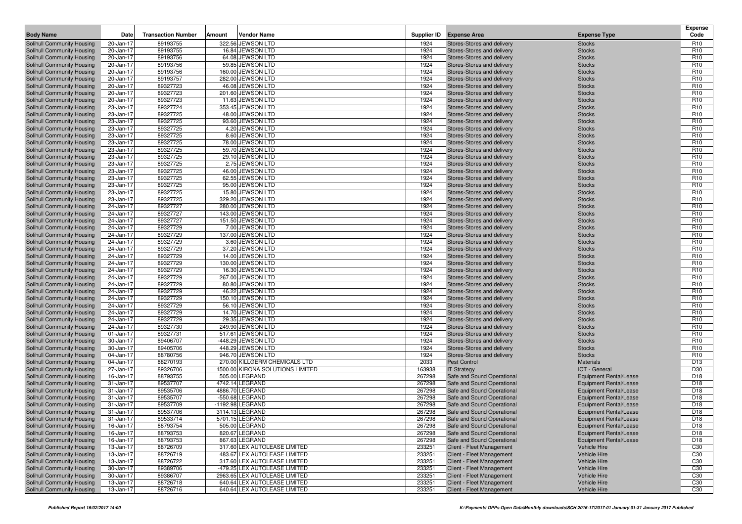| Body Name | Date | Transaction Number | Amount | Vendor Name | Supplier ID | Expense Area | Expense Type | Expense Code |
|---|---|---|---|---|---|---|---|---|
| Solihull Community Housing | 20-Jan-17 | 89193755 | 322.56 | JEWSON LTD | 1924 | Stores-Stores and delivery | Stocks | R10 |
| Solihull Community Housing | 20-Jan-17 | 89193755 | 16.84 | JEWSON LTD | 1924 | Stores-Stores and delivery | Stocks | R10 |
| Solihull Community Housing | 20-Jan-17 | 89193756 | 64.08 | JEWSON LTD | 1924 | Stores-Stores and delivery | Stocks | R10 |
| Solihull Community Housing | 20-Jan-17 | 89193756 | 59.85 | JEWSON LTD | 1924 | Stores-Stores and delivery | Stocks | R10 |
| Solihull Community Housing | 20-Jan-17 | 89193756 | 160.00 | JEWSON LTD | 1924 | Stores-Stores and delivery | Stocks | R10 |
| Solihull Community Housing | 20-Jan-17 | 89193757 | 282.00 | JEWSON LTD | 1924 | Stores-Stores and delivery | Stocks | R10 |
| Solihull Community Housing | 20-Jan-17 | 89327723 | 46.08 | JEWSON LTD | 1924 | Stores-Stores and delivery | Stocks | R10 |
| Solihull Community Housing | 20-Jan-17 | 89327723 | 201.60 | JEWSON LTD | 1924 | Stores-Stores and delivery | Stocks | R10 |
| Solihull Community Housing | 20-Jan-17 | 89327723 | 11.63 | JEWSON LTD | 1924 | Stores-Stores and delivery | Stocks | R10 |
| Solihull Community Housing | 23-Jan-17 | 89327724 | 353.45 | JEWSON LTD | 1924 | Stores-Stores and delivery | Stocks | R10 |
| Solihull Community Housing | 23-Jan-17 | 89327725 | 48.00 | JEWSON LTD | 1924 | Stores-Stores and delivery | Stocks | R10 |
| Solihull Community Housing | 23-Jan-17 | 89327725 | 93.60 | JEWSON LTD | 1924 | Stores-Stores and delivery | Stocks | R10 |
| Solihull Community Housing | 23-Jan-17 | 89327725 | 4.20 | JEWSON LTD | 1924 | Stores-Stores and delivery | Stocks | R10 |
| Solihull Community Housing | 23-Jan-17 | 89327725 | 8.60 | JEWSON LTD | 1924 | Stores-Stores and delivery | Stocks | R10 |
| Solihull Community Housing | 23-Jan-17 | 89327725 | 78.00 | JEWSON LTD | 1924 | Stores-Stores and delivery | Stocks | R10 |
| Solihull Community Housing | 23-Jan-17 | 89327725 | 59.70 | JEWSON LTD | 1924 | Stores-Stores and delivery | Stocks | R10 |
| Solihull Community Housing | 23-Jan-17 | 89327725 | 29.10 | JEWSON LTD | 1924 | Stores-Stores and delivery | Stocks | R10 |
| Solihull Community Housing | 23-Jan-17 | 89327725 | 2.75 | JEWSON LTD | 1924 | Stores-Stores and delivery | Stocks | R10 |
| Solihull Community Housing | 23-Jan-17 | 89327725 | 46.00 | JEWSON LTD | 1924 | Stores-Stores and delivery | Stocks | R10 |
| Solihull Community Housing | 23-Jan-17 | 89327725 | 62.55 | JEWSON LTD | 1924 | Stores-Stores and delivery | Stocks | R10 |
| Solihull Community Housing | 23-Jan-17 | 89327725 | 95.00 | JEWSON LTD | 1924 | Stores-Stores and delivery | Stocks | R10 |
| Solihull Community Housing | 23-Jan-17 | 89327725 | 15.80 | JEWSON LTD | 1924 | Stores-Stores and delivery | Stocks | R10 |
| Solihull Community Housing | 23-Jan-17 | 89327725 | 329.20 | JEWSON LTD | 1924 | Stores-Stores and delivery | Stocks | R10 |
| Solihull Community Housing | 24-Jan-17 | 89327727 | 280.00 | JEWSON LTD | 1924 | Stores-Stores and delivery | Stocks | R10 |
| Solihull Community Housing | 24-Jan-17 | 89327727 | 143.00 | JEWSON LTD | 1924 | Stores-Stores and delivery | Stocks | R10 |
| Solihull Community Housing | 24-Jan-17 | 89327727 | 151.50 | JEWSON LTD | 1924 | Stores-Stores and delivery | Stocks | R10 |
| Solihull Community Housing | 24-Jan-17 | 89327729 | 7.00 | JEWSON LTD | 1924 | Stores-Stores and delivery | Stocks | R10 |
| Solihull Community Housing | 24-Jan-17 | 89327729 | 137.00 | JEWSON LTD | 1924 | Stores-Stores and delivery | Stocks | R10 |
| Solihull Community Housing | 24-Jan-17 | 89327729 | 3.60 | JEWSON LTD | 1924 | Stores-Stores and delivery | Stocks | R10 |
| Solihull Community Housing | 24-Jan-17 | 89327729 | 37.20 | JEWSON LTD | 1924 | Stores-Stores and delivery | Stocks | R10 |
| Solihull Community Housing | 24-Jan-17 | 89327729 | 14.00 | JEWSON LTD | 1924 | Stores-Stores and delivery | Stocks | R10 |
| Solihull Community Housing | 24-Jan-17 | 89327729 | 130.00 | JEWSON LTD | 1924 | Stores-Stores and delivery | Stocks | R10 |
| Solihull Community Housing | 24-Jan-17 | 89327729 | 16.30 | JEWSON LTD | 1924 | Stores-Stores and delivery | Stocks | R10 |
| Solihull Community Housing | 24-Jan-17 | 89327729 | 267.00 | JEWSON LTD | 1924 | Stores-Stores and delivery | Stocks | R10 |
| Solihull Community Housing | 24-Jan-17 | 89327729 | 80.80 | JEWSON LTD | 1924 | Stores-Stores and delivery | Stocks | R10 |
| Solihull Community Housing | 24-Jan-17 | 89327729 | 46.22 | JEWSON LTD | 1924 | Stores-Stores and delivery | Stocks | R10 |
| Solihull Community Housing | 24-Jan-17 | 89327729 | 150.10 | JEWSON LTD | 1924 | Stores-Stores and delivery | Stocks | R10 |
| Solihull Community Housing | 24-Jan-17 | 89327729 | 56.10 | JEWSON LTD | 1924 | Stores-Stores and delivery | Stocks | R10 |
| Solihull Community Housing | 24-Jan-17 | 89327729 | 14.70 | JEWSON LTD | 1924 | Stores-Stores and delivery | Stocks | R10 |
| Solihull Community Housing | 24-Jan-17 | 89327729 | 29.35 | JEWSON LTD | 1924 | Stores-Stores and delivery | Stocks | R10 |
| Solihull Community Housing | 24-Jan-17 | 89327730 | 249.90 | JEWSON LTD | 1924 | Stores-Stores and delivery | Stocks | R10 |
| Solihull Community Housing | 01-Jan-17 | 89327731 | 517.61 | JEWSON LTD | 1924 | Stores-Stores and delivery | Stocks | R10 |
| Solihull Community Housing | 30-Jan-17 | 89406707 | -448.29 | JEWSON LTD | 1924 | Stores-Stores and delivery | Stocks | R10 |
| Solihull Community Housing | 30-Jan-17 | 89405706 | 448.29 | JEWSON LTD | 1924 | Stores-Stores and delivery | Stocks | R10 |
| Solihull Community Housing | 04-Jan-17 | 88780756 | 946.70 | JEWSON LTD | 1924 | Stores-Stores and delivery | Stocks | R10 |
| Solihull Community Housing | 04-Jan-17 | 88270193 | 270.00 | KILLGERM CHEMICALS LTD | 2033 | Pest Control | Materials | D13 |
| Solihull Community Housing | 27-Jan-17 | 89326706 | 1500.00 | KIRONA SOLUTIONS LIMITED | 163938 | IT Strategy | ICT - General | D30 |
| Solihull Community Housing | 16-Jan-17 | 88793755 | 505.00 | LEGRAND | 267298 | Safe and Sound Operational | Equipment Rental/Lease | D18 |
| Solihull Community Housing | 31-Jan-17 | 89537707 | 4742.14 | LEGRAND | 267298 | Safe and Sound Operational | Equipment Rental/Lease | D18 |
| Solihull Community Housing | 31-Jan-17 | 89535706 | 4886.70 | LEGRAND | 267298 | Safe and Sound Operational | Equipment Rental/Lease | D18 |
| Solihull Community Housing | 31-Jan-17 | 89535707 | -550.68 | LEGRAND | 267298 | Safe and Sound Operational | Equipment Rental/Lease | D18 |
| Solihull Community Housing | 31-Jan-17 | 89537709 | -1192.98 | LEGRAND | 267298 | Safe and Sound Operational | Equipment Rental/Lease | D18 |
| Solihull Community Housing | 31-Jan-17 | 89537706 | 3114.13 | LEGRAND | 267298 | Safe and Sound Operational | Equipment Rental/Lease | D18 |
| Solihull Community Housing | 31-Jan-17 | 89533714 | 5701.15 | LEGRAND | 267298 | Safe and Sound Operational | Equipment Rental/Lease | D18 |
| Solihull Community Housing | 16-Jan-17 | 88793754 | 505.00 | LEGRAND | 267298 | Safe and Sound Operational | Equipment Rental/Lease | D18 |
| Solihull Community Housing | 16-Jan-17 | 88793753 | 820.67 | LEGRAND | 267298 | Safe and Sound Operational | Equipment Rental/Lease | D18 |
| Solihull Community Housing | 16-Jan-17 | 88793753 | 867.63 | LEGRAND | 267298 | Safe and Sound Operational | Equipment Rental/Lease | D18 |
| Solihull Community Housing | 13-Jan-17 | 88726709 | 317.60 | LEX AUTOLEASE LIMITED | 233251 | Client - Fleet Management | Vehicle Hire | C30 |
| Solihull Community Housing | 13-Jan-17 | 88726719 | 483.67 | LEX AUTOLEASE LIMITED | 233251 | Client - Fleet Management | Vehicle Hire | C30 |
| Solihull Community Housing | 13-Jan-17 | 88726722 | 317.60 | LEX AUTOLEASE LIMITED | 233251 | Client - Fleet Management | Vehicle Hire | C30 |
| Solihull Community Housing | 30-Jan-17 | 89389706 | -479.25 | LEX AUTOLEASE LIMITED | 233251 | Client - Fleet Management | Vehicle Hire | C30 |
| Solihull Community Housing | 30-Jan-17 | 89386707 | 2963.65 | LEX AUTOLEASE LIMITED | 233251 | Client - Fleet Management | Vehicle Hire | C30 |
| Solihull Community Housing | 13-Jan-17 | 88726718 | 640.64 | LEX AUTOLEASE LIMITED | 233251 | Client - Fleet Management | Vehicle Hire | C30 |
| Solihull Community Housing | 13-Jan-17 | 88726716 | 640.64 | LEX AUTOLEASE LIMITED | 233251 | Client - Fleet Management | Vehicle Hire | C30 |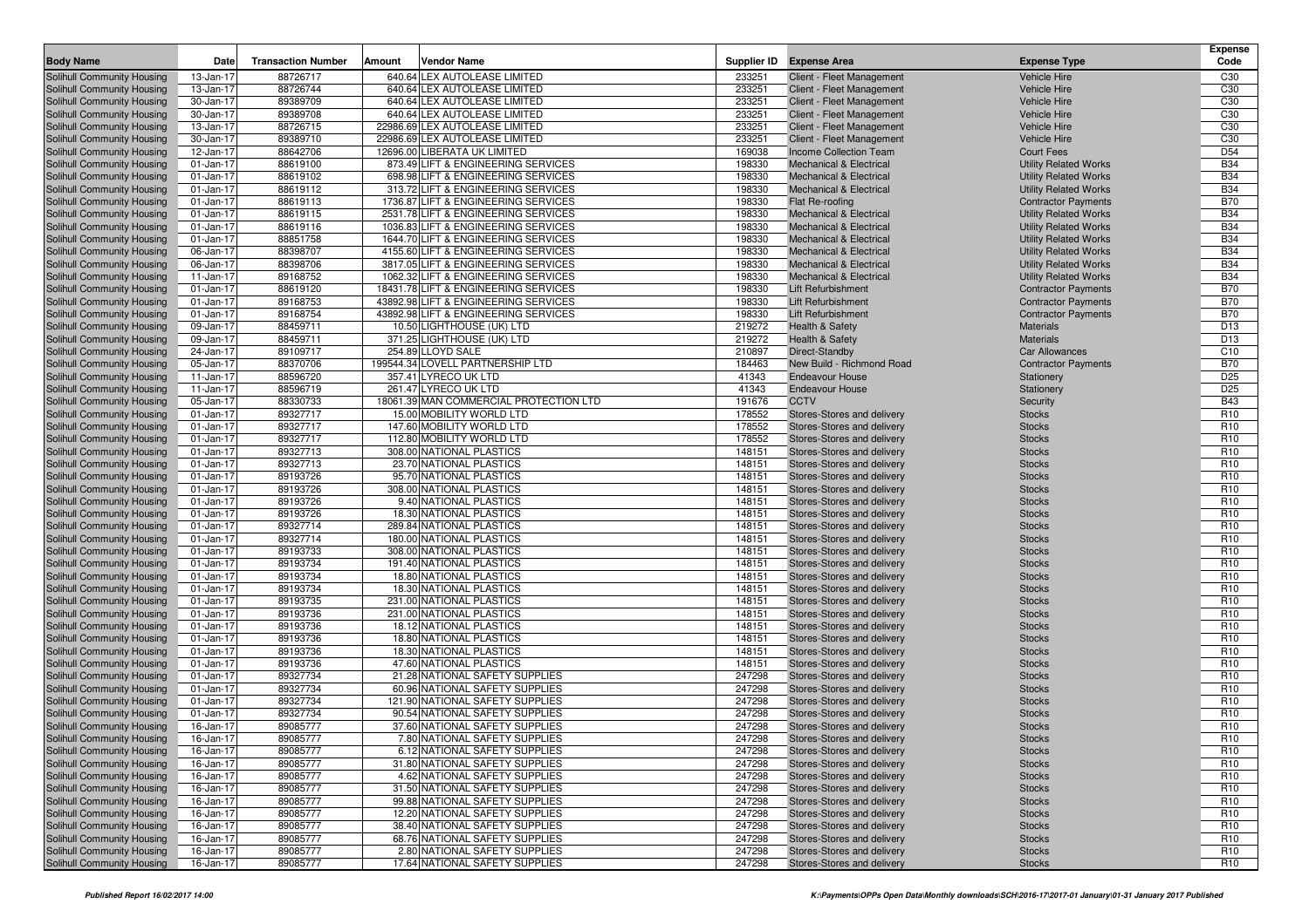| Body Name | Date | Transaction Number | Amount | Vendor Name | Supplier ID | Expense Area | Expense Type | Expense Code |
|---|---|---|---|---|---|---|---|---|
| Solihull Community Housing | 13-Jan-17 | 88726717 | 640.64 | LEX AUTOLEASE LIMITED | 233251 | Client - Fleet Management | Vehicle Hire | C30 |
| Solihull Community Housing | 13-Jan-17 | 88726744 | 640.64 | LEX AUTOLEASE LIMITED | 233251 | Client - Fleet Management | Vehicle Hire | C30 |
| Solihull Community Housing | 30-Jan-17 | 89389709 | 640.64 | LEX AUTOLEASE LIMITED | 233251 | Client - Fleet Management | Vehicle Hire | C30 |
| Solihull Community Housing | 30-Jan-17 | 89389708 | 640.64 | LEX AUTOLEASE LIMITED | 233251 | Client - Fleet Management | Vehicle Hire | C30 |
| Solihull Community Housing | 13-Jan-17 | 88726715 | 22986.69 | LEX AUTOLEASE LIMITED | 233251 | Client - Fleet Management | Vehicle Hire | C30 |
| Solihull Community Housing | 30-Jan-17 | 89389710 | 22986.69 | LEX AUTOLEASE LIMITED | 233251 | Client - Fleet Management | Vehicle Hire | C30 |
| Solihull Community Housing | 12-Jan-17 | 88642706 | 12696.00 | LIBERATA UK LIMITED | 169038 | Income Collection Team | Court Fees | D54 |
| Solihull Community Housing | 01-Jan-17 | 88619100 | 873.49 | LIFT & ENGINEERING SERVICES | 198330 | Mechanical & Electrical | Utility Related Works | B34 |
| Solihull Community Housing | 01-Jan-17 | 88619102 | 698.98 | LIFT & ENGINEERING SERVICES | 198330 | Mechanical & Electrical | Utility Related Works | B34 |
| Solihull Community Housing | 01-Jan-17 | 88619112 | 313.72 | LIFT & ENGINEERING SERVICES | 198330 | Mechanical & Electrical | Utility Related Works | B34 |
| Solihull Community Housing | 01-Jan-17 | 88619113 | 1736.87 | LIFT & ENGINEERING SERVICES | 198330 | Flat Re-roofing | Contractor Payments | B70 |
| Solihull Community Housing | 01-Jan-17 | 88619115 | 2531.78 | LIFT & ENGINEERING SERVICES | 198330 | Mechanical & Electrical | Utility Related Works | B34 |
| Solihull Community Housing | 01-Jan-17 | 88619116 | 1036.83 | LIFT & ENGINEERING SERVICES | 198330 | Mechanical & Electrical | Utility Related Works | B34 |
| Solihull Community Housing | 01-Jan-17 | 88851758 | 1644.70 | LIFT & ENGINEERING SERVICES | 198330 | Mechanical & Electrical | Utility Related Works | B34 |
| Solihull Community Housing | 06-Jan-17 | 88398707 | 4155.60 | LIFT & ENGINEERING SERVICES | 198330 | Mechanical & Electrical | Utility Related Works | B34 |
| Solihull Community Housing | 06-Jan-17 | 88398706 | 3817.05 | LIFT & ENGINEERING SERVICES | 198330 | Mechanical & Electrical | Utility Related Works | B34 |
| Solihull Community Housing | 11-Jan-17 | 89168752 | 1062.32 | LIFT & ENGINEERING SERVICES | 198330 | Mechanical & Electrical | Utility Related Works | B34 |
| Solihull Community Housing | 01-Jan-17 | 88619120 | 18431.78 | LIFT & ENGINEERING SERVICES | 198330 | Lift Refurbishment | Contractor Payments | B70 |
| Solihull Community Housing | 01-Jan-17 | 89168753 | 43892.98 | LIFT & ENGINEERING SERVICES | 198330 | Lift Refurbishment | Contractor Payments | B70 |
| Solihull Community Housing | 01-Jan-17 | 89168754 | 43892.98 | LIFT & ENGINEERING SERVICES | 198330 | Lift Refurbishment | Contractor Payments | B70 |
| Solihull Community Housing | 09-Jan-17 | 88459711 | 10.50 | LIGHTHOUSE (UK) LTD | 219272 | Health & Safety | Materials | D13 |
| Solihull Community Housing | 09-Jan-17 | 88459711 | 371.25 | LIGHTHOUSE (UK) LTD | 219272 | Health & Safety | Materials | D13 |
| Solihull Community Housing | 24-Jan-17 | 89109717 | 254.89 | LLOYD SALE | 210897 | Direct-Standby | Car Allowances | C10 |
| Solihull Community Housing | 05-Jan-17 | 88370706 | 199544.34 | LOVELL PARTNERSHIP LTD | 184463 | New Build - Richmond Road | Contractor Payments | B70 |
| Solihull Community Housing | 11-Jan-17 | 88596720 | 357.41 | LYRECO UK LTD | 41343 | Endeavour House | Stationery | D25 |
| Solihull Community Housing | 11-Jan-17 | 88596719 | 261.47 | LYRECO UK LTD | 41343 | Endeavour House | Stationery | D25 |
| Solihull Community Housing | 05-Jan-17 | 88330733 | 18061.39 | MAN COMMERCIAL PROTECTION LTD | 191676 | CCTV | Security | B43 |
| Solihull Community Housing | 01-Jan-17 | 89327717 | 15.00 | MOBILITY WORLD LTD | 178552 | Stores-Stores and delivery | Stocks | R10 |
| Solihull Community Housing | 01-Jan-17 | 89327717 | 147.60 | MOBILITY WORLD LTD | 178552 | Stores-Stores and delivery | Stocks | R10 |
| Solihull Community Housing | 01-Jan-17 | 89327717 | 112.80 | MOBILITY WORLD LTD | 178552 | Stores-Stores and delivery | Stocks | R10 |
| Solihull Community Housing | 01-Jan-17 | 89327713 | 308.00 | NATIONAL PLASTICS | 148151 | Stores-Stores and delivery | Stocks | R10 |
| Solihull Community Housing | 01-Jan-17 | 89327713 | 23.70 | NATIONAL PLASTICS | 148151 | Stores-Stores and delivery | Stocks | R10 |
| Solihull Community Housing | 01-Jan-17 | 89193726 | 95.70 | NATIONAL PLASTICS | 148151 | Stores-Stores and delivery | Stocks | R10 |
| Solihull Community Housing | 01-Jan-17 | 89193726 | 308.00 | NATIONAL PLASTICS | 148151 | Stores-Stores and delivery | Stocks | R10 |
| Solihull Community Housing | 01-Jan-17 | 89193726 | 9.40 | NATIONAL PLASTICS | 148151 | Stores-Stores and delivery | Stocks | R10 |
| Solihull Community Housing | 01-Jan-17 | 89193726 | 18.30 | NATIONAL PLASTICS | 148151 | Stores-Stores and delivery | Stocks | R10 |
| Solihull Community Housing | 01-Jan-17 | 89327714 | 289.84 | NATIONAL PLASTICS | 148151 | Stores-Stores and delivery | Stocks | R10 |
| Solihull Community Housing | 01-Jan-17 | 89327714 | 180.00 | NATIONAL PLASTICS | 148151 | Stores-Stores and delivery | Stocks | R10 |
| Solihull Community Housing | 01-Jan-17 | 89193733 | 308.00 | NATIONAL PLASTICS | 148151 | Stores-Stores and delivery | Stocks | R10 |
| Solihull Community Housing | 01-Jan-17 | 89193734 | 191.40 | NATIONAL PLASTICS | 148151 | Stores-Stores and delivery | Stocks | R10 |
| Solihull Community Housing | 01-Jan-17 | 89193734 | 18.80 | NATIONAL PLASTICS | 148151 | Stores-Stores and delivery | Stocks | R10 |
| Solihull Community Housing | 01-Jan-17 | 89193734 | 18.30 | NATIONAL PLASTICS | 148151 | Stores-Stores and delivery | Stocks | R10 |
| Solihull Community Housing | 01-Jan-17 | 89193735 | 231.00 | NATIONAL PLASTICS | 148151 | Stores-Stores and delivery | Stocks | R10 |
| Solihull Community Housing | 01-Jan-17 | 89193736 | 231.00 | NATIONAL PLASTICS | 148151 | Stores-Stores and delivery | Stocks | R10 |
| Solihull Community Housing | 01-Jan-17 | 89193736 | 18.12 | NATIONAL PLASTICS | 148151 | Stores-Stores and delivery | Stocks | R10 |
| Solihull Community Housing | 01-Jan-17 | 89193736 | 18.80 | NATIONAL PLASTICS | 148151 | Stores-Stores and delivery | Stocks | R10 |
| Solihull Community Housing | 01-Jan-17 | 89193736 | 18.30 | NATIONAL PLASTICS | 148151 | Stores-Stores and delivery | Stocks | R10 |
| Solihull Community Housing | 01-Jan-17 | 89193736 | 47.60 | NATIONAL PLASTICS | 148151 | Stores-Stores and delivery | Stocks | R10 |
| Solihull Community Housing | 01-Jan-17 | 89327734 | 21.28 | NATIONAL SAFETY SUPPLIES | 247298 | Stores-Stores and delivery | Stocks | R10 |
| Solihull Community Housing | 01-Jan-17 | 89327734 | 60.96 | NATIONAL SAFETY SUPPLIES | 247298 | Stores-Stores and delivery | Stocks | R10 |
| Solihull Community Housing | 01-Jan-17 | 89327734 | 121.90 | NATIONAL SAFETY SUPPLIES | 247298 | Stores-Stores and delivery | Stocks | R10 |
| Solihull Community Housing | 01-Jan-17 | 89327734 | 90.54 | NATIONAL SAFETY SUPPLIES | 247298 | Stores-Stores and delivery | Stocks | R10 |
| Solihull Community Housing | 16-Jan-17 | 89085777 | 37.60 | NATIONAL SAFETY SUPPLIES | 247298 | Stores-Stores and delivery | Stocks | R10 |
| Solihull Community Housing | 16-Jan-17 | 89085777 | 7.80 | NATIONAL SAFETY SUPPLIES | 247298 | Stores-Stores and delivery | Stocks | R10 |
| Solihull Community Housing | 16-Jan-17 | 89085777 | 6.12 | NATIONAL SAFETY SUPPLIES | 247298 | Stores-Stores and delivery | Stocks | R10 |
| Solihull Community Housing | 16-Jan-17 | 89085777 | 31.80 | NATIONAL SAFETY SUPPLIES | 247298 | Stores-Stores and delivery | Stocks | R10 |
| Solihull Community Housing | 16-Jan-17 | 89085777 | 4.62 | NATIONAL SAFETY SUPPLIES | 247298 | Stores-Stores and delivery | Stocks | R10 |
| Solihull Community Housing | 16-Jan-17 | 89085777 | 31.50 | NATIONAL SAFETY SUPPLIES | 247298 | Stores-Stores and delivery | Stocks | R10 |
| Solihull Community Housing | 16-Jan-17 | 89085777 | 99.88 | NATIONAL SAFETY SUPPLIES | 247298 | Stores-Stores and delivery | Stocks | R10 |
| Solihull Community Housing | 16-Jan-17 | 89085777 | 12.20 | NATIONAL SAFETY SUPPLIES | 247298 | Stores-Stores and delivery | Stocks | R10 |
| Solihull Community Housing | 16-Jan-17 | 89085777 | 38.40 | NATIONAL SAFETY SUPPLIES | 247298 | Stores-Stores and delivery | Stocks | R10 |
| Solihull Community Housing | 16-Jan-17 | 89085777 | 68.76 | NATIONAL SAFETY SUPPLIES | 247298 | Stores-Stores and delivery | Stocks | R10 |
| Solihull Community Housing | 16-Jan-17 | 89085777 | 2.80 | NATIONAL SAFETY SUPPLIES | 247298 | Stores-Stores and delivery | Stocks | R10 |
| Solihull Community Housing | 16-Jan-17 | 89085777 | 17.64 | NATIONAL SAFETY SUPPLIES | 247298 | Stores-Stores and delivery | Stocks | R10 |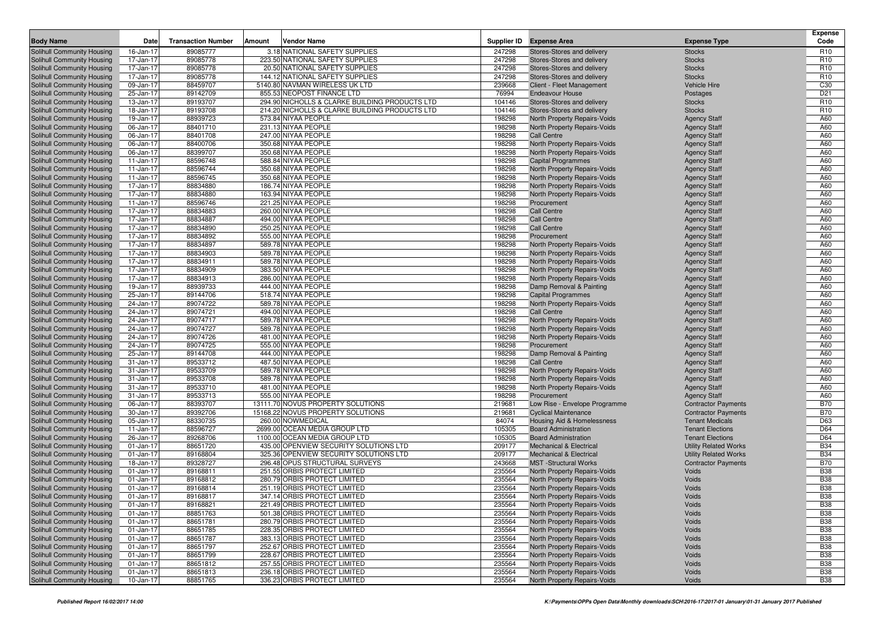| Body Name | Date | Transaction Number | Amount | Vendor Name | Supplier ID | Expense Area | Expense Type | Expense Code |
|---|---|---|---|---|---|---|---|---|
| Solihull Community Housing | 16-Jan-17 | 89085777 | 3.18 | NATIONAL SAFETY SUPPLIES | 247298 | Stores-Stores and delivery | Stocks | R10 |
| Solihull Community Housing | 17-Jan-17 | 89085778 | 223.50 | NATIONAL SAFETY SUPPLIES | 247298 | Stores-Stores and delivery | Stocks | R10 |
| Solihull Community Housing | 17-Jan-17 | 89085778 | 20.50 | NATIONAL SAFETY SUPPLIES | 247298 | Stores-Stores and delivery | Stocks | R10 |
| Solihull Community Housing | 17-Jan-17 | 89085778 | 144.12 | NATIONAL SAFETY SUPPLIES | 247298 | Stores-Stores and delivery | Stocks | R10 |
| Solihull Community Housing | 09-Jan-17 | 88459707 | 5140.80 | NAVMAN WIRELESS UK LTD | 239668 | Client - Fleet Management | Vehicle Hire | C30 |
| Solihull Community Housing | 25-Jan-17 | 89142709 | 855.53 | NEOPOST FINANCE LTD | 76994 | Endeavour House | Postages | D21 |
| Solihull Community Housing | 13-Jan-17 | 89193707 | 294.90 | NICHOLLS & CLARKE BUILDING PRODUCTS LTD | 104146 | Stores-Stores and delivery | Stocks | R10 |
| Solihull Community Housing | 18-Jan-17 | 89193708 | 214.20 | NICHOLLS & CLARKE BUILDING PRODUCTS LTD | 104146 | Stores-Stores and delivery | Stocks | R10 |
| Solihull Community Housing | 19-Jan-17 | 88939723 | 573.84 | NIYAA PEOPLE | 198298 | North Property Repairs-Voids | Agency Staff | A60 |
| Solihull Community Housing | 06-Jan-17 | 88401710 | 231.13 | NIYAA PEOPLE | 198298 | North Property Repairs-Voids | Agency Staff | A60 |
| Solihull Community Housing | 06-Jan-17 | 88401708 | 247.00 | NIYAA PEOPLE | 198298 | Call Centre | Agency Staff | A60 |
| Solihull Community Housing | 06-Jan-17 | 88400706 | 350.68 | NIYAA PEOPLE | 198298 | North Property Repairs-Voids | Agency Staff | A60 |
| Solihull Community Housing | 06-Jan-17 | 88399707 | 350.68 | NIYAA PEOPLE | 198298 | North Property Repairs-Voids | Agency Staff | A60 |
| Solihull Community Housing | 11-Jan-17 | 88596748 | 588.84 | NIYAA PEOPLE | 198298 | Capital Programmes | Agency Staff | A60 |
| Solihull Community Housing | 11-Jan-17 | 88596744 | 350.68 | NIYAA PEOPLE | 198298 | North Property Repairs-Voids | Agency Staff | A60 |
| Solihull Community Housing | 11-Jan-17 | 88596745 | 350.68 | NIYAA PEOPLE | 198298 | North Property Repairs-Voids | Agency Staff | A60 |
| Solihull Community Housing | 17-Jan-17 | 88834880 | 186.74 | NIYAA PEOPLE | 198298 | North Property Repairs-Voids | Agency Staff | A60 |
| Solihull Community Housing | 17-Jan-17 | 88834880 | 163.94 | NIYAA PEOPLE | 198298 | North Property Repairs-Voids | Agency Staff | A60 |
| Solihull Community Housing | 11-Jan-17 | 88596746 | 221.25 | NIYAA PEOPLE | 198298 | Procurement | Agency Staff | A60 |
| Solihull Community Housing | 17-Jan-17 | 88834883 | 260.00 | NIYAA PEOPLE | 198298 | Call Centre | Agency Staff | A60 |
| Solihull Community Housing | 17-Jan-17 | 88834887 | 494.00 | NIYAA PEOPLE | 198298 | Call Centre | Agency Staff | A60 |
| Solihull Community Housing | 17-Jan-17 | 88834890 | 250.25 | NIYAA PEOPLE | 198298 | Call Centre | Agency Staff | A60 |
| Solihull Community Housing | 17-Jan-17 | 88834892 | 555.00 | NIYAA PEOPLE | 198298 | Procurement | Agency Staff | A60 |
| Solihull Community Housing | 17-Jan-17 | 88834897 | 589.78 | NIYAA PEOPLE | 198298 | North Property Repairs-Voids | Agency Staff | A60 |
| Solihull Community Housing | 17-Jan-17 | 88834903 | 589.78 | NIYAA PEOPLE | 198298 | North Property Repairs-Voids | Agency Staff | A60 |
| Solihull Community Housing | 17-Jan-17 | 88834911 | 589.78 | NIYAA PEOPLE | 198298 | North Property Repairs-Voids | Agency Staff | A60 |
| Solihull Community Housing | 17-Jan-17 | 88834909 | 383.50 | NIYAA PEOPLE | 198298 | North Property Repairs-Voids | Agency Staff | A60 |
| Solihull Community Housing | 17-Jan-17 | 88834913 | 286.00 | NIYAA PEOPLE | 198298 | North Property Repairs-Voids | Agency Staff | A60 |
| Solihull Community Housing | 19-Jan-17 | 88939733 | 444.00 | NIYAA PEOPLE | 198298 | Damp Removal & Painting | Agency Staff | A60 |
| Solihull Community Housing | 25-Jan-17 | 89144706 | 518.74 | NIYAA PEOPLE | 198298 | Capital Programmes | Agency Staff | A60 |
| Solihull Community Housing | 24-Jan-17 | 89074722 | 589.78 | NIYAA PEOPLE | 198298 | North Property Repairs-Voids | Agency Staff | A60 |
| Solihull Community Housing | 24-Jan-17 | 89074721 | 494.00 | NIYAA PEOPLE | 198298 | Call Centre | Agency Staff | A60 |
| Solihull Community Housing | 24-Jan-17 | 89074717 | 589.78 | NIYAA PEOPLE | 198298 | North Property Repairs-Voids | Agency Staff | A60 |
| Solihull Community Housing | 24-Jan-17 | 89074727 | 589.78 | NIYAA PEOPLE | 198298 | North Property Repairs-Voids | Agency Staff | A60 |
| Solihull Community Housing | 24-Jan-17 | 89074726 | 481.00 | NIYAA PEOPLE | 198298 | North Property Repairs-Voids | Agency Staff | A60 |
| Solihull Community Housing | 24-Jan-17 | 89074725 | 555.00 | NIYAA PEOPLE | 198298 | Procurement | Agency Staff | A60 |
| Solihull Community Housing | 25-Jan-17 | 89144708 | 444.00 | NIYAA PEOPLE | 198298 | Damp Removal & Painting | Agency Staff | A60 |
| Solihull Community Housing | 31-Jan-17 | 89533712 | 487.50 | NIYAA PEOPLE | 198298 | Call Centre | Agency Staff | A60 |
| Solihull Community Housing | 31-Jan-17 | 89533709 | 589.78 | NIYAA PEOPLE | 198298 | North Property Repairs-Voids | Agency Staff | A60 |
| Solihull Community Housing | 31-Jan-17 | 89533708 | 589.78 | NIYAA PEOPLE | 198298 | North Property Repairs-Voids | Agency Staff | A60 |
| Solihull Community Housing | 31-Jan-17 | 89533710 | 481.00 | NIYAA PEOPLE | 198298 | North Property Repairs-Voids | Agency Staff | A60 |
| Solihull Community Housing | 31-Jan-17 | 89533713 | 555.00 | NIYAA PEOPLE | 198298 | Procurement | Agency Staff | A60 |
| Solihull Community Housing | 06-Jan-17 | 88393707 | 13111.70 | NOVUS PROPERTY SOLUTIONS | 219681 | Low Rise - Envelope Programme | Contractor Payments | B70 |
| Solihull Community Housing | 30-Jan-17 | 89392706 | 15168.22 | NOVUS PROPERTY SOLUTIONS | 219681 | Cyclical Maintenance | Contractor Payments | B70 |
| Solihull Community Housing | 05-Jan-17 | 88330735 | 260.00 | NOWMEDICAL | 84074 | Housing Aid & Homelessness | Tenant Medicals | D63 |
| Solihull Community Housing | 11-Jan-17 | 88596727 | 2699.00 | OCEAN MEDIA GROUP LTD | 105305 | Board Administration | Tenant Elections | D64 |
| Solihull Community Housing | 26-Jan-17 | 89268706 | 1100.00 | OCEAN MEDIA GROUP LTD | 105305 | Board Administration | Tenant Elections | D64 |
| Solihull Community Housing | 01-Jan-17 | 88651720 | 435.00 | OPENVIEW SECURITY SOLUTIONS LTD | 209177 | Mechanical & Electrical | Utility Related Works | B34 |
| Solihull Community Housing | 01-Jan-17 | 89168804 | 325.36 | OPENVIEW SECURITY SOLUTIONS LTD | 209177 | Mechanical & Electrical | Utility Related Works | B34 |
| Solihull Community Housing | 18-Jan-17 | 89328727 | 296.48 | OPUS STRUCTURAL SURVEYS | 243668 | MST -Structural Works | Contractor Payments | B70 |
| Solihull Community Housing | 01-Jan-17 | 89168811 | 251.55 | ORBIS PROTECT LIMITED | 235564 | North Property Repairs-Voids | Voids | B38 |
| Solihull Community Housing | 01-Jan-17 | 89168812 | 280.79 | ORBIS PROTECT LIMITED | 235564 | North Property Repairs-Voids | Voids | B38 |
| Solihull Community Housing | 01-Jan-17 | 89168814 | 251.19 | ORBIS PROTECT LIMITED | 235564 | North Property Repairs-Voids | Voids | B38 |
| Solihull Community Housing | 01-Jan-17 | 89168817 | 347.14 | ORBIS PROTECT LIMITED | 235564 | North Property Repairs-Voids | Voids | B38 |
| Solihull Community Housing | 01-Jan-17 | 89168821 | 221.49 | ORBIS PROTECT LIMITED | 235564 | North Property Repairs-Voids | Voids | B38 |
| Solihull Community Housing | 01-Jan-17 | 88851763 | 501.38 | ORBIS PROTECT LIMITED | 235564 | North Property Repairs-Voids | Voids | B38 |
| Solihull Community Housing | 01-Jan-17 | 88651781 | 280.79 | ORBIS PROTECT LIMITED | 235564 | North Property Repairs-Voids | Voids | B38 |
| Solihull Community Housing | 01-Jan-17 | 88651785 | 228.35 | ORBIS PROTECT LIMITED | 235564 | North Property Repairs-Voids | Voids | B38 |
| Solihull Community Housing | 01-Jan-17 | 88651787 | 383.13 | ORBIS PROTECT LIMITED | 235564 | North Property Repairs-Voids | Voids | B38 |
| Solihull Community Housing | 01-Jan-17 | 88651797 | 252.67 | ORBIS PROTECT LIMITED | 235564 | North Property Repairs-Voids | Voids | B38 |
| Solihull Community Housing | 01-Jan-17 | 88651799 | 228.67 | ORBIS PROTECT LIMITED | 235564 | North Property Repairs-Voids | Voids | B38 |
| Solihull Community Housing | 01-Jan-17 | 88651812 | 257.55 | ORBIS PROTECT LIMITED | 235564 | North Property Repairs-Voids | Voids | B38 |
| Solihull Community Housing | 01-Jan-17 | 88651813 | 236.18 | ORBIS PROTECT LIMITED | 235564 | North Property Repairs-Voids | Voids | B38 |
| Solihull Community Housing | 10-Jan-17 | 88851765 | 336.23 | ORBIS PROTECT LIMITED | 235564 | North Property Repairs-Voids | Voids | B38 |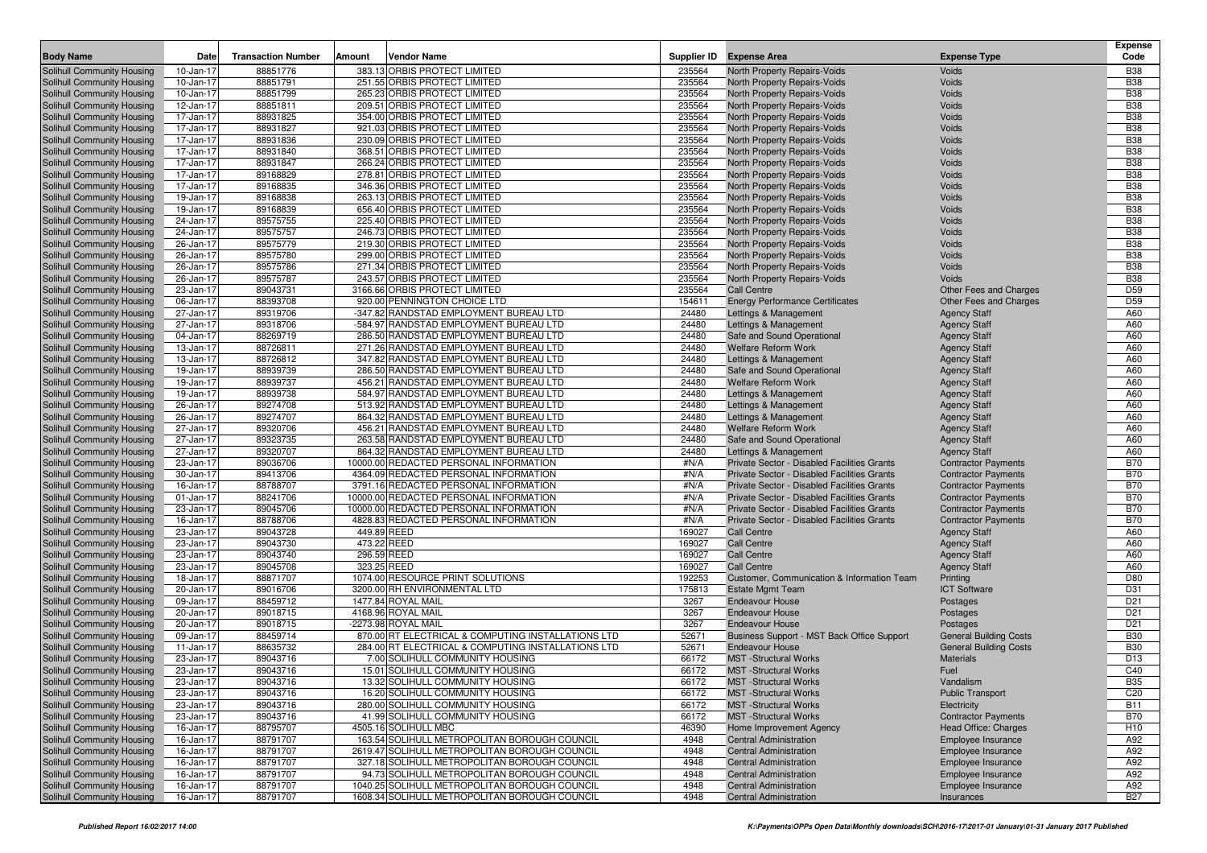| Body Name | Date | Transaction Number | Amount | Vendor Name | Supplier ID | Expense Area | Expense Type | Expense Code |
|---|---|---|---|---|---|---|---|---|
| Solihull Community Housing | 10-Jan-17 | 88851776 | 383.13 | ORBIS PROTECT LIMITED | 235564 | North Property Repairs-Voids | Voids | B38 |
| Solihull Community Housing | 10-Jan-17 | 88851791 | 251.55 | ORBIS PROTECT LIMITED | 235564 | North Property Repairs-Voids | Voids | B38 |
| Solihull Community Housing | 10-Jan-17 | 88851799 | 265.23 | ORBIS PROTECT LIMITED | 235564 | North Property Repairs-Voids | Voids | B38 |
| Solihull Community Housing | 12-Jan-17 | 88851811 | 209.51 | ORBIS PROTECT LIMITED | 235564 | North Property Repairs-Voids | Voids | B38 |
| Solihull Community Housing | 17-Jan-17 | 88931825 | 354.00 | ORBIS PROTECT LIMITED | 235564 | North Property Repairs-Voids | Voids | B38 |
| Solihull Community Housing | 17-Jan-17 | 88931827 | 921.03 | ORBIS PROTECT LIMITED | 235564 | North Property Repairs-Voids | Voids | B38 |
| Solihull Community Housing | 17-Jan-17 | 88931836 | 230.09 | ORBIS PROTECT LIMITED | 235564 | North Property Repairs-Voids | Voids | B38 |
| Solihull Community Housing | 17-Jan-17 | 88931840 | 368.51 | ORBIS PROTECT LIMITED | 235564 | North Property Repairs-Voids | Voids | B38 |
| Solihull Community Housing | 17-Jan-17 | 88931847 | 266.24 | ORBIS PROTECT LIMITED | 235564 | North Property Repairs-Voids | Voids | B38 |
| Solihull Community Housing | 17-Jan-17 | 89168829 | 278.81 | ORBIS PROTECT LIMITED | 235564 | North Property Repairs-Voids | Voids | B38 |
| Solihull Community Housing | 17-Jan-17 | 89168835 | 346.36 | ORBIS PROTECT LIMITED | 235564 | North Property Repairs-Voids | Voids | B38 |
| Solihull Community Housing | 19-Jan-17 | 89168838 | 263.13 | ORBIS PROTECT LIMITED | 235564 | North Property Repairs-Voids | Voids | B38 |
| Solihull Community Housing | 19-Jan-17 | 89168839 | 656.40 | ORBIS PROTECT LIMITED | 235564 | North Property Repairs-Voids | Voids | B38 |
| Solihull Community Housing | 24-Jan-17 | 89575755 | 225.40 | ORBIS PROTECT LIMITED | 235564 | North Property Repairs-Voids | Voids | B38 |
| Solihull Community Housing | 24-Jan-17 | 89575757 | 246.73 | ORBIS PROTECT LIMITED | 235564 | North Property Repairs-Voids | Voids | B38 |
| Solihull Community Housing | 26-Jan-17 | 89575779 | 219.30 | ORBIS PROTECT LIMITED | 235564 | North Property Repairs-Voids | Voids | B38 |
| Solihull Community Housing | 26-Jan-17 | 89575780 | 299.00 | ORBIS PROTECT LIMITED | 235564 | North Property Repairs-Voids | Voids | B38 |
| Solihull Community Housing | 26-Jan-17 | 89575786 | 271.34 | ORBIS PROTECT LIMITED | 235564 | North Property Repairs-Voids | Voids | B38 |
| Solihull Community Housing | 26-Jan-17 | 89575787 | 243.57 | ORBIS PROTECT LIMITED | 235564 | North Property Repairs-Voids | Voids | B38 |
| Solihull Community Housing | 23-Jan-17 | 89043731 | 3166.66 | ORBIS PROTECT LIMITED | 235564 | Call Centre | Other Fees and Charges | D59 |
| Solihull Community Housing | 06-Jan-17 | 88393708 | 920.00 | PENNINGTON CHOICE LTD | 154611 | Energy Performance Certificates | Other Fees and Charges | D59 |
| Solihull Community Housing | 27-Jan-17 | 89319706 | -347.82 | RANDSTAD EMPLOYMENT BUREAU LTD | 24480 | Lettings & Management | Agency Staff | A60 |
| Solihull Community Housing | 27-Jan-17 | 89318706 | -584.97 | RANDSTAD EMPLOYMENT BUREAU LTD | 24480 | Lettings & Management | Agency Staff | A60 |
| Solihull Community Housing | 04-Jan-17 | 88269719 | 286.50 | RANDSTAD EMPLOYMENT BUREAU LTD | 24480 | Safe and Sound Operational | Agency Staff | A60 |
| Solihull Community Housing | 13-Jan-17 | 88726811 | 271.26 | RANDSTAD EMPLOYMENT BUREAU LTD | 24480 | Welfare Reform Work | Agency Staff | A60 |
| Solihull Community Housing | 13-Jan-17 | 88726812 | 347.82 | RANDSTAD EMPLOYMENT BUREAU LTD | 24480 | Lettings & Management | Agency Staff | A60 |
| Solihull Community Housing | 19-Jan-17 | 88939739 | 286.50 | RANDSTAD EMPLOYMENT BUREAU LTD | 24480 | Safe and Sound Operational | Agency Staff | A60 |
| Solihull Community Housing | 19-Jan-17 | 88939737 | 456.21 | RANDSTAD EMPLOYMENT BUREAU LTD | 24480 | Welfare Reform Work | Agency Staff | A60 |
| Solihull Community Housing | 19-Jan-17 | 88939738 | 584.97 | RANDSTAD EMPLOYMENT BUREAU LTD | 24480 | Lettings & Management | Agency Staff | A60 |
| Solihull Community Housing | 26-Jan-17 | 89274708 | 513.92 | RANDSTAD EMPLOYMENT BUREAU LTD | 24480 | Lettings & Management | Agency Staff | A60 |
| Solihull Community Housing | 26-Jan-17 | 89274707 | 864.32 | RANDSTAD EMPLOYMENT BUREAU LTD | 24480 | Lettings & Management | Agency Staff | A60 |
| Solihull Community Housing | 27-Jan-17 | 89320706 | 456.21 | RANDSTAD EMPLOYMENT BUREAU LTD | 24480 | Welfare Reform Work | Agency Staff | A60 |
| Solihull Community Housing | 27-Jan-17 | 89323735 | 263.58 | RANDSTAD EMPLOYMENT BUREAU LTD | 24480 | Safe and Sound Operational | Agency Staff | A60 |
| Solihull Community Housing | 27-Jan-17 | 89320707 | 864.32 | RANDSTAD EMPLOYMENT BUREAU LTD | 24480 | Lettings & Management | Agency Staff | A60 |
| Solihull Community Housing | 23-Jan-17 | 89036706 | 10000.00 | REDACTED PERSONAL INFORMATION | #N/A | Private Sector - Disabled Facilities Grants | Contractor Payments | B70 |
| Solihull Community Housing | 30-Jan-17 | 89413706 | 4364.09 | REDACTED PERSONAL INFORMATION | #N/A | Private Sector - Disabled Facilities Grants | Contractor Payments | B70 |
| Solihull Community Housing | 16-Jan-17 | 88788707 | 3791.16 | REDACTED PERSONAL INFORMATION | #N/A | Private Sector - Disabled Facilities Grants | Contractor Payments | B70 |
| Solihull Community Housing | 01-Jan-17 | 88241706 | 10000.00 | REDACTED PERSONAL INFORMATION | #N/A | Private Sector - Disabled Facilities Grants | Contractor Payments | B70 |
| Solihull Community Housing | 23-Jan-17 | 89045706 | 10000.00 | REDACTED PERSONAL INFORMATION | #N/A | Private Sector - Disabled Facilities Grants | Contractor Payments | B70 |
| Solihull Community Housing | 16-Jan-17 | 88788706 | 4828.83 | REDACTED PERSONAL INFORMATION | #N/A | Private Sector - Disabled Facilities Grants | Contractor Payments | B70 |
| Solihull Community Housing | 23-Jan-17 | 89043728 | 449.89 | REED | 169027 | Call Centre | Agency Staff | A60 |
| Solihull Community Housing | 23-Jan-17 | 89043730 | 473.22 | REED | 169027 | Call Centre | Agency Staff | A60 |
| Solihull Community Housing | 23-Jan-17 | 89043740 | 296.59 | REED | 169027 | Call Centre | Agency Staff | A60 |
| Solihull Community Housing | 23-Jan-17 | 89045708 | 323.25 | REED | 169027 | Call Centre | Agency Staff | A60 |
| Solihull Community Housing | 18-Jan-17 | 88871707 | 1074.00 | RESOURCE PRINT SOLUTIONS | 192253 | Customer, Communication & Information Team | Printing | D80 |
| Solihull Community Housing | 20-Jan-17 | 89016706 | 3200.00 | RH ENVIRONMENTAL LTD | 175813 | Estate Mgmt Team | ICT Software | D31 |
| Solihull Community Housing | 09-Jan-17 | 88459712 | 1477.84 | ROYAL MAIL | 3267 | Endeavour House | Postages | D21 |
| Solihull Community Housing | 20-Jan-17 | 89018715 | 4168.96 | ROYAL MAIL | 3267 | Endeavour House | Postages | D21 |
| Solihull Community Housing | 20-Jan-17 | 89018715 | -2273.98 | ROYAL MAIL | 3267 | Endeavour House | Postages | D21 |
| Solihull Community Housing | 09-Jan-17 | 88459714 | 870.00 | RT ELECTRICAL & COMPUTING INSTALLATIONS LTD | 52671 | Business Support - MST Back Office Support | General Building Costs | B30 |
| Solihull Community Housing | 11-Jan-17 | 88635732 | 284.00 | RT ELECTRICAL & COMPUTING INSTALLATIONS LTD | 52671 | Endeavour House | General Building Costs | B30 |
| Solihull Community Housing | 23-Jan-17 | 89043716 | 7.00 | SOLIHULL COMMUNITY HOUSING | 66172 | MST -Structural Works | Materials | D13 |
| Solihull Community Housing | 23-Jan-17 | 89043716 | 15.01 | SOLIHULL COMMUNITY HOUSING | 66172 | MST -Structural Works | Fuel | C40 |
| Solihull Community Housing | 23-Jan-17 | 89043716 | 13.32 | SOLIHULL COMMUNITY HOUSING | 66172 | MST -Structural Works | Vandalism | B35 |
| Solihull Community Housing | 23-Jan-17 | 89043716 | 16.20 | SOLIHULL COMMUNITY HOUSING | 66172 | MST -Structural Works | Public Transport | C20 |
| Solihull Community Housing | 23-Jan-17 | 89043716 | 280.00 | SOLIHULL COMMUNITY HOUSING | 66172 | MST -Structural Works | Electricity | B11 |
| Solihull Community Housing | 23-Jan-17 | 89043716 | 41.99 | SOLIHULL COMMUNITY HOUSING | 66172 | MST -Structural Works | Contractor Payments | B70 |
| Solihull Community Housing | 16-Jan-17 | 88795707 | 4505.16 | SOLIHULL MBC | 46390 | Home Improvement Agency | Head Office: Charges | H10 |
| Solihull Community Housing | 16-Jan-17 | 88791707 | 163.54 | SOLIHULL METROPOLITAN BOROUGH COUNCIL | 4948 | Central Administration | Employee Insurance | A92 |
| Solihull Community Housing | 16-Jan-17 | 88791707 | 2619.47 | SOLIHULL METROPOLITAN BOROUGH COUNCIL | 4948 | Central Administration | Employee Insurance | A92 |
| Solihull Community Housing | 16-Jan-17 | 88791707 | 327.18 | SOLIHULL METROPOLITAN BOROUGH COUNCIL | 4948 | Central Administration | Employee Insurance | A92 |
| Solihull Community Housing | 16-Jan-17 | 88791707 | 94.73 | SOLIHULL METROPOLITAN BOROUGH COUNCIL | 4948 | Central Administration | Employee Insurance | A92 |
| Solihull Community Housing | 16-Jan-17 | 88791707 | 1040.25 | SOLIHULL METROPOLITAN BOROUGH COUNCIL | 4948 | Central Administration | Employee Insurance | A92 |
| Solihull Community Housing | 16-Jan-17 | 88791707 | 1608.34 | SOLIHULL METROPOLITAN BOROUGH COUNCIL | 4948 | Central Administration | Insurances | B27 |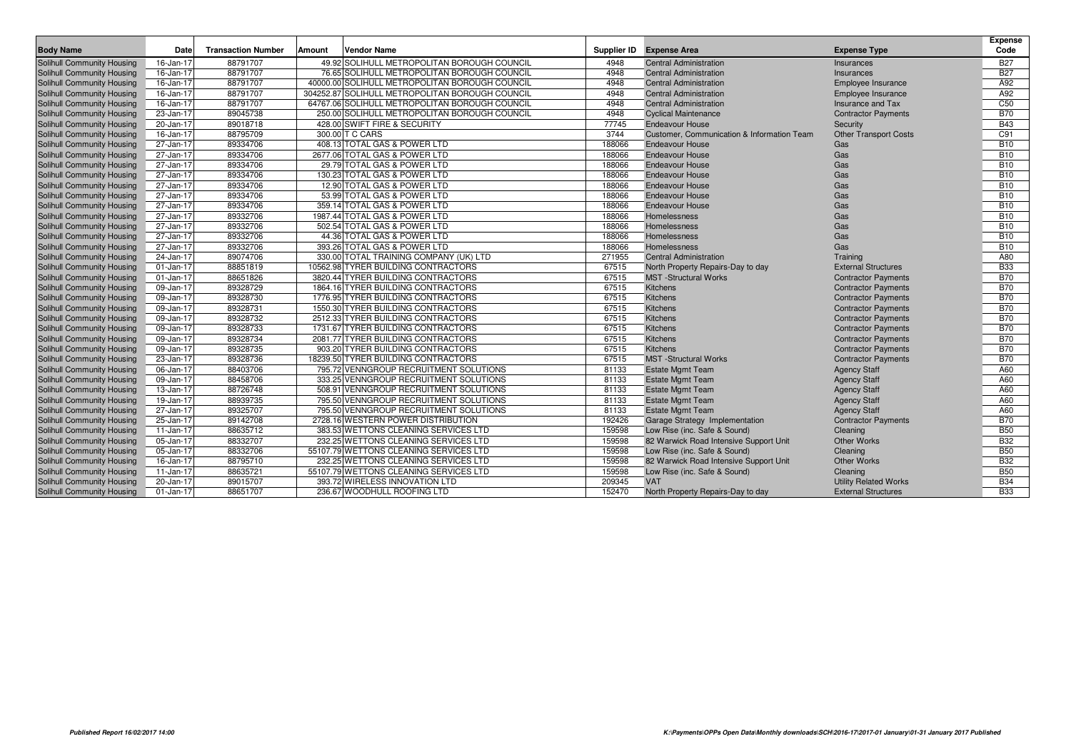| Body Name | Date | Transaction Number | Amount | Vendor Name | Supplier ID | Expense Area | Expense Type | Expense Code |
|---|---|---|---|---|---|---|---|---|
| Solihull Community Housing | 16-Jan-17 | 88791707 | 49.92 | SOLIHULL METROPOLITAN BOROUGH COUNCIL | 4948 | Central Administration | Insurances | B27 |
| Solihull Community Housing | 16-Jan-17 | 88791707 | 76.65 | SOLIHULL METROPOLITAN BOROUGH COUNCIL | 4948 | Central Administration | Insurances | B27 |
| Solihull Community Housing | 16-Jan-17 | 88791707 | 40000.00 | SOLIHULL METROPOLITAN BOROUGH COUNCIL | 4948 | Central Administration | Employee Insurance | A92 |
| Solihull Community Housing | 16-Jan-17 | 88791707 | 304252.87 | SOLIHULL METROPOLITAN BOROUGH COUNCIL | 4948 | Central Administration | Employee Insurance | A92 |
| Solihull Community Housing | 16-Jan-17 | 88791707 | 64767.06 | SOLIHULL METROPOLITAN BOROUGH COUNCIL | 4948 | Central Administration | Insurance and Tax | C50 |
| Solihull Community Housing | 23-Jan-17 | 89045738 | 250.00 | SOLIHULL METROPOLITAN BOROUGH COUNCIL | 4948 | Cyclical Maintenance | Contractor Payments | B70 |
| Solihull Community Housing | 20-Jan-17 | 89018718 | 428.00 | SWIFT FIRE & SECURITY | 77745 | Endeavour House | Security | B43 |
| Solihull Community Housing | 16-Jan-17 | 88795709 | 300.00 | T C CARS | 3744 | Customer, Communication & Information Team | Other Transport Costs | C91 |
| Solihull Community Housing | 27-Jan-17 | 89334706 | 408.13 | TOTAL GAS & POWER LTD | 188066 | Endeavour House | Gas | B10 |
| Solihull Community Housing | 27-Jan-17 | 89334706 | 2677.06 | TOTAL GAS & POWER LTD | 188066 | Endeavour House | Gas | B10 |
| Solihull Community Housing | 27-Jan-17 | 89334706 | 29.79 | TOTAL GAS & POWER LTD | 188066 | Endeavour House | Gas | B10 |
| Solihull Community Housing | 27-Jan-17 | 89334706 | 130.23 | TOTAL GAS & POWER LTD | 188066 | Endeavour House | Gas | B10 |
| Solihull Community Housing | 27-Jan-17 | 89334706 | 12.90 | TOTAL GAS & POWER LTD | 188066 | Endeavour House | Gas | B10 |
| Solihull Community Housing | 27-Jan-17 | 89334706 | 53.99 | TOTAL GAS & POWER LTD | 188066 | Endeavour House | Gas | B10 |
| Solihull Community Housing | 27-Jan-17 | 89334706 | 359.14 | TOTAL GAS & POWER LTD | 188066 | Endeavour House | Gas | B10 |
| Solihull Community Housing | 27-Jan-17 | 89332706 | 1987.44 | TOTAL GAS & POWER LTD | 188066 | Homelessness | Gas | B10 |
| Solihull Community Housing | 27-Jan-17 | 89332706 | 502.54 | TOTAL GAS & POWER LTD | 188066 | Homelessness | Gas | B10 |
| Solihull Community Housing | 27-Jan-17 | 89332706 | 44.36 | TOTAL GAS & POWER LTD | 188066 | Homelessness | Gas | B10 |
| Solihull Community Housing | 27-Jan-17 | 89332706 | 393.26 | TOTAL GAS & POWER LTD | 188066 | Homelessness | Gas | B10 |
| Solihull Community Housing | 24-Jan-17 | 89074706 | 330.00 | TOTAL TRAINING COMPANY (UK) LTD | 271955 | Central Administration | Training | A80 |
| Solihull Community Housing | 01-Jan-17 | 88851819 | 10562.98 | TYRER BUILDING CONTRACTORS | 67515 | North Property Repairs-Day to day | External Structures | B33 |
| Solihull Community Housing | 01-Jan-17 | 88651826 | 3820.44 | TYRER BUILDING CONTRACTORS | 67515 | MST -Structural Works | Contractor Payments | B70 |
| Solihull Community Housing | 09-Jan-17 | 89328729 | 1864.16 | TYRER BUILDING CONTRACTORS | 67515 | Kitchens | Contractor Payments | B70 |
| Solihull Community Housing | 09-Jan-17 | 89328730 | 1776.95 | TYRER BUILDING CONTRACTORS | 67515 | Kitchens | Contractor Payments | B70 |
| Solihull Community Housing | 09-Jan-17 | 89328731 | 1550.30 | TYRER BUILDING CONTRACTORS | 67515 | Kitchens | Contractor Payments | B70 |
| Solihull Community Housing | 09-Jan-17 | 89328732 | 2512.33 | TYRER BUILDING CONTRACTORS | 67515 | Kitchens | Contractor Payments | B70 |
| Solihull Community Housing | 09-Jan-17 | 89328733 | 1731.67 | TYRER BUILDING CONTRACTORS | 67515 | Kitchens | Contractor Payments | B70 |
| Solihull Community Housing | 09-Jan-17 | 89328734 | 2081.77 | TYRER BUILDING CONTRACTORS | 67515 | Kitchens | Contractor Payments | B70 |
| Solihull Community Housing | 09-Jan-17 | 89328735 | 903.20 | TYRER BUILDING CONTRACTORS | 67515 | Kitchens | Contractor Payments | B70 |
| Solihull Community Housing | 23-Jan-17 | 89328736 | 18239.50 | TYRER BUILDING CONTRACTORS | 67515 | MST -Structural Works | Contractor Payments | B70 |
| Solihull Community Housing | 06-Jan-17 | 88403706 | 795.72 | VENNGROUP RECRUITMENT SOLUTIONS | 81133 | Estate Mgmt Team | Agency Staff | A60 |
| Solihull Community Housing | 09-Jan-17 | 88458706 | 333.25 | VENNGROUP RECRUITMENT SOLUTIONS | 81133 | Estate Mgmt Team | Agency Staff | A60 |
| Solihull Community Housing | 13-Jan-17 | 88726748 | 508.91 | VENNGROUP RECRUITMENT SOLUTIONS | 81133 | Estate Mgmt Team | Agency Staff | A60 |
| Solihull Community Housing | 19-Jan-17 | 88939735 | 795.50 | VENNGROUP RECRUITMENT SOLUTIONS | 81133 | Estate Mgmt Team | Agency Staff | A60 |
| Solihull Community Housing | 27-Jan-17 | 89325707 | 795.50 | VENNGROUP RECRUITMENT SOLUTIONS | 81133 | Estate Mgmt Team | Agency Staff | A60 |
| Solihull Community Housing | 25-Jan-17 | 89142708 | 2728.16 | WESTERN POWER DISTRIBUTION | 192426 | Garage Strategy Implementation | Contractor Payments | B70 |
| Solihull Community Housing | 11-Jan-17 | 88635712 | 383.53 | WETTONS CLEANING SERVICES LTD | 159598 | Low Rise (inc. Safe & Sound) | Cleaning | B50 |
| Solihull Community Housing | 05-Jan-17 | 88332707 | 232.25 | WETTONS CLEANING SERVICES LTD | 159598 | 82 Warwick Road Intensive Support Unit | Other Works | B32 |
| Solihull Community Housing | 05-Jan-17 | 88332706 | 55107.79 | WETTONS CLEANING SERVICES LTD | 159598 | Low Rise (inc. Safe & Sound) | Cleaning | B50 |
| Solihull Community Housing | 16-Jan-17 | 88795710 | 232.25 | WETTONS CLEANING SERVICES LTD | 159598 | 82 Warwick Road Intensive Support Unit | Other Works | B32 |
| Solihull Community Housing | 11-Jan-17 | 88635721 | 55107.79 | WETTONS CLEANING SERVICES LTD | 159598 | Low Rise (inc. Safe & Sound) | Cleaning | B50 |
| Solihull Community Housing | 20-Jan-17 | 89015707 | 393.72 | WIRELESS INNOVATION LTD | 209345 | VAT | Utility Related Works | B34 |
| Solihull Community Housing | 01-Jan-17 | 88651707 | 236.67 | WOODHULL ROOFING LTD | 152470 | North Property Repairs-Day to day | External Structures | B33 |